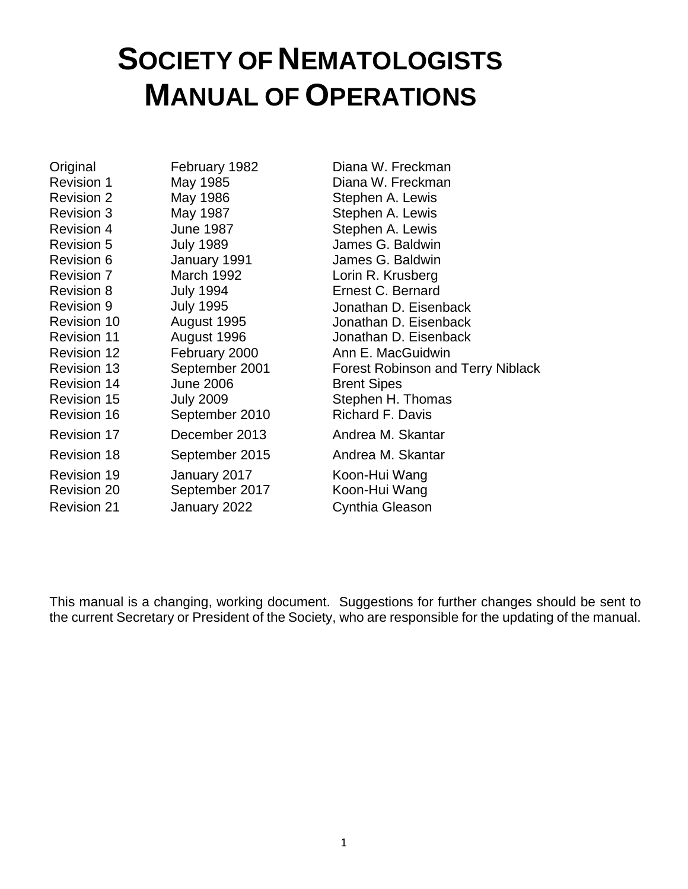# SOCIETY OF NEMATOLOGISTS MANUAL OF OPERATIONS

| | | |
|---|---|---|
| Original | February 1982 | Diana W. Freckman |
| Revision 1 | May 1985 | Diana W. Freckman |
| Revision 2 | May 1986 | Stephen A. Lewis |
| Revision 3 | May 1987 | Stephen A. Lewis |
| Revision 4 | June 1987 | Stephen A. Lewis |
| Revision 5 | July 1989 | James G. Baldwin |
| Revision 6 | January 1991 | James G. Baldwin |
| Revision 7 | March 1992 | Lorin R. Krusberg |
| Revision 8 | July 1994 | Ernest C. Bernard |
| Revision 9 | July 1995 | Jonathan D. Eisenback |
| Revision 10 | August 1995 | Jonathan D. Eisenback |
| Revision 11 | August 1996 | Jonathan D. Eisenback |
| Revision 12 | February 2000 | Ann E. MacGuidwin |
| Revision 13 | September 2001 | Forest Robinson and Terry Niblack |
| Revision 14 | June 2006 | Brent Sipes |
| Revision 15 | July 2009 | Stephen H. Thomas |
| Revision 16 | September 2010 | Richard F. Davis |
| Revision 17 | December 2013 | Andrea M. Skantar |
| Revision 18 | September 2015 | Andrea M. Skantar |
| Revision 19 | January 2017 | Koon-Hui Wang |
| Revision 20 | September 2017 | Koon-Hui Wang |
| Revision 21 | January 2022 | Cynthia Gleason |

This manual is a changing, working document. Suggestions for further changes should be sent to the current Secretary or President of the Society, who are responsible for the updating of the manual.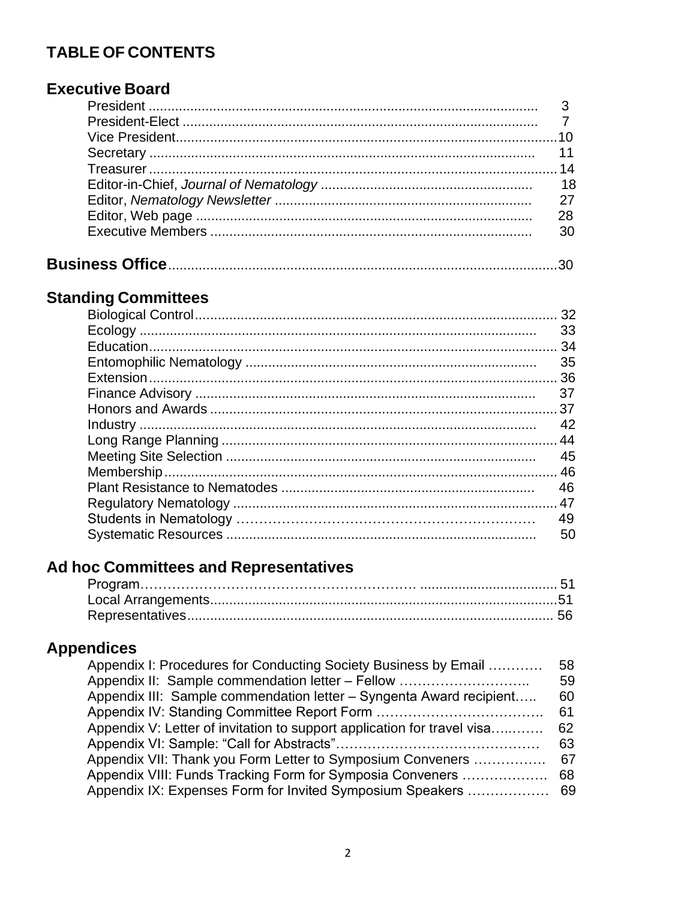# TABLE OF CONTENTS

## Executive Board

| | |
|---|---|
| President | 3 |
| President-Elect | 7 |
| Vice President | 10 |
| Secretary | 11 |
| Treasurer | 14 |
| Editor-in-Chief, *Journal of Nematology* | 18 |
| Editor, *Nematology Newsletter* | 27 |
| Editor, Web page | 28 |
| Executive Members | 30 |

## Business Office ........ 30

## Standing Committees

| | |
|---|---|
| Biological Control | 32 |
| Ecology | 33 |
| Education | 34 |
| Entomophilic Nematology | 35 |
| Extension | 36 |
| Finance Advisory | 37 |
| Honors and Awards | 37 |
| Industry | 42 |
| Long Range Planning | 44 |
| Meeting Site Selection | 45 |
| Membership | 46 |
| Plant Resistance to Nematodes | 46 |
| Regulatory Nematology | 47 |
| Students in Nematology | 49 |
| Systematic Resources | 50 |

## Ad hoc Committees and Representatives

| | |
|---|---|
| Program | 51 |
| Local Arrangements | 51 |
| Representatives | 56 |

## Appendices

| | |
|---|---|
| Appendix I: Procedures for Conducting Society Business by Email | 58 |
| Appendix II: Sample commendation letter – Fellow | 59 |
| Appendix III: Sample commendation letter – Syngenta Award recipient | 60 |
| Appendix IV: Standing Committee Report Form | 61 |
| Appendix V: Letter of invitation to support application for travel visa | 62 |
| Appendix VI: Sample: "Call for Abstracts" | 63 |
| Appendix VII: Thank you Form Letter to Symposium Conveners | 67 |
| Appendix VIII: Funds Tracking Form for Symposia Conveners | 68 |
| Appendix IX: Expenses Form for Invited Symposium Speakers | 69 |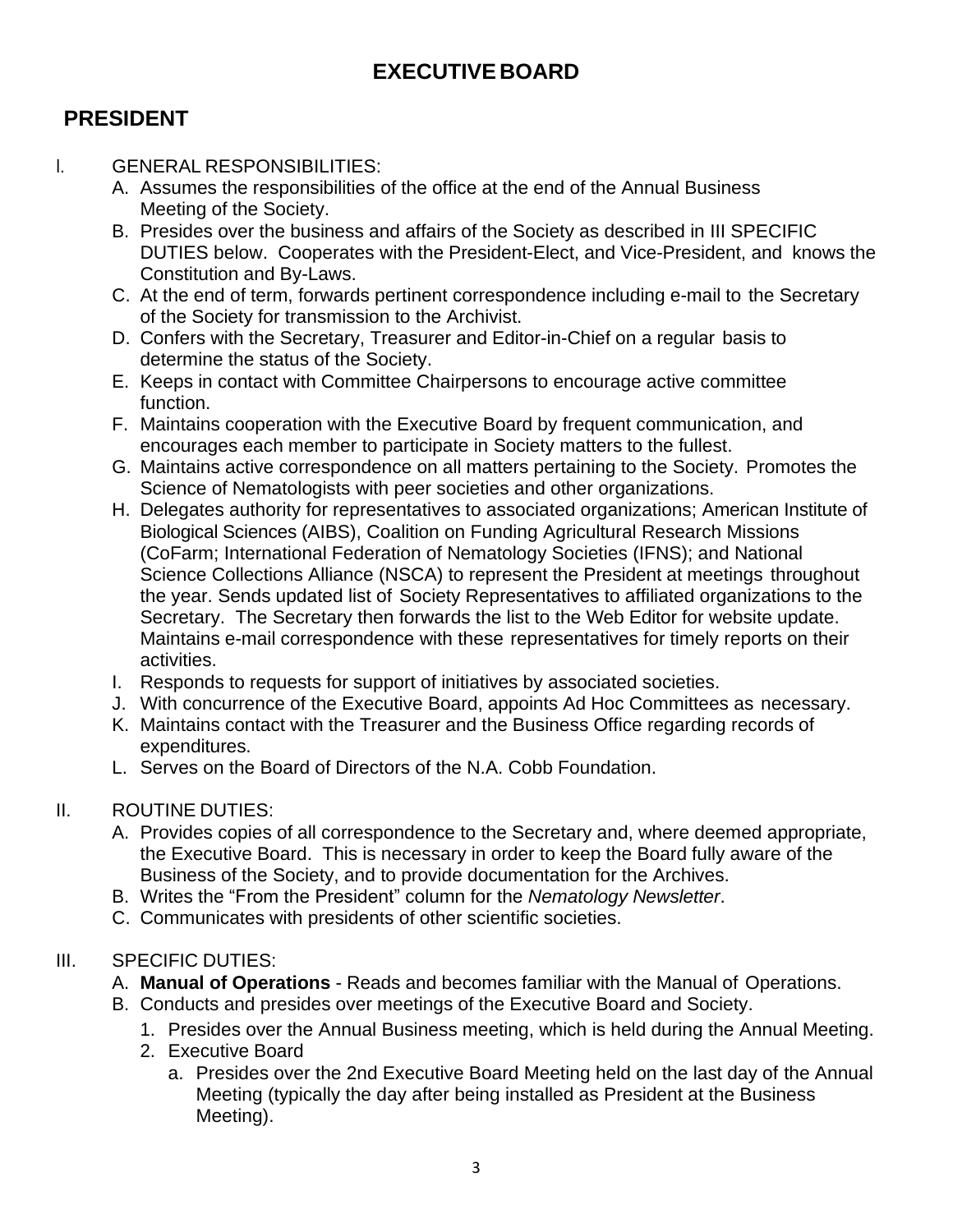# EXECUTIVE BOARD

## PRESIDENT

I. GENERAL RESPONSIBILITIES:
   A. Assumes the responsibilities of the office at the end of the Annual Business Meeting of the Society.
   B. Presides over the business and affairs of the Society as described in III SPECIFIC DUTIES below. Cooperates with the President-Elect, and Vice-President, and knows the Constitution and By-Laws.
   C. At the end of term, forwards pertinent correspondence including e-mail to the Secretary of the Society for transmission to the Archivist.
   D. Confers with the Secretary, Treasurer and Editor-in-Chief on a regular basis to determine the status of the Society.
   E. Keeps in contact with Committee Chairpersons to encourage active committee function.
   F. Maintains cooperation with the Executive Board by frequent communication, and encourages each member to participate in Society matters to the fullest.
   G. Maintains active correspondence on all matters pertaining to the Society. Promotes the Science of Nematologists with peer societies and other organizations.
   H. Delegates authority for representatives to associated organizations; American Institute of Biological Sciences (AIBS), Coalition on Funding Agricultural Research Missions (CoFarm; International Federation of Nematology Societies (IFNS); and National Science Collections Alliance (NSCA) to represent the President at meetings throughout the year. Sends updated list of Society Representatives to affiliated organizations to the Secretary. The Secretary then forwards the list to the Web Editor for website update. Maintains e-mail correspondence with these representatives for timely reports on their activities.
   I. Responds to requests for support of initiatives by associated societies.
   J. With concurrence of the Executive Board, appoints Ad Hoc Committees as necessary.
   K. Maintains contact with the Treasurer and the Business Office regarding records of expenditures.
   L. Serves on the Board of Directors of the N.A. Cobb Foundation.

II. ROUTINE DUTIES:
   A. Provides copies of all correspondence to the Secretary and, where deemed appropriate, the Executive Board. This is necessary in order to keep the Board fully aware of the Business of the Society, and to provide documentation for the Archives.
   B. Writes the "From the President" column for the *Nematology Newsletter*.
   C. Communicates with presidents of other scientific societies.

III. SPECIFIC DUTIES:
   A. **Manual of Operations** - Reads and becomes familiar with the Manual of Operations.
   B. Conducts and presides over meetings of the Executive Board and Society.
      1. Presides over the Annual Business meeting, which is held during the Annual Meeting.
      2. Executive Board
         a. Presides over the 2nd Executive Board Meeting held on the last day of the Annual Meeting (typically the day after being installed as President at the Business Meeting).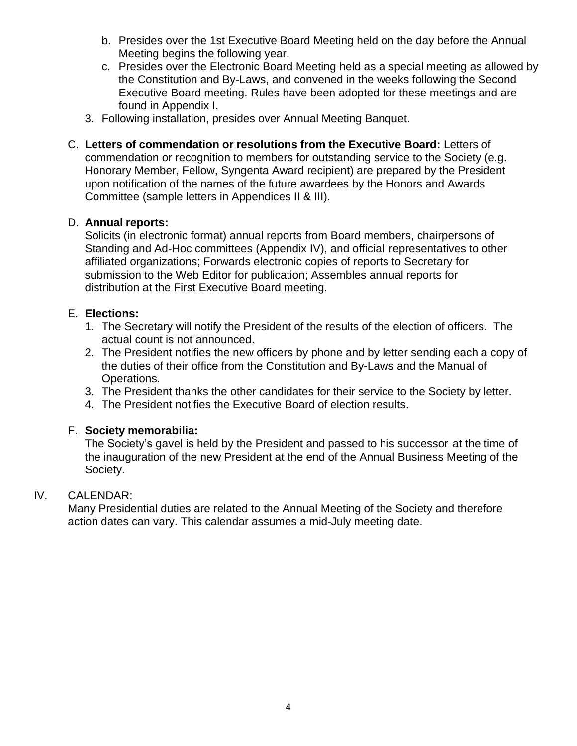b. Presides over the 1st Executive Board Meeting held on the day before the Annual Meeting begins the following year.
   c. Presides over the Electronic Board Meeting held as a special meeting as allowed by the Constitution and By-Laws, and convened in the weeks following the Second Executive Board meeting. Rules have been adopted for these meetings and are found in Appendix I.
3. Following installation, presides over Annual Meeting Banquet.

C. **Letters of commendation or resolutions from the Executive Board:** Letters of commendation or recognition to members for outstanding service to the Society (e.g. Honorary Member, Fellow, Syngenta Award recipient) are prepared by the President upon notification of the names of the future awardees by the Honors and Awards Committee (sample letters in Appendices II & III).

D. **Annual reports:**
Solicits (in electronic format) annual reports from Board members, chairpersons of Standing and Ad-Hoc committees (Appendix IV), and official representatives to other affiliated organizations; Forwards electronic copies of reports to Secretary for submission to the Web Editor for publication; Assembles annual reports for distribution at the First Executive Board meeting.

E. **Elections:**
1. The Secretary will notify the President of the results of the election of officers. The actual count is not announced.
2. The President notifies the new officers by phone and by letter sending each a copy of the duties of their office from the Constitution and By-Laws and the Manual of Operations.
3. The President thanks the other candidates for their service to the Society by letter.
4. The President notifies the Executive Board of election results.

F. **Society memorabilia:**
The Society's gavel is held by the President and passed to his successor at the time of the inauguration of the new President at the end of the Annual Business Meeting of the Society.

IV. CALENDAR:
Many Presidential duties are related to the Annual Meeting of the Society and therefore action dates can vary. This calendar assumes a mid-July meeting date.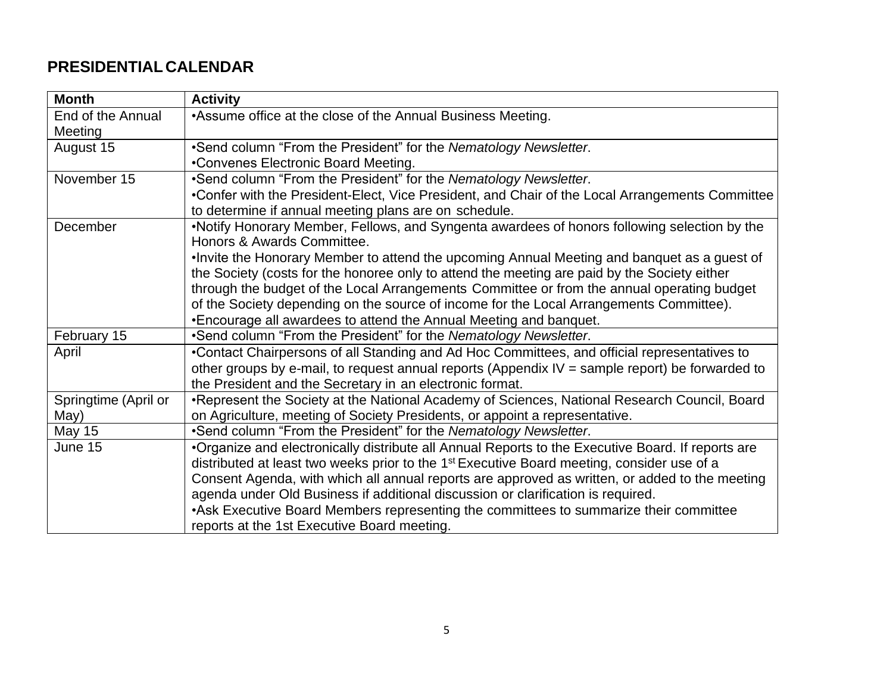## PRESIDENTIAL CALENDAR

| Month | Activity |
|---|---|
| End of the Annual Meeting | •Assume office at the close of the Annual Business Meeting. |
| August 15 | •Send column "From the President" for the *Nematology Newsletter*.<br>•Convenes Electronic Board Meeting. |
| November 15 | •Send column "From the President" for the *Nematology Newsletter*.<br>•Confer with the President-Elect, Vice President, and Chair of the Local Arrangements Committee to determine if annual meeting plans are on schedule. |
| December | •Notify Honorary Member, Fellows, and Syngenta awardees of honors following selection by the Honors & Awards Committee.<br>•Invite the Honorary Member to attend the upcoming Annual Meeting and banquet as a guest of the Society (costs for the honoree only to attend the meeting are paid by the Society either through the budget of the Local Arrangements Committee or from the annual operating budget of the Society depending on the source of income for the Local Arrangements Committee).<br>•Encourage all awardees to attend the Annual Meeting and banquet. |
| February 15 | •Send column "From the President" for the *Nematology Newsletter*. |
| April | •Contact Chairpersons of all Standing and Ad Hoc Committees, and official representatives to other groups by e-mail, to request annual reports (Appendix IV = sample report) be forwarded to the President and the Secretary in an electronic format. |
| Springtime (April or May) | •Represent the Society at the National Academy of Sciences, National Research Council, Board on Agriculture, meeting of Society Presidents, or appoint a representative. |
| May 15 | •Send column "From the President" for the *Nematology Newsletter*. |
| June 15 | •Organize and electronically distribute all Annual Reports to the Executive Board. If reports are distributed at least two weeks prior to the 1st Executive Board meeting, consider use of a Consent Agenda, with which all annual reports are approved as written, or added to the meeting agenda under Old Business if additional discussion or clarification is required.<br>•Ask Executive Board Members representing the committees to summarize their committee reports at the 1st Executive Board meeting. |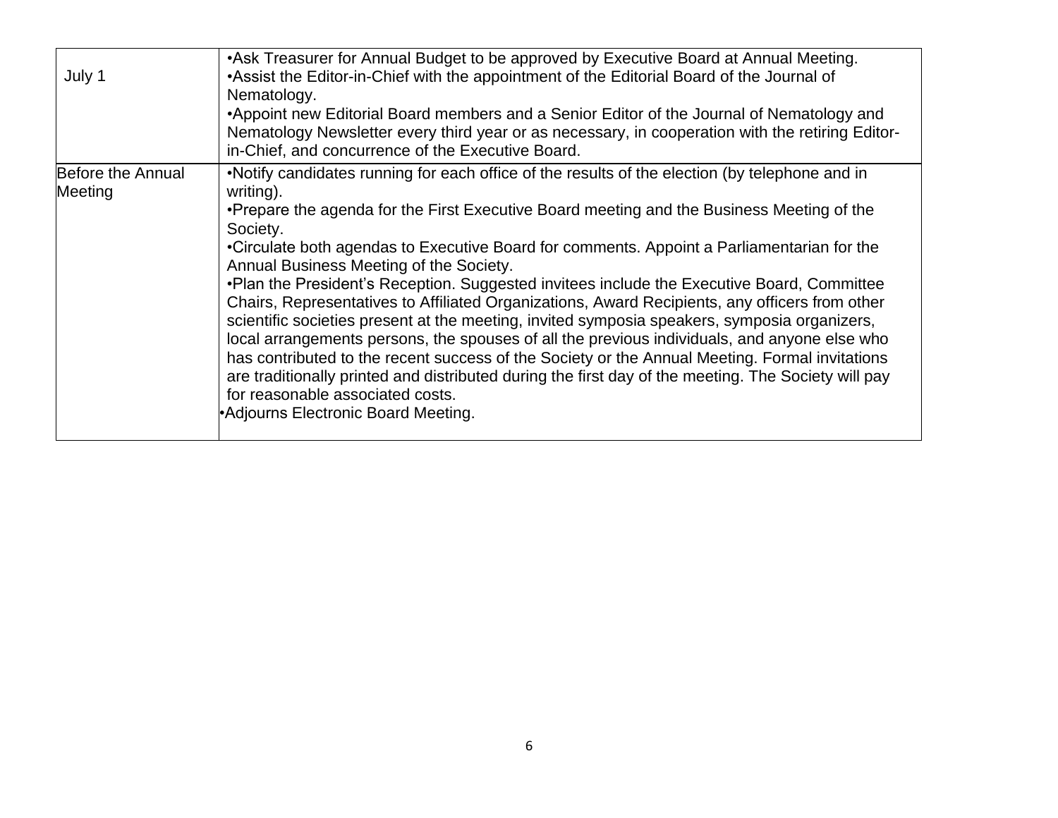| | |
|---|---|
| July 1 | •Ask Treasurer for Annual Budget to be approved by Executive Board at Annual Meeting.<br>•Assist the Editor-in-Chief with the appointment of the Editorial Board of the Journal of Nematology.<br>•Appoint new Editorial Board members and a Senior Editor of the Journal of Nematology and Nematology Newsletter every third year or as necessary, in cooperation with the retiring Editor-in-Chief, and concurrence of the Executive Board. |
| Before the Annual Meeting | •Notify candidates running for each office of the results of the election (by telephone and in writing).<br>•Prepare the agenda for the First Executive Board meeting and the Business Meeting of the Society.<br>•Circulate both agendas to Executive Board for comments. Appoint a Parliamentarian for the Annual Business Meeting of the Society.<br>•Plan the President's Reception. Suggested invitees include the Executive Board, Committee Chairs, Representatives to Affiliated Organizations, Award Recipients, any officers from other scientific societies present at the meeting, invited symposia speakers, symposia organizers, local arrangements persons, the spouses of all the previous individuals, and anyone else who has contributed to the recent success of the Society or the Annual Meeting. Formal invitations are traditionally printed and distributed during the first day of the meeting. The Society will pay for reasonable associated costs.<br>•Adjourns Electronic Board Meeting. |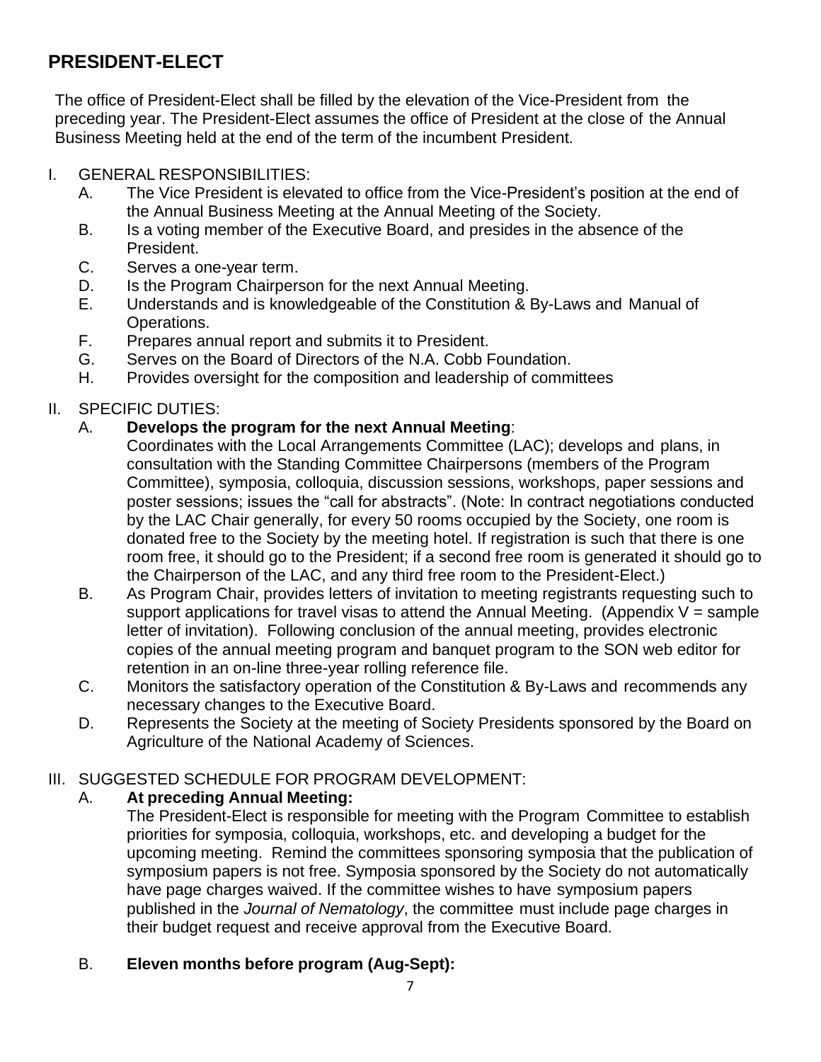## PRESIDENT-ELECT

The office of President-Elect shall be filled by the elevation of the Vice-President from the preceding year. The President-Elect assumes the office of President at the close of the Annual Business Meeting held at the end of the term of the incumbent President.

I. GENERAL RESPONSIBILITIES:
   A. The Vice President is elevated to office from the Vice-President's position at the end of the Annual Business Meeting at the Annual Meeting of the Society.
   B. Is a voting member of the Executive Board, and presides in the absence of the President.
   C. Serves a one-year term.
   D. Is the Program Chairperson for the next Annual Meeting.
   E. Understands and is knowledgeable of the Constitution & By-Laws and Manual of Operations.
   F. Prepares annual report and submits it to President.
   G. Serves on the Board of Directors of the N.A. Cobb Foundation.
   H. Provides oversight for the composition and leadership of committees

II. SPECIFIC DUTIES:
   A. **Develops the program for the next Annual Meeting**:
      Coordinates with the Local Arrangements Committee (LAC); develops and plans, in consultation with the Standing Committee Chairpersons (members of the Program Committee), symposia, colloquia, discussion sessions, workshops, paper sessions and poster sessions; issues the "call for abstracts". (Note: In contract negotiations conducted by the LAC Chair generally, for every 50 rooms occupied by the Society, one room is donated free to the Society by the meeting hotel. If registration is such that there is one room free, it should go to the President; if a second free room is generated it should go to the Chairperson of the LAC, and any third free room to the President-Elect.)
   B. As Program Chair, provides letters of invitation to meeting registrants requesting such to support applications for travel visas to attend the Annual Meeting. (Appendix V = sample letter of invitation). Following conclusion of the annual meeting, provides electronic copies of the annual meeting program and banquet program to the SON web editor for retention in an on-line three-year rolling reference file.
   C. Monitors the satisfactory operation of the Constitution & By-Laws and recommends any necessary changes to the Executive Board.
   D. Represents the Society at the meeting of Society Presidents sponsored by the Board on Agriculture of the National Academy of Sciences.

III. SUGGESTED SCHEDULE FOR PROGRAM DEVELOPMENT:
   A. **At preceding Annual Meeting:**
      The President-Elect is responsible for meeting with the Program Committee to establish priorities for symposia, colloquia, workshops, etc. and developing a budget for the upcoming meeting. Remind the committees sponsoring symposia that the publication of symposium papers is not free. Symposia sponsored by the Society do not automatically have page charges waived. If the committee wishes to have symposium papers published in the *Journal of Nematology*, the committee must include page charges in their budget request and receive approval from the Executive Board.

   B. **Eleven months before program (Aug-Sept):**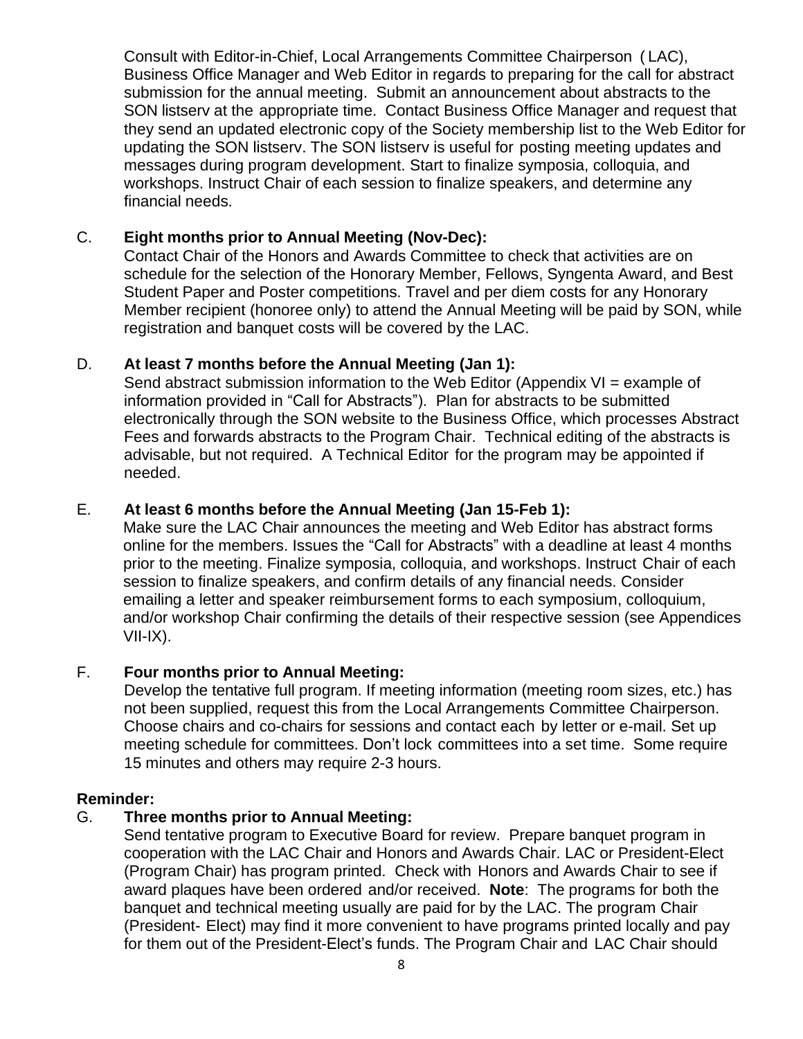Consult with Editor-in-Chief, Local Arrangements Committee Chairperson (LAC), Business Office Manager and Web Editor in regards to preparing for the call for abstract submission for the annual meeting. Submit an announcement about abstracts to the SON listserv at the appropriate time. Contact Business Office Manager and request that they send an updated electronic copy of the Society membership list to the Web Editor for updating the SON listserv. The SON listserv is useful for posting meeting updates and messages during program development. Start to finalize symposia, colloquia, and workshops. Instruct Chair of each session to finalize speakers, and determine any financial needs.

C. **Eight months prior to Annual Meeting (Nov-Dec):**
Contact Chair of the Honors and Awards Committee to check that activities are on schedule for the selection of the Honorary Member, Fellows, Syngenta Award, and Best Student Paper and Poster competitions. Travel and per diem costs for any Honorary Member recipient (honoree only) to attend the Annual Meeting will be paid by SON, while registration and banquet costs will be covered by the LAC.

D. **At least 7 months before the Annual Meeting (Jan 1):**
Send abstract submission information to the Web Editor (Appendix VI = example of information provided in "Call for Abstracts"). Plan for abstracts to be submitted electronically through the SON website to the Business Office, which processes Abstract Fees and forwards abstracts to the Program Chair. Technical editing of the abstracts is advisable, but not required. A Technical Editor for the program may be appointed if needed.

E. **At least 6 months before the Annual Meeting (Jan 15-Feb 1):**
Make sure the LAC Chair announces the meeting and Web Editor has abstract forms online for the members. Issues the "Call for Abstracts" with a deadline at least 4 months prior to the meeting. Finalize symposia, colloquia, and workshops. Instruct Chair of each session to finalize speakers, and confirm details of any financial needs. Consider emailing a letter and speaker reimbursement forms to each symposium, colloquium, and/or workshop Chair confirming the details of their respective session (see Appendices VII-IX).

F. **Four months prior to Annual Meeting:**
Develop the tentative full program. If meeting information (meeting room sizes, etc.) has not been supplied, request this from the Local Arrangements Committee Chairperson. Choose chairs and co-chairs for sessions and contact each by letter or e-mail. Set up meeting schedule for committees. Don't lock committees into a set time. Some require 15 minutes and others may require 2-3 hours.

**Reminder:**

G. **Three months prior to Annual Meeting:**
Send tentative program to Executive Board for review. Prepare banquet program in cooperation with the LAC Chair and Honors and Awards Chair. LAC or President-Elect (Program Chair) has program printed. Check with Honors and Awards Chair to see if award plaques have been ordered and/or received. **Note**: The programs for both the banquet and technical meeting usually are paid for by the LAC. The program Chair (President- Elect) may find it more convenient to have programs printed locally and pay for them out of the President-Elect's funds. The Program Chair and LAC Chair should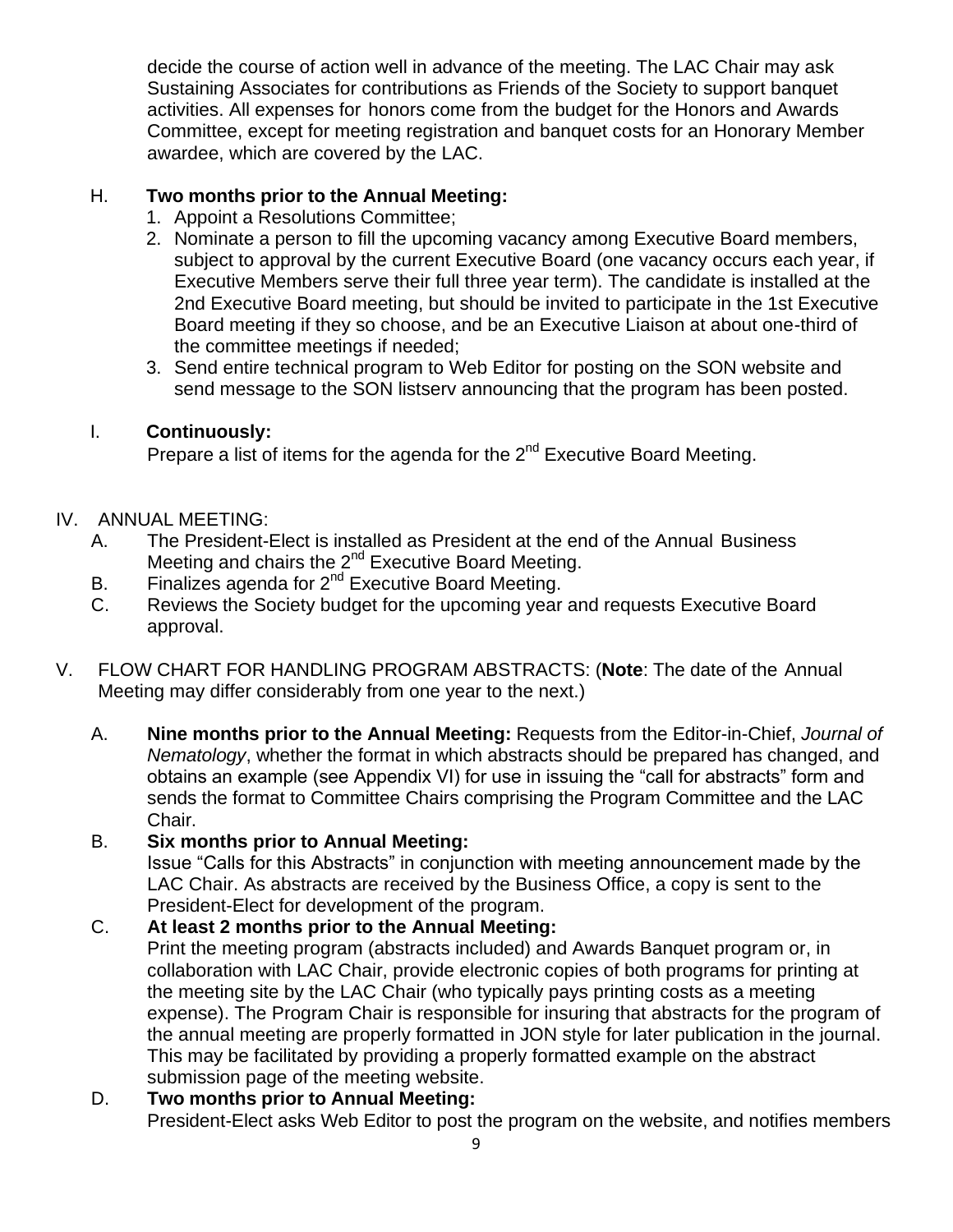decide the course of action well in advance of the meeting. The LAC Chair may ask Sustaining Associates for contributions as Friends of the Society to support banquet activities. All expenses for honors come from the budget for the Honors and Awards Committee, except for meeting registration and banquet costs for an Honorary Member awardee, which are covered by the LAC.

H. **Two months prior to the Annual Meeting:**
   1. Appoint a Resolutions Committee;
   2. Nominate a person to fill the upcoming vacancy among Executive Board members, subject to approval by the current Executive Board (one vacancy occurs each year, if Executive Members serve their full three year term). The candidate is installed at the 2nd Executive Board meeting, but should be invited to participate in the 1st Executive Board meeting if they so choose, and be an Executive Liaison at about one-third of the committee meetings if needed;
   3. Send entire technical program to Web Editor for posting on the SON website and send message to the SON listserv announcing that the program has been posted.

I. **Continuously:**
   Prepare a list of items for the agenda for the 2nd Executive Board Meeting.

IV. ANNUAL MEETING:
   A. The President-Elect is installed as President at the end of the Annual Business Meeting and chairs the 2nd Executive Board Meeting.
   B. Finalizes agenda for 2nd Executive Board Meeting.
   C. Reviews the Society budget for the upcoming year and requests Executive Board approval.

V. FLOW CHART FOR HANDLING PROGRAM ABSTRACTS: (**Note**: The date of the Annual Meeting may differ considerably from one year to the next.)

   A. **Nine months prior to the Annual Meeting:** Requests from the Editor-in-Chief, *Journal of Nematology*, whether the format in which abstracts should be prepared has changed, and obtains an example (see Appendix VI) for use in issuing the "call for abstracts" form and sends the format to Committee Chairs comprising the Program Committee and the LAC Chair.
   B. **Six months prior to Annual Meeting:**
   Issue "Calls for this Abstracts" in conjunction with meeting announcement made by the LAC Chair. As abstracts are received by the Business Office, a copy is sent to the President-Elect for development of the program.
   C. **At least 2 months prior to the Annual Meeting:**
   Print the meeting program (abstracts included) and Awards Banquet program or, in collaboration with LAC Chair, provide electronic copies of both programs for printing at the meeting site by the LAC Chair (who typically pays printing costs as a meeting expense). The Program Chair is responsible for insuring that abstracts for the program of the annual meeting are properly formatted in JON style for later publication in the journal. This may be facilitated by providing a properly formatted example on the abstract submission page of the meeting website.
   D. **Two months prior to Annual Meeting:**
   President-Elect asks Web Editor to post the program on the website, and notifies members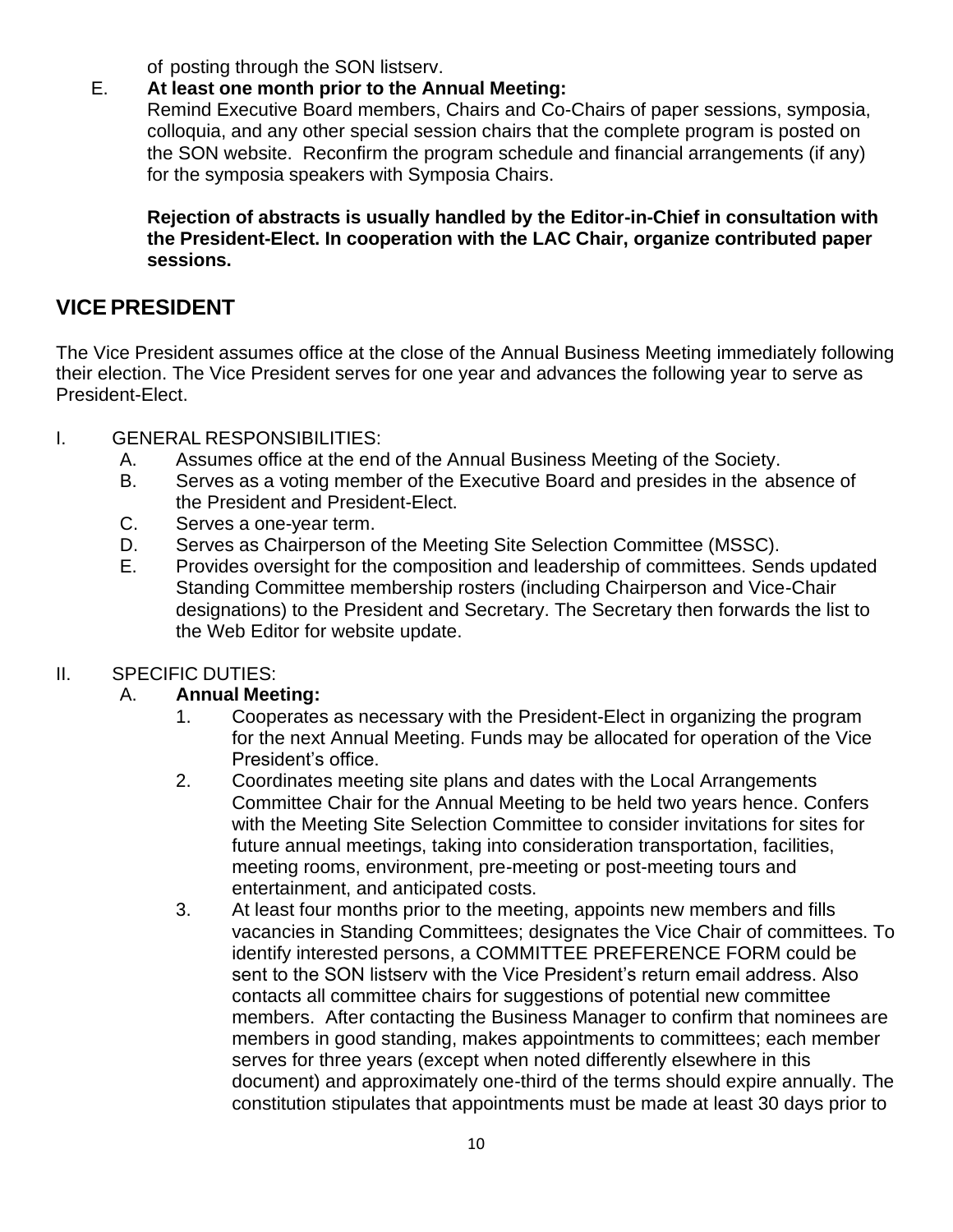of posting through the SON listserv.

E. **At least one month prior to the Annual Meeting:**
Remind Executive Board members, Chairs and Co-Chairs of paper sessions, symposia, colloquia, and any other special session chairs that the complete program is posted on the SON website. Reconfirm the program schedule and financial arrangements (if any) for the symposia speakers with Symposia Chairs.

**Rejection of abstracts is usually handled by the Editor-in-Chief in consultation with the President-Elect. In cooperation with the LAC Chair, organize contributed paper sessions.**

## VICE PRESIDENT

The Vice President assumes office at the close of the Annual Business Meeting immediately following their election. The Vice President serves for one year and advances the following year to serve as President-Elect.

I. GENERAL RESPONSIBILITIES:
   A. Assumes office at the end of the Annual Business Meeting of the Society.
   B. Serves as a voting member of the Executive Board and presides in the absence of the President and President-Elect.
   C. Serves a one-year term.
   D. Serves as Chairperson of the Meeting Site Selection Committee (MSSC).
   E. Provides oversight for the composition and leadership of committees. Sends updated Standing Committee membership rosters (including Chairperson and Vice-Chair designations) to the President and Secretary. The Secretary then forwards the list to the Web Editor for website update.

II. SPECIFIC DUTIES:
   A. **Annual Meeting:**
      1. Cooperates as necessary with the President-Elect in organizing the program for the next Annual Meeting. Funds may be allocated for operation of the Vice President's office.
      2. Coordinates meeting site plans and dates with the Local Arrangements Committee Chair for the Annual Meeting to be held two years hence. Confers with the Meeting Site Selection Committee to consider invitations for sites for future annual meetings, taking into consideration transportation, facilities, meeting rooms, environment, pre-meeting or post-meeting tours and entertainment, and anticipated costs.
      3. At least four months prior to the meeting, appoints new members and fills vacancies in Standing Committees; designates the Vice Chair of committees. To identify interested persons, a COMMITTEE PREFERENCE FORM could be sent to the SON listserv with the Vice President's return email address. Also contacts all committee chairs for suggestions of potential new committee members. After contacting the Business Manager to confirm that nominees are members in good standing, makes appointments to committees; each member serves for three years (except when noted differently elsewhere in this document) and approximately one-third of the terms should expire annually. The constitution stipulates that appointments must be made at least 30 days prior to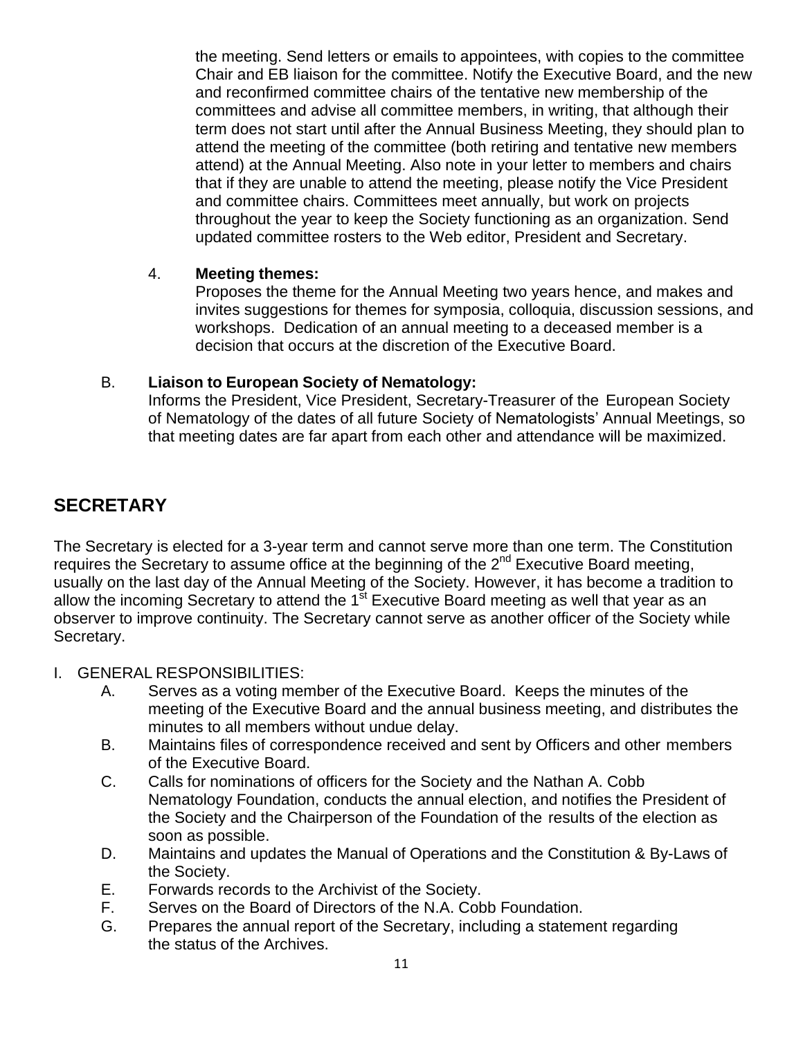the meeting. Send letters or emails to appointees, with copies to the committee Chair and EB liaison for the committee. Notify the Executive Board, and the new and reconfirmed committee chairs of the tentative new membership of the committees and advise all committee members, in writing, that although their term does not start until after the Annual Business Meeting, they should plan to attend the meeting of the committee (both retiring and tentative new members attend) at the Annual Meeting. Also note in your letter to members and chairs that if they are unable to attend the meeting, please notify the Vice President and committee chairs. Committees meet annually, but work on projects throughout the year to keep the Society functioning as an organization. Send updated committee rosters to the Web editor, President and Secretary.

4. **Meeting themes:**
   Proposes the theme for the Annual Meeting two years hence, and makes and invites suggestions for themes for symposia, colloquia, discussion sessions, and workshops. Dedication of an annual meeting to a deceased member is a decision that occurs at the discretion of the Executive Board.

B. **Liaison to European Society of Nematology:**
   Informs the President, Vice President, Secretary-Treasurer of the European Society of Nematology of the dates of all future Society of Nematologists' Annual Meetings, so that meeting dates are far apart from each other and attendance will be maximized.

## SECRETARY

The Secretary is elected for a 3-year term and cannot serve more than one term. The Constitution requires the Secretary to assume office at the beginning of the 2nd Executive Board meeting, usually on the last day of the Annual Meeting of the Society. However, it has become a tradition to allow the incoming Secretary to attend the 1st Executive Board meeting as well that year as an observer to improve continuity. The Secretary cannot serve as another officer of the Society while Secretary.

I. GENERAL RESPONSIBILITIES:
   A. Serves as a voting member of the Executive Board. Keeps the minutes of the meeting of the Executive Board and the annual business meeting, and distributes the minutes to all members without undue delay.
   B. Maintains files of correspondence received and sent by Officers and other members of the Executive Board.
   C. Calls for nominations of officers for the Society and the Nathan A. Cobb Nematology Foundation, conducts the annual election, and notifies the President of the Society and the Chairperson of the Foundation of the results of the election as soon as possible.
   D. Maintains and updates the Manual of Operations and the Constitution & By-Laws of the Society.
   E. Forwards records to the Archivist of the Society.
   F. Serves on the Board of Directors of the N.A. Cobb Foundation.
   G. Prepares the annual report of the Secretary, including a statement regarding the status of the Archives.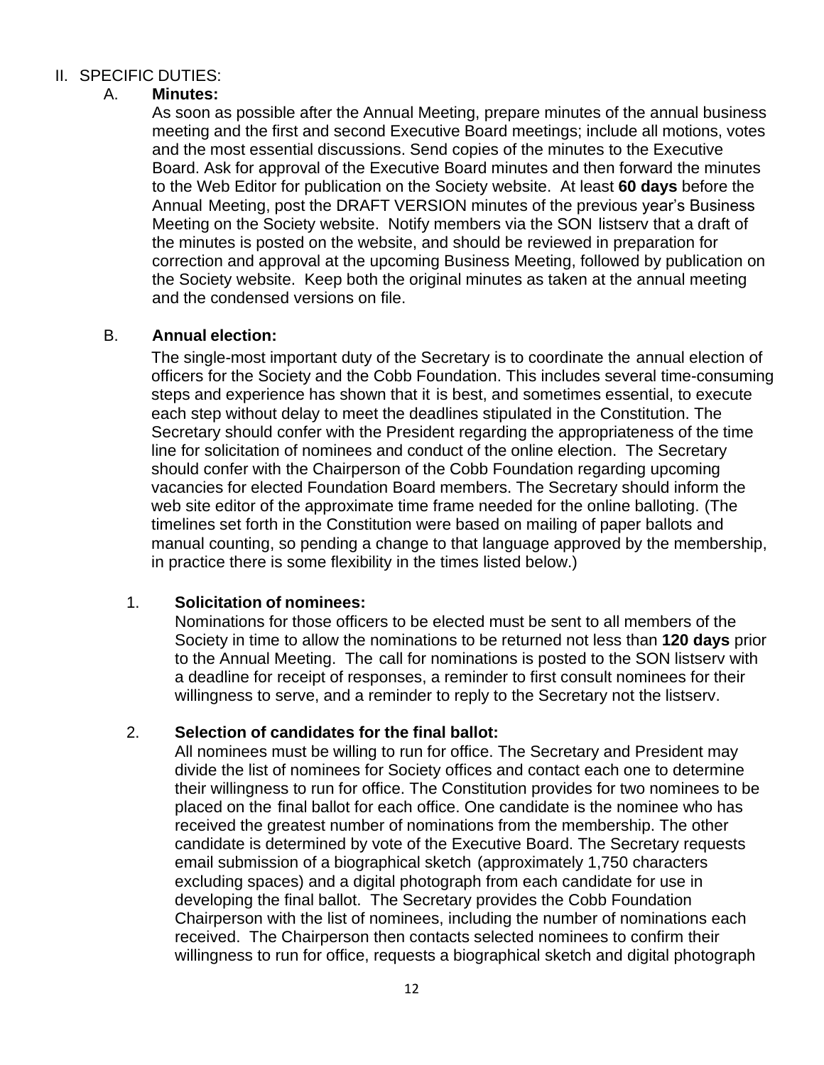## II. SPECIFIC DUTIES:

### A. **Minutes:**

As soon as possible after the Annual Meeting, prepare minutes of the annual business meeting and the first and second Executive Board meetings; include all motions, votes and the most essential discussions. Send copies of the minutes to the Executive Board. Ask for approval of the Executive Board minutes and then forward the minutes to the Web Editor for publication on the Society website. At least **60 days** before the Annual Meeting, post the DRAFT VERSION minutes of the previous year's Business Meeting on the Society website. Notify members via the SON listserv that a draft of the minutes is posted on the website, and should be reviewed in preparation for correction and approval at the upcoming Business Meeting, followed by publication on the Society website. Keep both the original minutes as taken at the annual meeting and the condensed versions on file.

### B. **Annual election:**

The single-most important duty of the Secretary is to coordinate the annual election of officers for the Society and the Cobb Foundation. This includes several time-consuming steps and experience has shown that it is best, and sometimes essential, to execute each step without delay to meet the deadlines stipulated in the Constitution. The Secretary should confer with the President regarding the appropriateness of the time line for solicitation of nominees and conduct of the online election. The Secretary should confer with the Chairperson of the Cobb Foundation regarding upcoming vacancies for elected Foundation Board members. The Secretary should inform the web site editor of the approximate time frame needed for the online balloting. (The timelines set forth in the Constitution were based on mailing of paper ballots and manual counting, so pending a change to that language approved by the membership, in practice there is some flexibility in the times listed below.)

1. **Solicitation of nominees:**

   Nominations for those officers to be elected must be sent to all members of the Society in time to allow the nominations to be returned not less than **120 days** prior to the Annual Meeting. The call for nominations is posted to the SON listserv with a deadline for receipt of responses, a reminder to first consult nominees for their willingness to serve, and a reminder to reply to the Secretary not the listserv.

2. **Selection of candidates for the final ballot:**

   All nominees must be willing to run for office. The Secretary and President may divide the list of nominees for Society offices and contact each one to determine their willingness to run for office. The Constitution provides for two nominees to be placed on the final ballot for each office. One candidate is the nominee who has received the greatest number of nominations from the membership. The other candidate is determined by vote of the Executive Board. The Secretary requests email submission of a biographical sketch (approximately 1,750 characters excluding spaces) and a digital photograph from each candidate for use in developing the final ballot. The Secretary provides the Cobb Foundation Chairperson with the list of nominees, including the number of nominations each received. The Chairperson then contacts selected nominees to confirm their willingness to run for office, requests a biographical sketch and digital photograph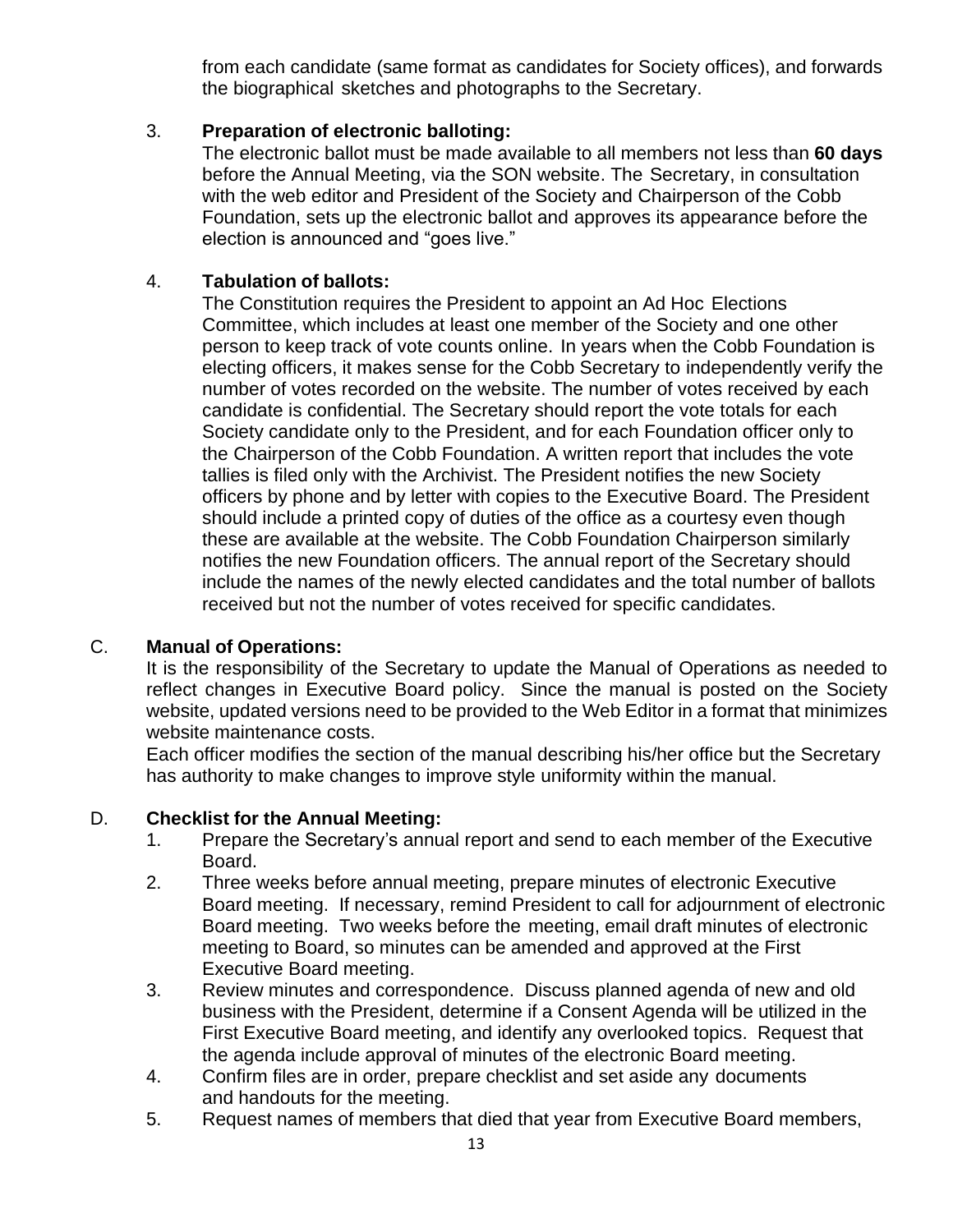from each candidate (same format as candidates for Society offices), and forwards the biographical sketches and photographs to the Secretary.

3. **Preparation of electronic balloting:**
   The electronic ballot must be made available to all members not less than **60 days** before the Annual Meeting, via the SON website. The Secretary, in consultation with the web editor and President of the Society and Chairperson of the Cobb Foundation, sets up the electronic ballot and approves its appearance before the election is announced and "goes live."

4. **Tabulation of ballots:**
   The Constitution requires the President to appoint an Ad Hoc Elections Committee, which includes at least one member of the Society and one other person to keep track of vote counts online. In years when the Cobb Foundation is electing officers, it makes sense for the Cobb Secretary to independently verify the number of votes recorded on the website. The number of votes received by each candidate is confidential. The Secretary should report the vote totals for each Society candidate only to the President, and for each Foundation officer only to the Chairperson of the Cobb Foundation. A written report that includes the vote tallies is filed only with the Archivist. The President notifies the new Society officers by phone and by letter with copies to the Executive Board. The President should include a printed copy of duties of the office as a courtesy even though these are available at the website. The Cobb Foundation Chairperson similarly notifies the new Foundation officers. The annual report of the Secretary should include the names of the newly elected candidates and the total number of ballots received but not the number of votes received for specific candidates.

C. **Manual of Operations:**

It is the responsibility of the Secretary to update the Manual of Operations as needed to reflect changes in Executive Board policy. Since the manual is posted on the Society website, updated versions need to be provided to the Web Editor in a format that minimizes website maintenance costs.

Each officer modifies the section of the manual describing his/her office but the Secretary has authority to make changes to improve style uniformity within the manual.

D. **Checklist for the Annual Meeting:**

1. Prepare the Secretary's annual report and send to each member of the Executive Board.
2. Three weeks before annual meeting, prepare minutes of electronic Executive Board meeting. If necessary, remind President to call for adjournment of electronic Board meeting. Two weeks before the meeting, email draft minutes of electronic meeting to Board, so minutes can be amended and approved at the First Executive Board meeting.
3. Review minutes and correspondence. Discuss planned agenda of new and old business with the President, determine if a Consent Agenda will be utilized in the First Executive Board meeting, and identify any overlooked topics. Request that the agenda include approval of minutes of the electronic Board meeting.
4. Confirm files are in order, prepare checklist and set aside any documents and handouts for the meeting.
5. Request names of members that died that year from Executive Board members,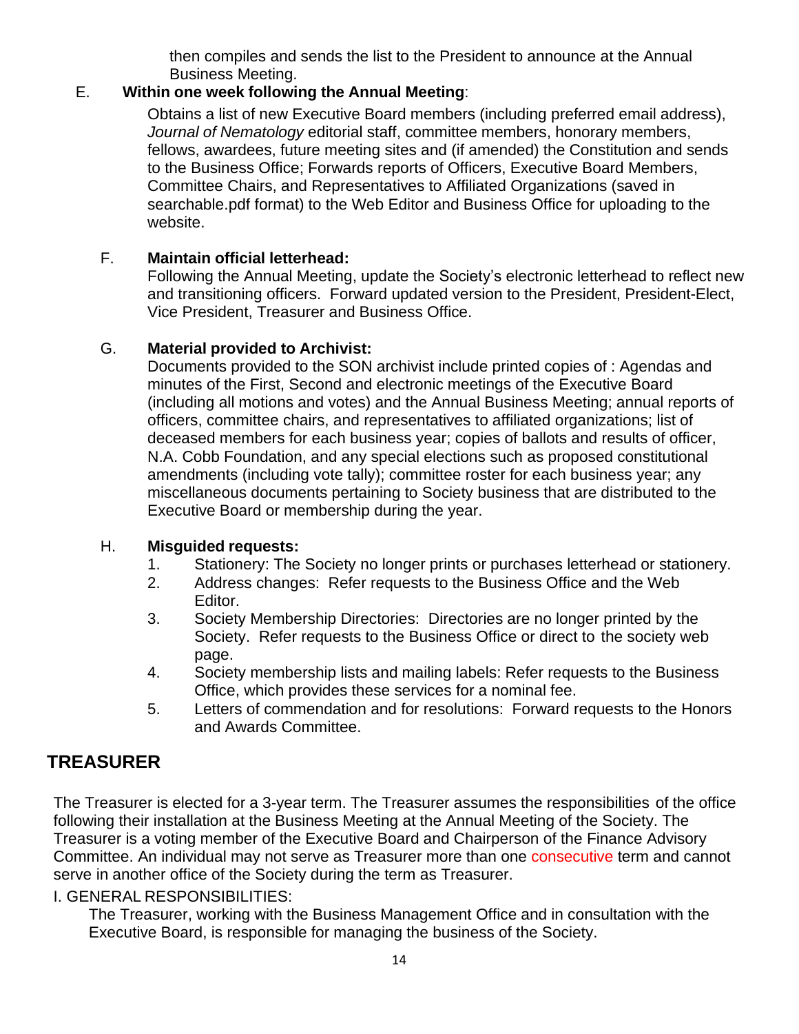then compiles and sends the list to the President to announce at the Annual Business Meeting.

E. **Within one week following the Annual Meeting**:

Obtains a list of new Executive Board members (including preferred email address), *Journal of Nematology* editorial staff, committee members, honorary members, fellows, awardees, future meeting sites and (if amended) the Constitution and sends to the Business Office; Forwards reports of Officers, Executive Board Members, Committee Chairs, and Representatives to Affiliated Organizations (saved in searchable.pdf format) to the Web Editor and Business Office for uploading to the website.

F. **Maintain official letterhead:**

Following the Annual Meeting, update the Society's electronic letterhead to reflect new and transitioning officers. Forward updated version to the President, President-Elect, Vice President, Treasurer and Business Office.

G. **Material provided to Archivist:**

Documents provided to the SON archivist include printed copies of : Agendas and minutes of the First, Second and electronic meetings of the Executive Board (including all motions and votes) and the Annual Business Meeting; annual reports of officers, committee chairs, and representatives to affiliated organizations; list of deceased members for each business year; copies of ballots and results of officer, N.A. Cobb Foundation, and any special elections such as proposed constitutional amendments (including vote tally); committee roster for each business year; any miscellaneous documents pertaining to Society business that are distributed to the Executive Board or membership during the year.

H. **Misguided requests:**

1. Stationery: The Society no longer prints or purchases letterhead or stationery.
2. Address changes: Refer requests to the Business Office and the Web Editor.
3. Society Membership Directories: Directories are no longer printed by the Society. Refer requests to the Business Office or direct to the society web page.
4. Society membership lists and mailing labels: Refer requests to the Business Office, which provides these services for a nominal fee.
5. Letters of commendation and for resolutions: Forward requests to the Honors and Awards Committee.

## TREASURER

The Treasurer is elected for a 3-year term. The Treasurer assumes the responsibilities of the office following their installation at the Business Meeting at the Annual Meeting of the Society. The Treasurer is a voting member of the Executive Board and Chairperson of the Finance Advisory Committee. An individual may not serve as Treasurer more than one consecutive term and cannot serve in another office of the Society during the term as Treasurer.

I. GENERAL RESPONSIBILITIES:

The Treasurer, working with the Business Management Office and in consultation with the Executive Board, is responsible for managing the business of the Society.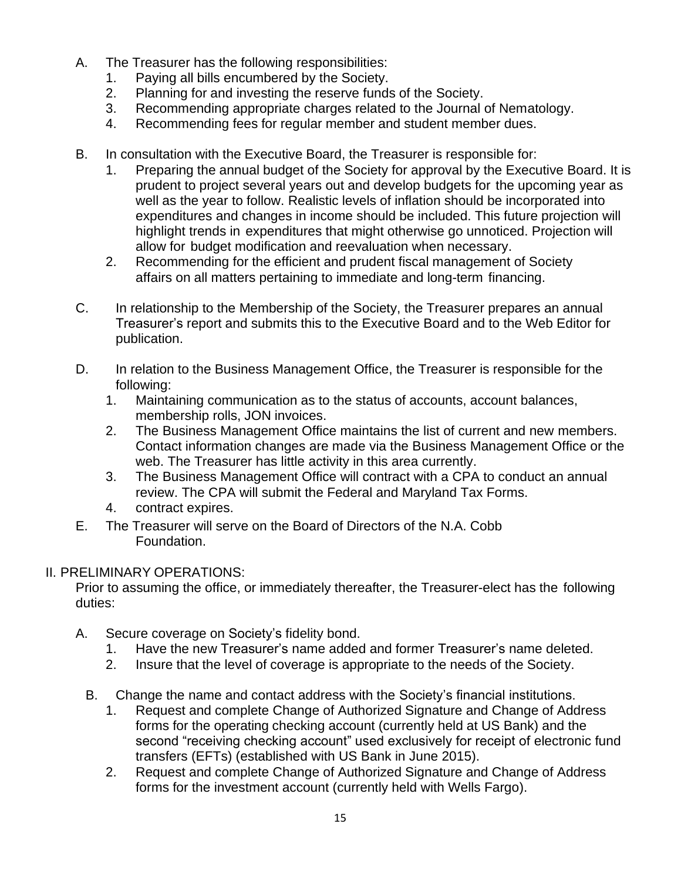A. The Treasurer has the following responsibilities:
   1. Paying all bills encumbered by the Society.
   2. Planning for and investing the reserve funds of the Society.
   3. Recommending appropriate charges related to the Journal of Nematology.
   4. Recommending fees for regular member and student member dues.

B. In consultation with the Executive Board, the Treasurer is responsible for:
   1. Preparing the annual budget of the Society for approval by the Executive Board. It is prudent to project several years out and develop budgets for the upcoming year as well as the year to follow. Realistic levels of inflation should be incorporated into expenditures and changes in income should be included. This future projection will highlight trends in expenditures that might otherwise go unnoticed. Projection will allow for budget modification and reevaluation when necessary.
   2. Recommending for the efficient and prudent fiscal management of Society affairs on all matters pertaining to immediate and long-term financing.

C. In relationship to the Membership of the Society, the Treasurer prepares an annual Treasurer's report and submits this to the Executive Board and to the Web Editor for publication.

D. In relation to the Business Management Office, the Treasurer is responsible for the following:
   1. Maintaining communication as to the status of accounts, account balances, membership rolls, JON invoices.
   2. The Business Management Office maintains the list of current and new members. Contact information changes are made via the Business Management Office or the web. The Treasurer has little activity in this area currently.
   3. The Business Management Office will contract with a CPA to conduct an annual review. The CPA will submit the Federal and Maryland Tax Forms.
   4. contract expires.

E. The Treasurer will serve on the Board of Directors of the N.A. Cobb Foundation.

II. PRELIMINARY OPERATIONS:

Prior to assuming the office, or immediately thereafter, the Treasurer-elect has the following duties:

A. Secure coverage on Society's fidelity bond.
   1. Have the new Treasurer's name added and former Treasurer's name deleted.
   2. Insure that the level of coverage is appropriate to the needs of the Society.

B. Change the name and contact address with the Society's financial institutions.
   1. Request and complete Change of Authorized Signature and Change of Address forms for the operating checking account (currently held at US Bank) and the second "receiving checking account" used exclusively for receipt of electronic fund transfers (EFTs) (established with US Bank in June 2015).
   2. Request and complete Change of Authorized Signature and Change of Address forms for the investment account (currently held with Wells Fargo).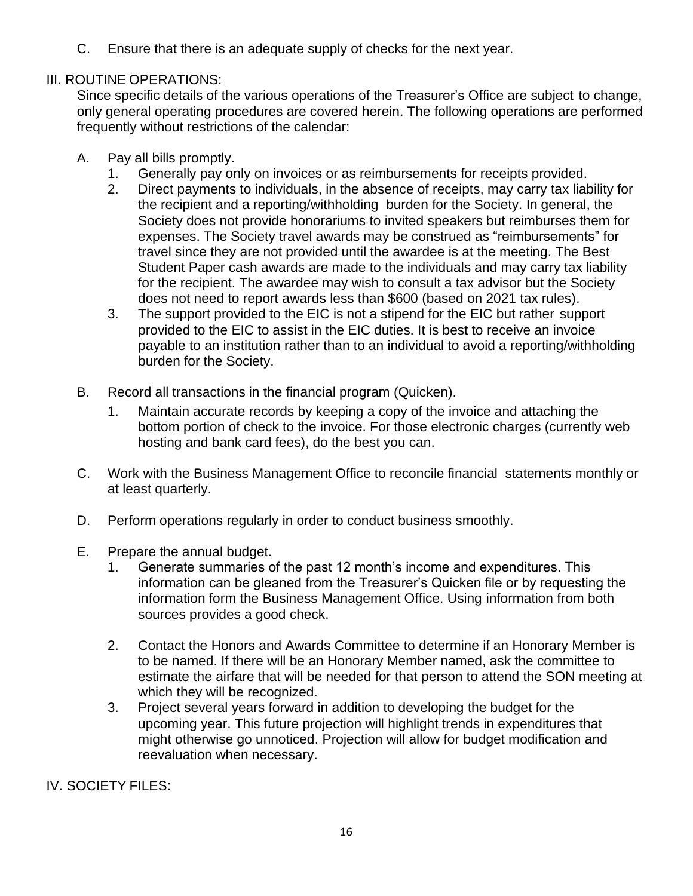C. Ensure that there is an adequate supply of checks for the next year.

## III. ROUTINE OPERATIONS:

Since specific details of the various operations of the Treasurer's Office are subject to change, only general operating procedures are covered herein. The following operations are performed frequently without restrictions of the calendar:

A. Pay all bills promptly.
   1. Generally pay only on invoices or as reimbursements for receipts provided.
   2. Direct payments to individuals, in the absence of receipts, may carry tax liability for the recipient and a reporting/withholding burden for the Society. In general, the Society does not provide honorariums to invited speakers but reimburses them for expenses. The Society travel awards may be construed as "reimbursements" for travel since they are not provided until the awardee is at the meeting. The Best Student Paper cash awards are made to the individuals and may carry tax liability for the recipient. The awardee may wish to consult a tax advisor but the Society does not need to report awards less than $600 (based on 2021 tax rules).
   3. The support provided to the EIC is not a stipend for the EIC but rather support provided to the EIC to assist in the EIC duties. It is best to receive an invoice payable to an institution rather than to an individual to avoid a reporting/withholding burden for the Society.

B. Record all transactions in the financial program (Quicken).
   1. Maintain accurate records by keeping a copy of the invoice and attaching the bottom portion of check to the invoice. For those electronic charges (currently web hosting and bank card fees), do the best you can.

C. Work with the Business Management Office to reconcile financial statements monthly or at least quarterly.

D. Perform operations regularly in order to conduct business smoothly.

E. Prepare the annual budget.
   1. Generate summaries of the past 12 month's income and expenditures. This information can be gleaned from the Treasurer's Quicken file or by requesting the information form the Business Management Office. Using information from both sources provides a good check.
   2. Contact the Honors and Awards Committee to determine if an Honorary Member is to be named. If there will be an Honorary Member named, ask the committee to estimate the airfare that will be needed for that person to attend the SON meeting at which they will be recognized.
   3. Project several years forward in addition to developing the budget for the upcoming year. This future projection will highlight trends in expenditures that might otherwise go unnoticed. Projection will allow for budget modification and reevaluation when necessary.

## IV. SOCIETY FILES: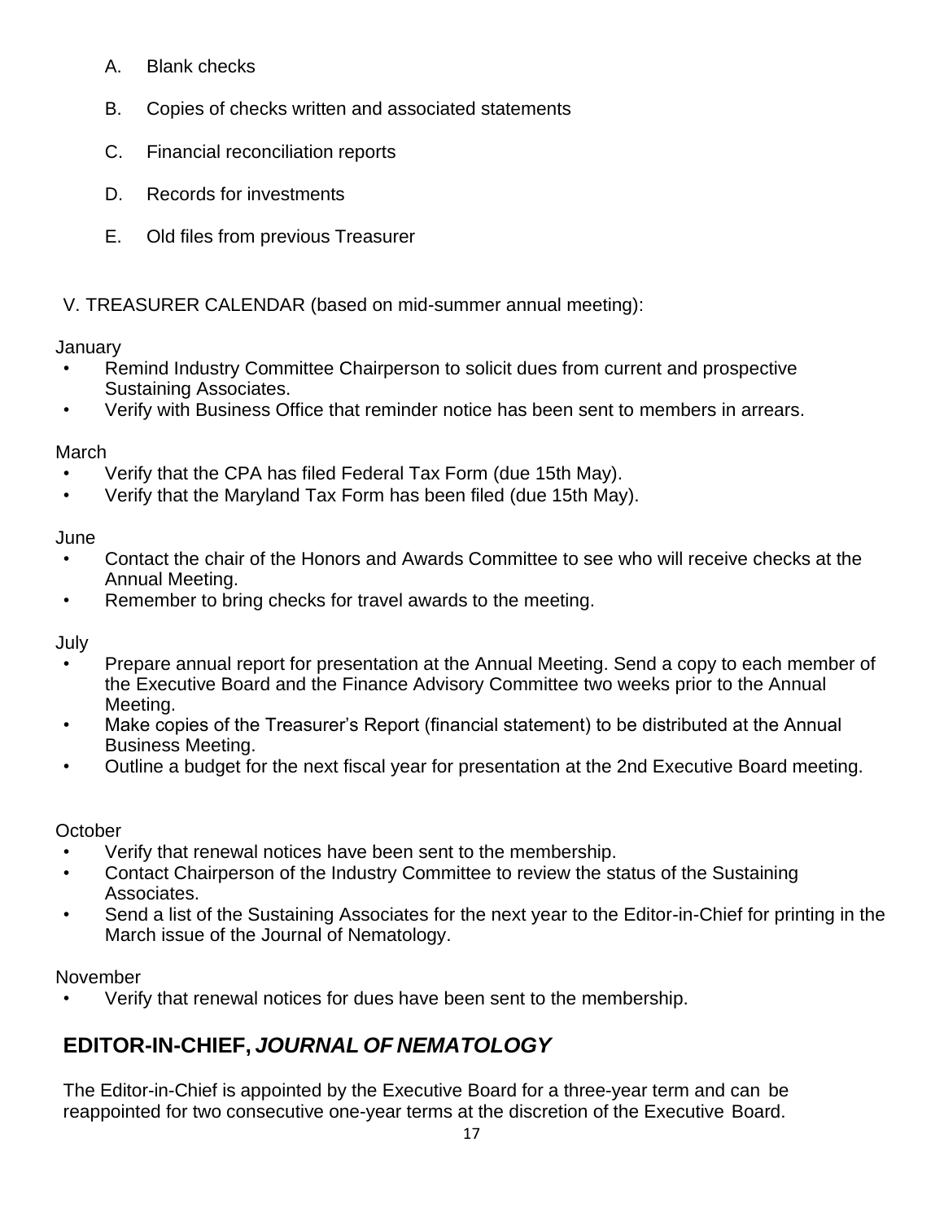A. Blank checks

B. Copies of checks written and associated statements

C. Financial reconciliation reports

D. Records for investments

E. Old files from previous Treasurer

V. TREASURER CALENDAR (based on mid-summer annual meeting):

January

- Remind Industry Committee Chairperson to solicit dues from current and prospective Sustaining Associates.
- Verify with Business Office that reminder notice has been sent to members in arrears.

March

- Verify that the CPA has filed Federal Tax Form (due 15th May).
- Verify that the Maryland Tax Form has been filed (due 15th May).

June

- Contact the chair of the Honors and Awards Committee to see who will receive checks at the Annual Meeting.
- Remember to bring checks for travel awards to the meeting.

July

- Prepare annual report for presentation at the Annual Meeting. Send a copy to each member of the Executive Board and the Finance Advisory Committee two weeks prior to the Annual Meeting.
- Make copies of the Treasurer's Report (financial statement) to be distributed at the Annual Business Meeting.
- Outline a budget for the next fiscal year for presentation at the 2nd Executive Board meeting.

October

- Verify that renewal notices have been sent to the membership.
- Contact Chairperson of the Industry Committee to review the status of the Sustaining Associates.
- Send a list of the Sustaining Associates for the next year to the Editor-in-Chief for printing in the March issue of the Journal of Nematology.

November

- Verify that renewal notices for dues have been sent to the membership.

## EDITOR-IN-CHIEF, *JOURNAL OF NEMATOLOGY*

The Editor-in-Chief is appointed by the Executive Board for a three-year term and can be reappointed for two consecutive one-year terms at the discretion of the Executive Board.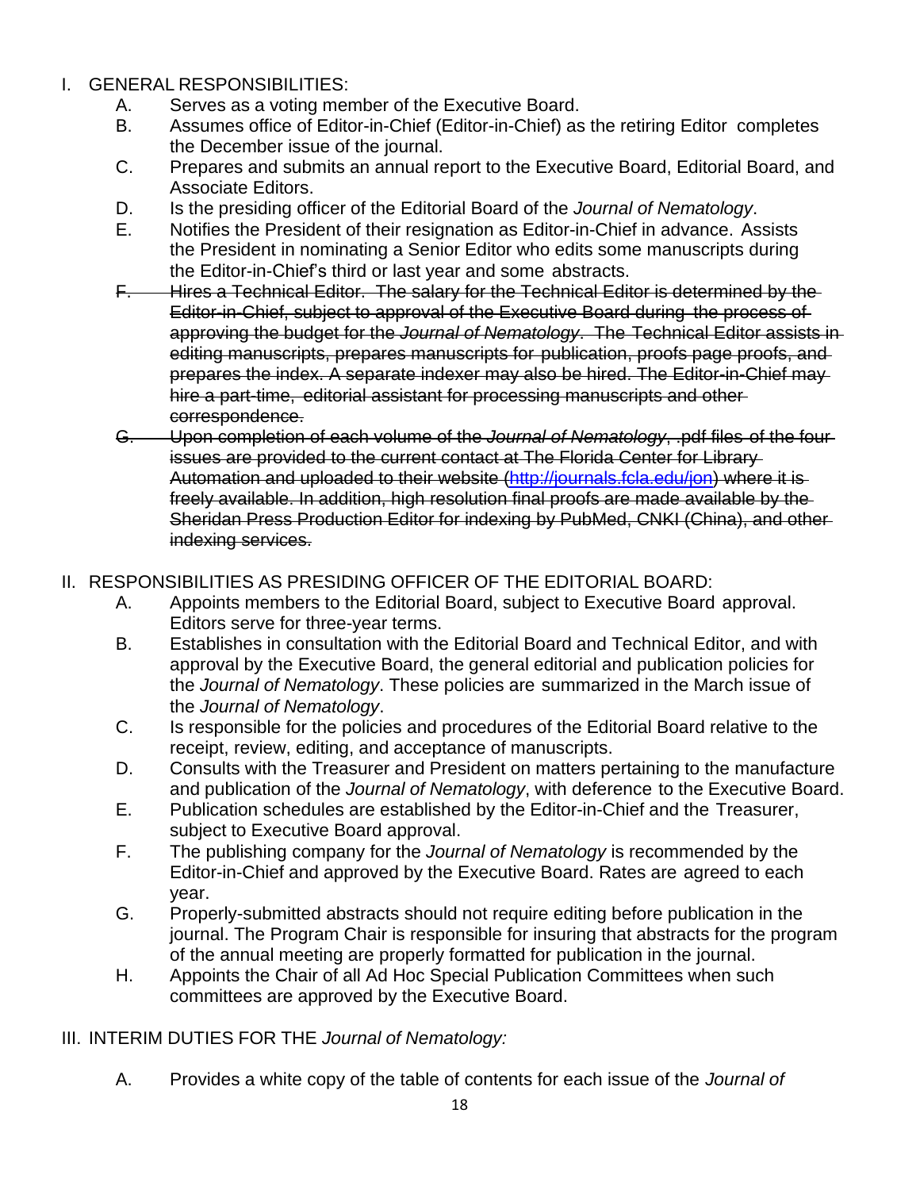I. GENERAL RESPONSIBILITIES:

   A. Serves as a voting member of the Executive Board.

   B. Assumes office of Editor-in-Chief (Editor-in-Chief) as the retiring Editor completes the December issue of the journal.

   C. Prepares and submits an annual report to the Executive Board, Editorial Board, and Associate Editors.

   D. Is the presiding officer of the Editorial Board of the *Journal of Nematology*.

   E. Notifies the President of their resignation as Editor-in-Chief in advance. Assists the President in nominating a Senior Editor who edits some manuscripts during the Editor-in-Chief's third or last year and some abstracts.

   ~~F. Hires a Technical Editor. The salary for the Technical Editor is determined by the Editor-in-Chief, subject to approval of the Executive Board during the process of approving the budget for the *Journal of Nematology*. The Technical Editor assists in editing manuscripts, prepares manuscripts for publication, proofs page proofs, and prepares the index. A separate indexer may also be hired. The Editor-in-Chief may hire a part-time, editorial assistant for processing manuscripts and other correspondence.~~

   ~~G. Upon completion of each volume of the *Journal of Nematology*, .pdf files of the four issues are provided to the current contact at The Florida Center for Library Automation and uploaded to their website (http://journals.fcla.edu/jon) where it is freely available. In addition, high resolution final proofs are made available by the Sheridan Press Production Editor for indexing by PubMed, CNKI (China), and other indexing services.~~

II. RESPONSIBILITIES AS PRESIDING OFFICER OF THE EDITORIAL BOARD:

   A. Appoints members to the Editorial Board, subject to Executive Board approval. Editors serve for three-year terms.

   B. Establishes in consultation with the Editorial Board and Technical Editor, and with approval by the Executive Board, the general editorial and publication policies for the *Journal of Nematology*. These policies are summarized in the March issue of the *Journal of Nematology*.

   C. Is responsible for the policies and procedures of the Editorial Board relative to the receipt, review, editing, and acceptance of manuscripts.

   D. Consults with the Treasurer and President on matters pertaining to the manufacture and publication of the *Journal of Nematology*, with deference to the Executive Board.

   E. Publication schedules are established by the Editor-in-Chief and the Treasurer, subject to Executive Board approval.

   F. The publishing company for the *Journal of Nematology* is recommended by the Editor-in-Chief and approved by the Executive Board. Rates are agreed to each year.

   G. Properly-submitted abstracts should not require editing before publication in the journal. The Program Chair is responsible for insuring that abstracts for the program of the annual meeting are properly formatted for publication in the journal.

   H. Appoints the Chair of all Ad Hoc Special Publication Committees when such committees are approved by the Executive Board.

III. INTERIM DUTIES FOR THE *Journal of Nematology:*

   A. Provides a white copy of the table of contents for each issue of the *Journal of*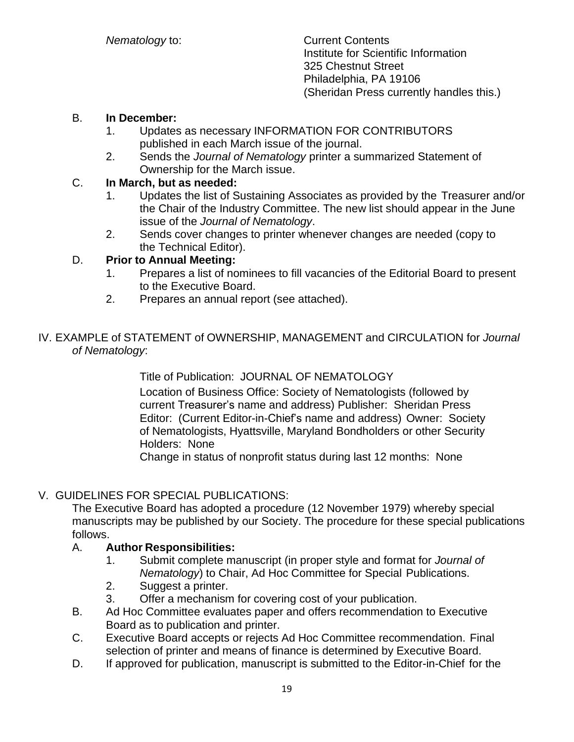*Nematology* to: Current Contents
Institute for Scientific Information
325 Chestnut Street
Philadelphia, PA 19106
(Sheridan Press currently handles this.)

B. **In December:**
   1. Updates as necessary INFORMATION FOR CONTRIBUTORS published in each March issue of the journal.
   2. Sends the *Journal of Nematology* printer a summarized Statement of Ownership for the March issue.

C. **In March, but as needed:**
   1. Updates the list of Sustaining Associates as provided by the Treasurer and/or the Chair of the Industry Committee. The new list should appear in the June issue of the *Journal of Nematology*.
   2. Sends cover changes to printer whenever changes are needed (copy to the Technical Editor).

D. **Prior to Annual Meeting:**
   1. Prepares a list of nominees to fill vacancies of the Editorial Board to present to the Executive Board.
   2. Prepares an annual report (see attached).

IV. EXAMPLE of STATEMENT of OWNERSHIP, MANAGEMENT and CIRCULATION for *Journal of Nematology*:

Title of Publication: JOURNAL OF NEMATOLOGY

Location of Business Office: Society of Nematologists (followed by current Treasurer's name and address) Publisher: Sheridan Press Editor: (Current Editor-in-Chief's name and address) Owner: Society of Nematologists, Hyattsville, Maryland Bondholders or other Security Holders: None

Change in status of nonprofit status during last 12 months: None

V. GUIDELINES FOR SPECIAL PUBLICATIONS:

The Executive Board has adopted a procedure (12 November 1979) whereby special manuscripts may be published by our Society. The procedure for these special publications follows.

A. **Author Responsibilities:**
   1. Submit complete manuscript (in proper style and format for *Journal of Nematology*) to Chair, Ad Hoc Committee for Special Publications.
   2. Suggest a printer.
   3. Offer a mechanism for covering cost of your publication.

B. Ad Hoc Committee evaluates paper and offers recommendation to Executive Board as to publication and printer.

C. Executive Board accepts or rejects Ad Hoc Committee recommendation. Final selection of printer and means of finance is determined by Executive Board.

D. If approved for publication, manuscript is submitted to the Editor-in-Chief for the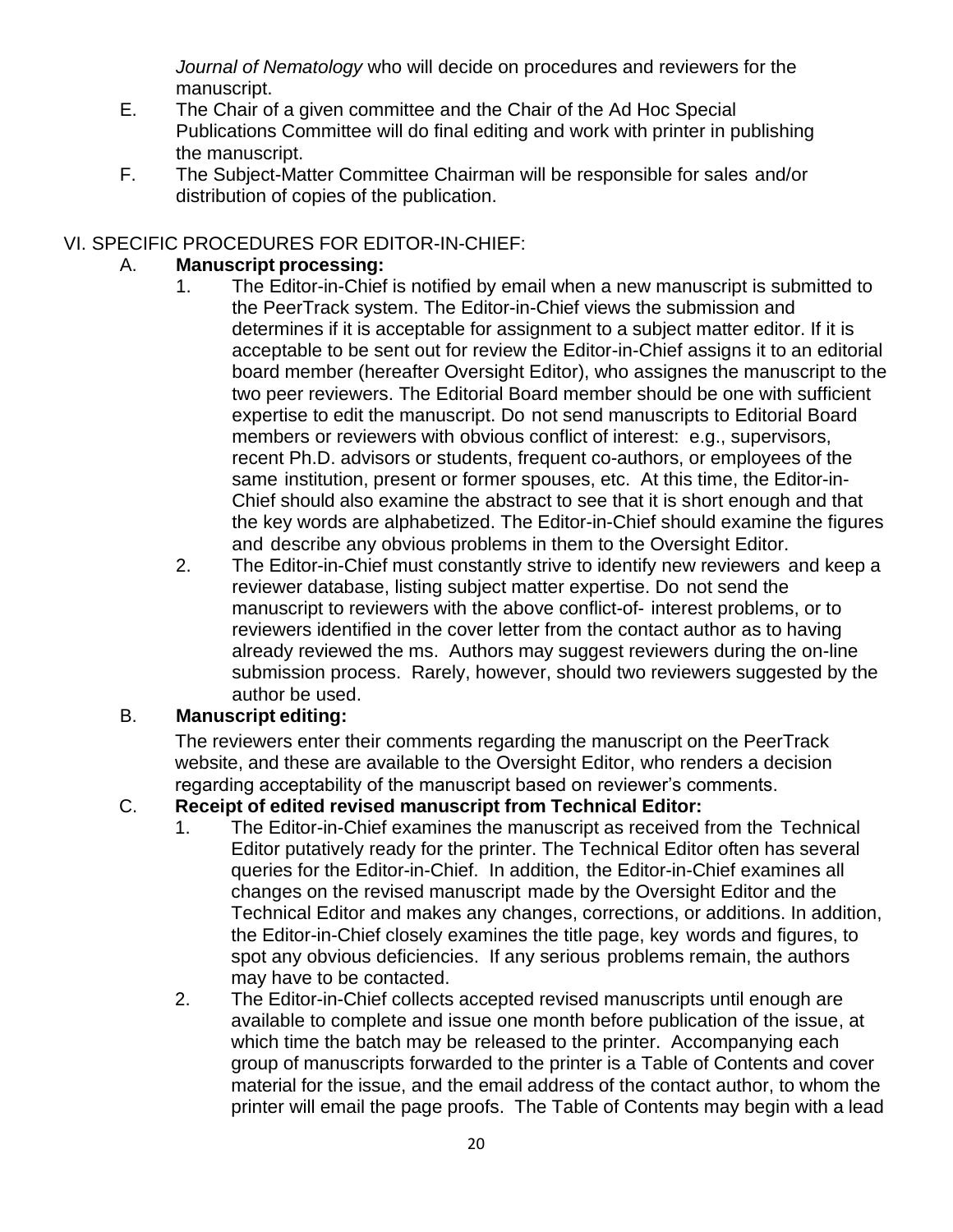*Journal of Nematology* who will decide on procedures and reviewers for the manuscript.

E. The Chair of a given committee and the Chair of the Ad Hoc Special Publications Committee will do final editing and work with printer in publishing the manuscript.

F. The Subject-Matter Committee Chairman will be responsible for sales and/or distribution of copies of the publication.

## VI. SPECIFIC PROCEDURES FOR EDITOR-IN-CHIEF:

### A. **Manuscript processing:**

1. The Editor-in-Chief is notified by email when a new manuscript is submitted to the PeerTrack system. The Editor-in-Chief views the submission and determines if it is acceptable for assignment to a subject matter editor. If it is acceptable to be sent out for review the Editor-in-Chief assigns it to an editorial board member (hereafter Oversight Editor), who assignes the manuscript to the two peer reviewers. The Editorial Board member should be one with sufficient expertise to edit the manuscript. Do not send manuscripts to Editorial Board members or reviewers with obvious conflict of interest: e.g., supervisors, recent Ph.D. advisors or students, frequent co-authors, or employees of the same institution, present or former spouses, etc. At this time, the Editor-in-Chief should also examine the abstract to see that it is short enough and that the key words are alphabetized. The Editor-in-Chief should examine the figures and describe any obvious problems in them to the Oversight Editor.
2. The Editor-in-Chief must constantly strive to identify new reviewers and keep a reviewer database, listing subject matter expertise. Do not send the manuscript to reviewers with the above conflict-of- interest problems, or to reviewers identified in the cover letter from the contact author as to having already reviewed the ms. Authors may suggest reviewers during the on-line submission process. Rarely, however, should two reviewers suggested by the author be used.

### B. **Manuscript editing:**

The reviewers enter their comments regarding the manuscript on the PeerTrack website, and these are available to the Oversight Editor, who renders a decision regarding acceptability of the manuscript based on reviewer's comments.

### C. **Receipt of edited revised manuscript from Technical Editor:**

1. The Editor-in-Chief examines the manuscript as received from the Technical Editor putatively ready for the printer. The Technical Editor often has several queries for the Editor-in-Chief. In addition, the Editor-in-Chief examines all changes on the revised manuscript made by the Oversight Editor and the Technical Editor and makes any changes, corrections, or additions. In addition, the Editor-in-Chief closely examines the title page, key words and figures, to spot any obvious deficiencies. If any serious problems remain, the authors may have to be contacted.
2. The Editor-in-Chief collects accepted revised manuscripts until enough are available to complete and issue one month before publication of the issue, at which time the batch may be released to the printer. Accompanying each group of manuscripts forwarded to the printer is a Table of Contents and cover material for the issue, and the email address of the contact author, to whom the printer will email the page proofs. The Table of Contents may begin with a lead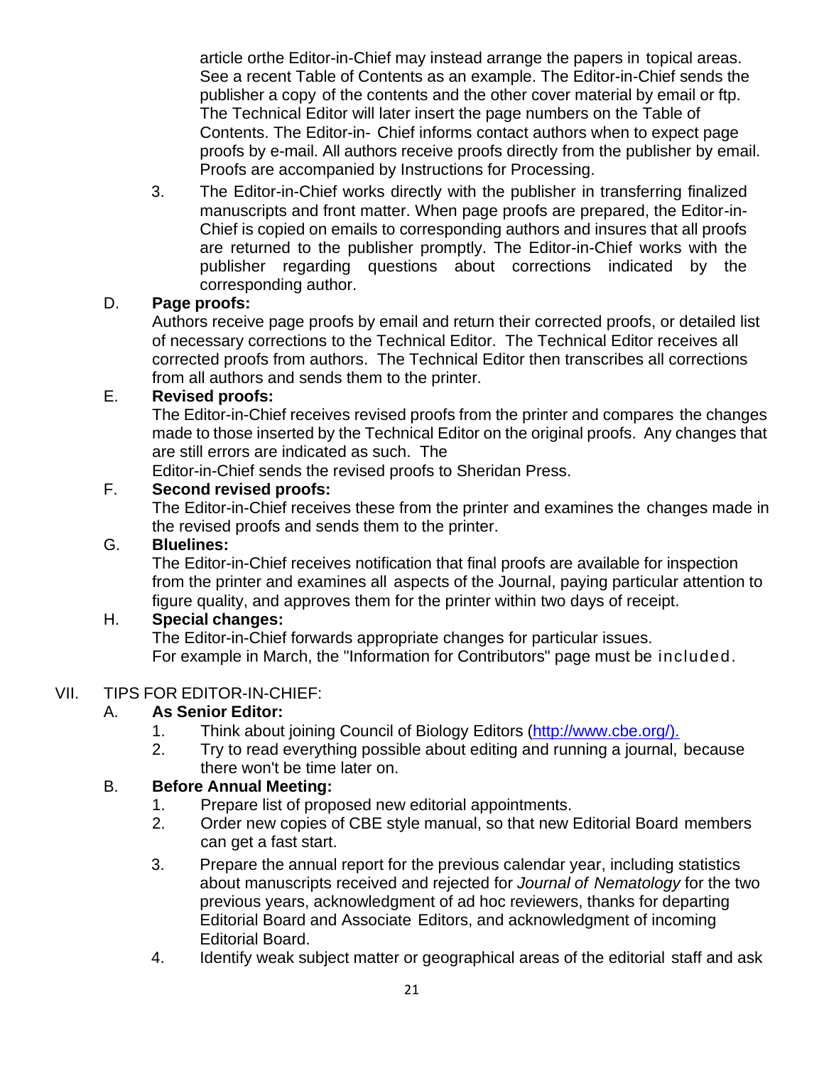article orthe Editor-in-Chief may instead arrange the papers in topical areas. See a recent Table of Contents as an example. The Editor-in-Chief sends the publisher a copy of the contents and the other cover material by email or ftp. The Technical Editor will later insert the page numbers on the Table of Contents. The Editor-in- Chief informs contact authors when to expect page proofs by e-mail. All authors receive proofs directly from the publisher by email. Proofs are accompanied by Instructions for Processing.

3. The Editor-in-Chief works directly with the publisher in transferring finalized manuscripts and front matter. When page proofs are prepared, the Editor-in-Chief is copied on emails to corresponding authors and insures that all proofs are returned to the publisher promptly. The Editor-in-Chief works with the publisher regarding questions about corrections indicated by the corresponding author.

D. **Page proofs:**
Authors receive page proofs by email and return their corrected proofs, or detailed list of necessary corrections to the Technical Editor. The Technical Editor receives all corrected proofs from authors. The Technical Editor then transcribes all corrections from all authors and sends them to the printer.

E. **Revised proofs:**
The Editor-in-Chief receives revised proofs from the printer and compares the changes made to those inserted by the Technical Editor on the original proofs. Any changes that are still errors are indicated as such. The Editor-in-Chief sends the revised proofs to Sheridan Press.

F. **Second revised proofs:**
The Editor-in-Chief receives these from the printer and examines the changes made in the revised proofs and sends them to the printer.

G. **Bluelines:**
The Editor-in-Chief receives notification that final proofs are available for inspection from the printer and examines all aspects of the Journal, paying particular attention to figure quality, and approves them for the printer within two days of receipt.

H. **Special changes:**
The Editor-in-Chief forwards appropriate changes for particular issues. For example in March, the "Information for Contributors" page must be included.

VII. TIPS FOR EDITOR-IN-CHIEF:

A. **As Senior Editor:**
1. Think about joining Council of Biology Editors (http://www.cbe.org/).
2. Try to read everything possible about editing and running a journal, because there won't be time later on.

B. **Before Annual Meeting:**
1. Prepare list of proposed new editorial appointments.
2. Order new copies of CBE style manual, so that new Editorial Board members can get a fast start.
3. Prepare the annual report for the previous calendar year, including statistics about manuscripts received and rejected for *Journal of Nematology* for the two previous years, acknowledgment of ad hoc reviewers, thanks for departing Editorial Board and Associate Editors, and acknowledgment of incoming Editorial Board.
4. Identify weak subject matter or geographical areas of the editorial staff and ask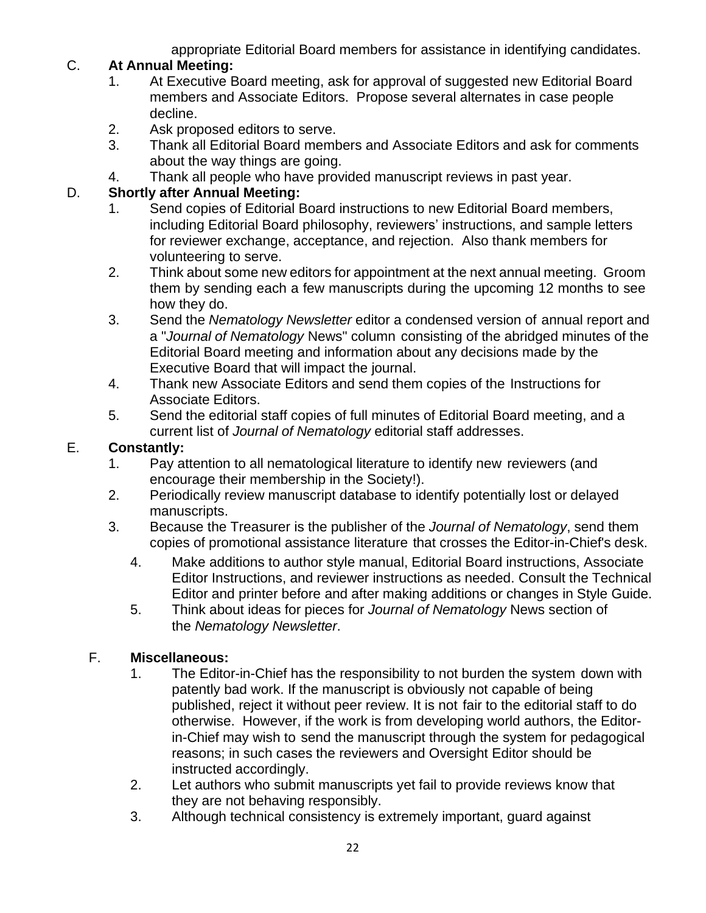appropriate Editorial Board members for assistance in identifying candidates.

C. **At Annual Meeting:**

1. At Executive Board meeting, ask for approval of suggested new Editorial Board members and Associate Editors. Propose several alternates in case people decline.
2. Ask proposed editors to serve.
3. Thank all Editorial Board members and Associate Editors and ask for comments about the way things are going.
4. Thank all people who have provided manuscript reviews in past year.

D. **Shortly after Annual Meeting:**

1. Send copies of Editorial Board instructions to new Editorial Board members, including Editorial Board philosophy, reviewers' instructions, and sample letters for reviewer exchange, acceptance, and rejection. Also thank members for volunteering to serve.
2. Think about some new editors for appointment at the next annual meeting. Groom them by sending each a few manuscripts during the upcoming 12 months to see how they do.
3. Send the *Nematology Newsletter* editor a condensed version of annual report and a "*Journal of Nematology* News" column consisting of the abridged minutes of the Editorial Board meeting and information about any decisions made by the Executive Board that will impact the journal.
4. Thank new Associate Editors and send them copies of the Instructions for Associate Editors.
5. Send the editorial staff copies of full minutes of Editorial Board meeting, and a current list of *Journal of Nematology* editorial staff addresses.

E. **Constantly:**

1. Pay attention to all nematological literature to identify new reviewers (and encourage their membership in the Society!).
2. Periodically review manuscript database to identify potentially lost or delayed manuscripts.
3. Because the Treasurer is the publisher of the *Journal of Nematology*, send them copies of promotional assistance literature that crosses the Editor-in-Chief's desk.
4. Make additions to author style manual, Editorial Board instructions, Associate Editor Instructions, and reviewer instructions as needed. Consult the Technical Editor and printer before and after making additions or changes in Style Guide.
5. Think about ideas for pieces for *Journal of Nematology* News section of the *Nematology Newsletter*.

F. **Miscellaneous:**

1. The Editor-in-Chief has the responsibility to not burden the system down with patently bad work. If the manuscript is obviously not capable of being published, reject it without peer review. It is not fair to the editorial staff to do otherwise. However, if the work is from developing world authors, the Editor-in-Chief may wish to send the manuscript through the system for pedagogical reasons; in such cases the reviewers and Oversight Editor should be instructed accordingly.
2. Let authors who submit manuscripts yet fail to provide reviews know that they are not behaving responsibly.
3. Although technical consistency is extremely important, guard against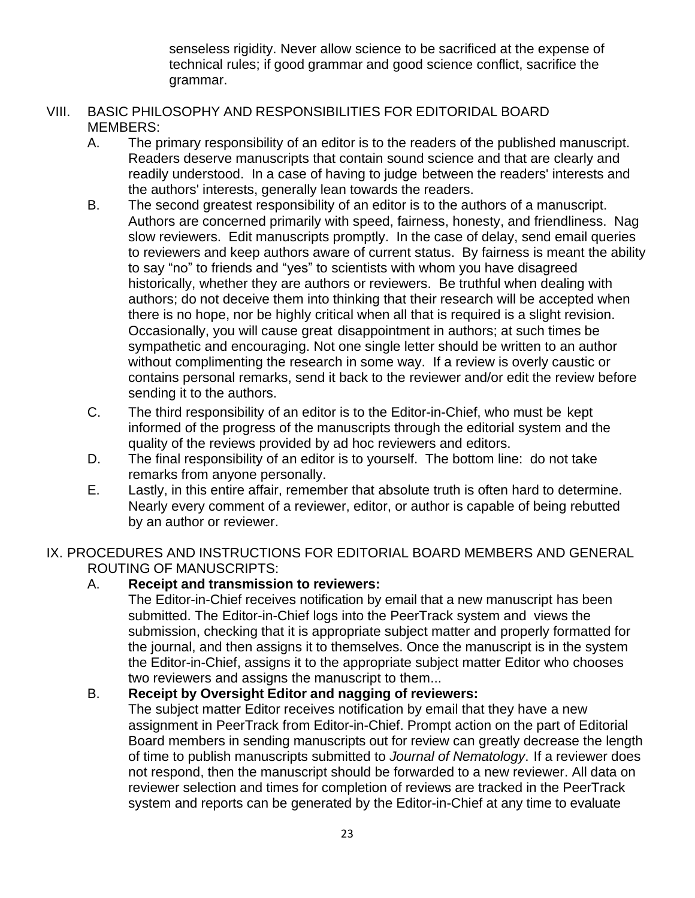senseless rigidity. Never allow science to be sacrificed at the expense of technical rules; if good grammar and good science conflict, sacrifice the grammar.

VIII. BASIC PHILOSOPHY AND RESPONSIBILITIES FOR EDITORIDAL BOARD MEMBERS:

A. The primary responsibility of an editor is to the readers of the published manuscript. Readers deserve manuscripts that contain sound science and that are clearly and readily understood. In a case of having to judge between the readers' interests and the authors' interests, generally lean towards the readers.

B. The second greatest responsibility of an editor is to the authors of a manuscript. Authors are concerned primarily with speed, fairness, honesty, and friendliness. Nag slow reviewers. Edit manuscripts promptly. In the case of delay, send email queries to reviewers and keep authors aware of current status. By fairness is meant the ability to say "no" to friends and "yes" to scientists with whom you have disagreed historically, whether they are authors or reviewers. Be truthful when dealing with authors; do not deceive them into thinking that their research will be accepted when there is no hope, nor be highly critical when all that is required is a slight revision. Occasionally, you will cause great disappointment in authors; at such times be sympathetic and encouraging. Not one single letter should be written to an author without complimenting the research in some way. If a review is overly caustic or contains personal remarks, send it back to the reviewer and/or edit the review before sending it to the authors.

C. The third responsibility of an editor is to the Editor-in-Chief, who must be kept informed of the progress of the manuscripts through the editorial system and the quality of the reviews provided by ad hoc reviewers and editors.

D. The final responsibility of an editor is to yourself. The bottom line: do not take remarks from anyone personally.

E. Lastly, in this entire affair, remember that absolute truth is often hard to determine. Nearly every comment of a reviewer, editor, or author is capable of being rebutted by an author or reviewer.

IX. PROCEDURES AND INSTRUCTIONS FOR EDITORIAL BOARD MEMBERS AND GENERAL ROUTING OF MANUSCRIPTS:

A. **Receipt and transmission to reviewers:**
The Editor-in-Chief receives notification by email that a new manuscript has been submitted. The Editor-in-Chief logs into the PeerTrack system and views the submission, checking that it is appropriate subject matter and properly formatted for the journal, and then assigns it to themselves. Once the manuscript is in the system the Editor-in-Chief, assigns it to the appropriate subject matter Editor who chooses two reviewers and assigns the manuscript to them...

B. **Receipt by Oversight Editor and nagging of reviewers:**
The subject matter Editor receives notification by email that they have a new assignment in PeerTrack from Editor-in-Chief. Prompt action on the part of Editorial Board members in sending manuscripts out for review can greatly decrease the length of time to publish manuscripts submitted to *Journal of Nematology*. If a reviewer does not respond, then the manuscript should be forwarded to a new reviewer. All data on reviewer selection and times for completion of reviews are tracked in the PeerTrack system and reports can be generated by the Editor-in-Chief at any time to evaluate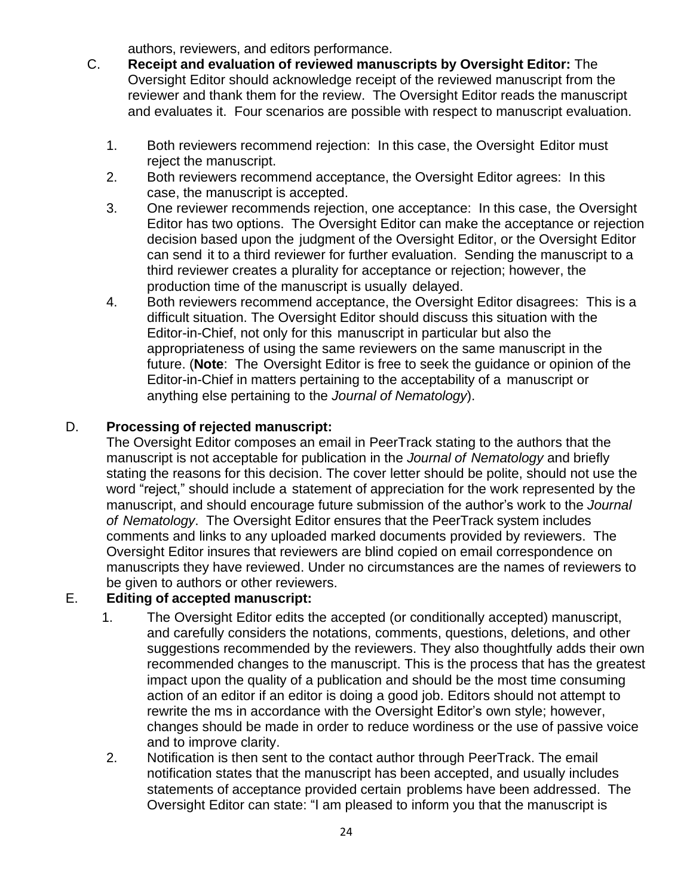authors, reviewers, and editors performance.

C. **Receipt and evaluation of reviewed manuscripts by Oversight Editor:** The Oversight Editor should acknowledge receipt of the reviewed manuscript from the reviewer and thank them for the review. The Oversight Editor reads the manuscript and evaluates it. Four scenarios are possible with respect to manuscript evaluation.

1. Both reviewers recommend rejection: In this case, the Oversight Editor must reject the manuscript.
2. Both reviewers recommend acceptance, the Oversight Editor agrees: In this case, the manuscript is accepted.
3. One reviewer recommends rejection, one acceptance: In this case, the Oversight Editor has two options. The Oversight Editor can make the acceptance or rejection decision based upon the judgment of the Oversight Editor, or the Oversight Editor can send it to a third reviewer for further evaluation. Sending the manuscript to a third reviewer creates a plurality for acceptance or rejection; however, the production time of the manuscript is usually delayed.
4. Both reviewers recommend acceptance, the Oversight Editor disagrees: This is a difficult situation. The Oversight Editor should discuss this situation with the Editor-in-Chief, not only for this manuscript in particular but also the appropriateness of using the same reviewers on the same manuscript in the future. (**Note**: The Oversight Editor is free to seek the guidance or opinion of the Editor-in-Chief in matters pertaining to the acceptability of a manuscript or anything else pertaining to the *Journal of Nematology*).

D. **Processing of rejected manuscript:**
The Oversight Editor composes an email in PeerTrack stating to the authors that the manuscript is not acceptable for publication in the *Journal of Nematology* and briefly stating the reasons for this decision. The cover letter should be polite, should not use the word "reject," should include a statement of appreciation for the work represented by the manuscript, and should encourage future submission of the author's work to the *Journal of Nematology*. The Oversight Editor ensures that the PeerTrack system includes comments and links to any uploaded marked documents provided by reviewers. The Oversight Editor insures that reviewers are blind copied on email correspondence on manuscripts they have reviewed. Under no circumstances are the names of reviewers to be given to authors or other reviewers.

E. **Editing of accepted manuscript:**

1. The Oversight Editor edits the accepted (or conditionally accepted) manuscript, and carefully considers the notations, comments, questions, deletions, and other suggestions recommended by the reviewers. They also thoughtfully adds their own recommended changes to the manuscript. This is the process that has the greatest impact upon the quality of a publication and should be the most time consuming action of an editor if an editor is doing a good job. Editors should not attempt to rewrite the ms in accordance with the Oversight Editor's own style; however, changes should be made in order to reduce wordiness or the use of passive voice and to improve clarity.
2. Notification is then sent to the contact author through PeerTrack. The email notification states that the manuscript has been accepted, and usually includes statements of acceptance provided certain problems have been addressed. The Oversight Editor can state: "I am pleased to inform you that the manuscript is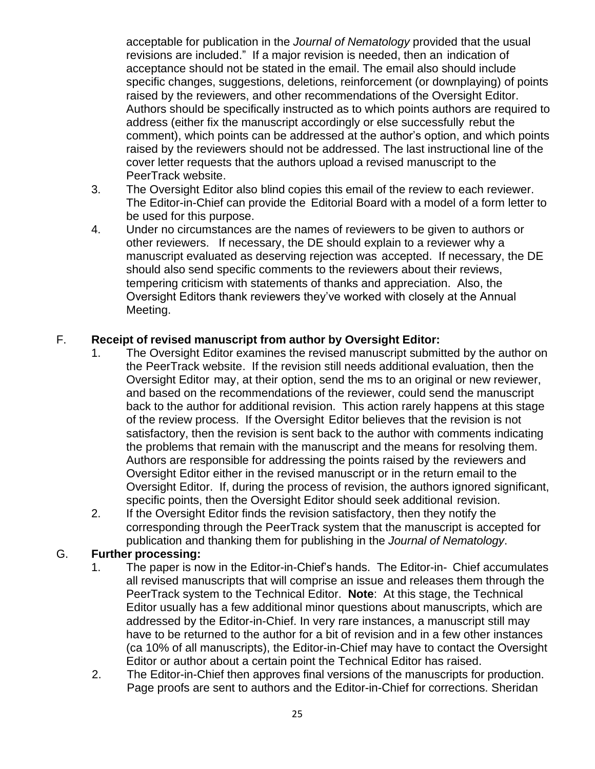acceptable for publication in the *Journal of Nematology* provided that the usual revisions are included." If a major revision is needed, then an indication of acceptance should not be stated in the email. The email also should include specific changes, suggestions, deletions, reinforcement (or downplaying) of points raised by the reviewers, and other recommendations of the Oversight Editor. Authors should be specifically instructed as to which points authors are required to address (either fix the manuscript accordingly or else successfully rebut the comment), which points can be addressed at the author's option, and which points raised by the reviewers should not be addressed. The last instructional line of the cover letter requests that the authors upload a revised manuscript to the PeerTrack website.

3. The Oversight Editor also blind copies this email of the review to each reviewer. The Editor-in-Chief can provide the Editorial Board with a model of a form letter to be used for this purpose.
4. Under no circumstances are the names of reviewers to be given to authors or other reviewers. If necessary, the DE should explain to a reviewer why a manuscript evaluated as deserving rejection was accepted. If necessary, the DE should also send specific comments to the reviewers about their reviews, tempering criticism with statements of thanks and appreciation. Also, the Oversight Editors thank reviewers they've worked with closely at the Annual Meeting.

F. **Receipt of revised manuscript from author by Oversight Editor:**

1. The Oversight Editor examines the revised manuscript submitted by the author on the PeerTrack website. If the revision still needs additional evaluation, then the Oversight Editor may, at their option, send the ms to an original or new reviewer, and based on the recommendations of the reviewer, could send the manuscript back to the author for additional revision. This action rarely happens at this stage of the review process. If the Oversight Editor believes that the revision is not satisfactory, then the revision is sent back to the author with comments indicating the problems that remain with the manuscript and the means for resolving them. Authors are responsible for addressing the points raised by the reviewers and Oversight Editor either in the revised manuscript or in the return email to the Oversight Editor. If, during the process of revision, the authors ignored significant, specific points, then the Oversight Editor should seek additional revision.
2. If the Oversight Editor finds the revision satisfactory, then they notify the corresponding through the PeerTrack system that the manuscript is accepted for publication and thanking them for publishing in the *Journal of Nematology*.

G. **Further processing:**

1. The paper is now in the Editor-in-Chief's hands. The Editor-in- Chief accumulates all revised manuscripts that will comprise an issue and releases them through the PeerTrack system to the Technical Editor. **Note**: At this stage, the Technical Editor usually has a few additional minor questions about manuscripts, which are addressed by the Editor-in-Chief. In very rare instances, a manuscript still may have to be returned to the author for a bit of revision and in a few other instances (ca 10% of all manuscripts), the Editor-in-Chief may have to contact the Oversight Editor or author about a certain point the Technical Editor has raised.
2. The Editor-in-Chief then approves final versions of the manuscripts for production. Page proofs are sent to authors and the Editor-in-Chief for corrections. Sheridan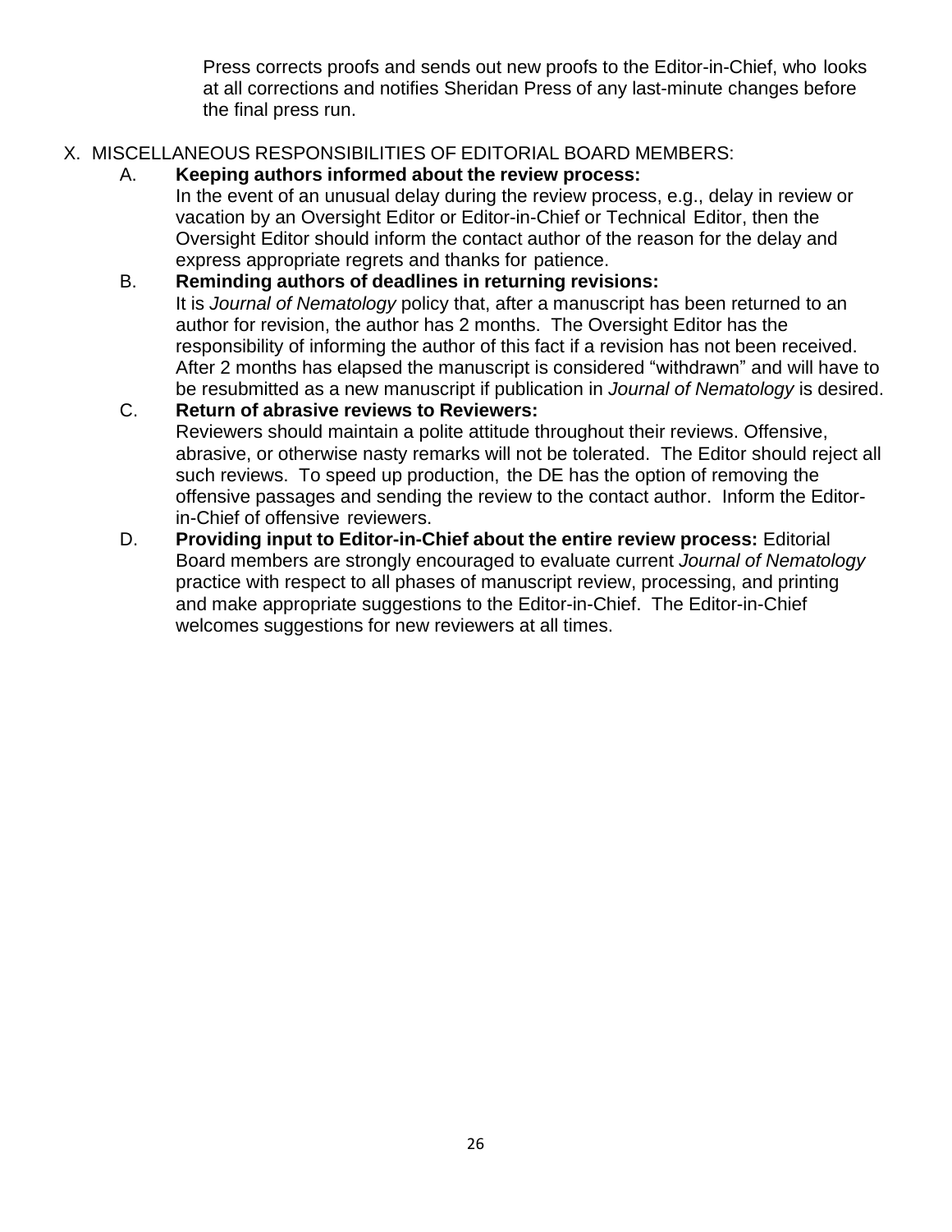Press corrects proofs and sends out new proofs to the Editor-in-Chief, who looks at all corrections and notifies Sheridan Press of any last-minute changes before the final press run.

X. MISCELLANEOUS RESPONSIBILITIES OF EDITORIAL BOARD MEMBERS:

A. **Keeping authors informed about the review process:**
In the event of an unusual delay during the review process, e.g., delay in review or vacation by an Oversight Editor or Editor-in-Chief or Technical Editor, then the Oversight Editor should inform the contact author of the reason for the delay and express appropriate regrets and thanks for patience.

B. **Reminding authors of deadlines in returning revisions:**
It is *Journal of Nematology* policy that, after a manuscript has been returned to an author for revision, the author has 2 months. The Oversight Editor has the responsibility of informing the author of this fact if a revision has not been received. After 2 months has elapsed the manuscript is considered "withdrawn" and will have to be resubmitted as a new manuscript if publication in *Journal of Nematology* is desired.

C. **Return of abrasive reviews to Reviewers:**
Reviewers should maintain a polite attitude throughout their reviews. Offensive, abrasive, or otherwise nasty remarks will not be tolerated. The Editor should reject all such reviews. To speed up production, the DE has the option of removing the offensive passages and sending the review to the contact author. Inform the Editor-in-Chief of offensive reviewers.

D. **Providing input to Editor-in-Chief about the entire review process:** Editorial Board members are strongly encouraged to evaluate current *Journal of Nematology* practice with respect to all phases of manuscript review, processing, and printing and make appropriate suggestions to the Editor-in-Chief. The Editor-in-Chief welcomes suggestions for new reviewers at all times.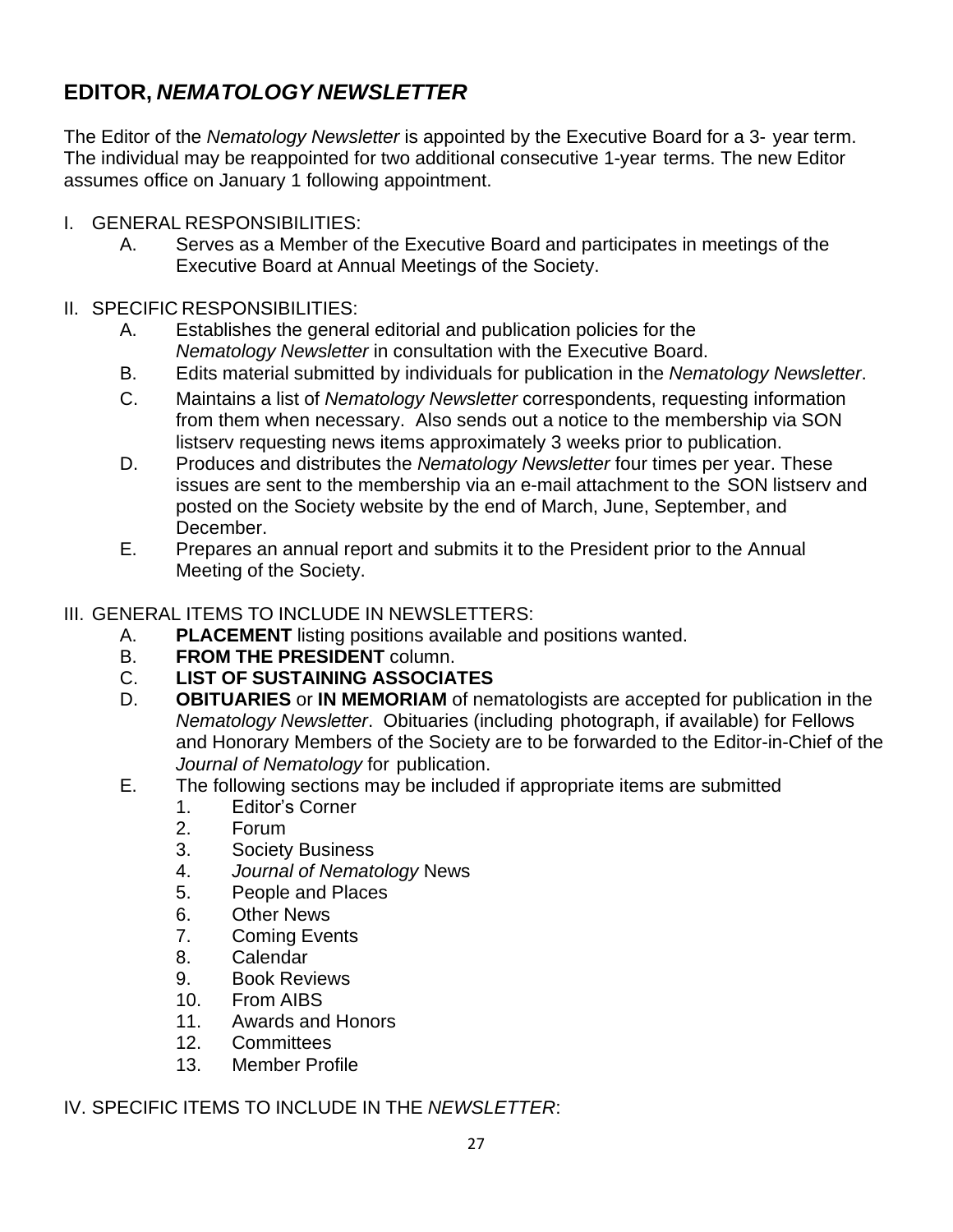## EDITOR, *NEMATOLOGY NEWSLETTER*

The Editor of the *Nematology Newsletter* is appointed by the Executive Board for a 3- year term. The individual may be reappointed for two additional consecutive 1-year terms. The new Editor assumes office on January 1 following appointment.

I. GENERAL RESPONSIBILITIES:
   A. Serves as a Member of the Executive Board and participates in meetings of the Executive Board at Annual Meetings of the Society.

II. SPECIFIC RESPONSIBILITIES:
   A. Establishes the general editorial and publication policies for the *Nematology Newsletter* in consultation with the Executive Board.
   B. Edits material submitted by individuals for publication in the *Nematology Newsletter*.
   C. Maintains a list of *Nematology Newsletter* correspondents, requesting information from them when necessary. Also sends out a notice to the membership via SON listserv requesting news items approximately 3 weeks prior to publication.
   D. Produces and distributes the *Nematology Newsletter* four times per year. These issues are sent to the membership via an e-mail attachment to the SON listserv and posted on the Society website by the end of March, June, September, and December.
   E. Prepares an annual report and submits it to the President prior to the Annual Meeting of the Society.

III. GENERAL ITEMS TO INCLUDE IN NEWSLETTERS:
   A. **PLACEMENT** listing positions available and positions wanted.
   B. **FROM THE PRESIDENT** column.
   C. **LIST OF SUSTAINING ASSOCIATES**
   D. **OBITUARIES** or **IN MEMORIAM** of nematologists are accepted for publication in the *Nematology Newsletter*. Obituaries (including photograph, if available) for Fellows and Honorary Members of the Society are to be forwarded to the Editor-in-Chief of the *Journal of Nematology* for publication.
   E. The following sections may be included if appropriate items are submitted
      1. Editor's Corner
      2. Forum
      3. Society Business
      4. *Journal of Nematology* News
      5. People and Places
      6. Other News
      7. Coming Events
      8. Calendar
      9. Book Reviews
      10. From AIBS
      11. Awards and Honors
      12. Committees
      13. Member Profile

IV. SPECIFIC ITEMS TO INCLUDE IN THE *NEWSLETTER*: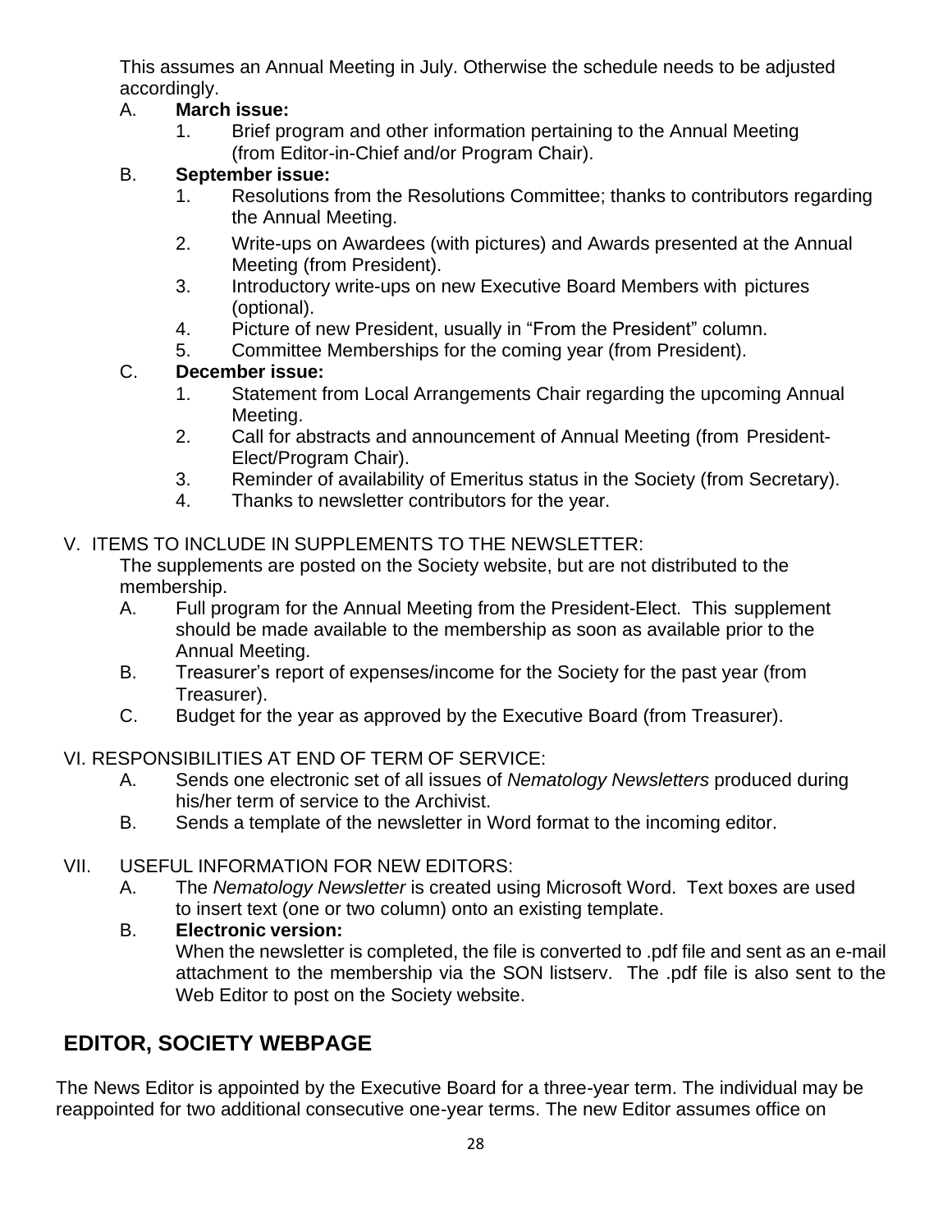This assumes an Annual Meeting in July. Otherwise the schedule needs to be adjusted accordingly.

A. **March issue:**
   1. Brief program and other information pertaining to the Annual Meeting (from Editor-in-Chief and/or Program Chair).

B. **September issue:**
   1. Resolutions from the Resolutions Committee; thanks to contributors regarding the Annual Meeting.
   2. Write-ups on Awardees (with pictures) and Awards presented at the Annual Meeting (from President).
   3. Introductory write-ups on new Executive Board Members with pictures (optional).
   4. Picture of new President, usually in "From the President" column.
   5. Committee Memberships for the coming year (from President).

C. **December issue:**
   1. Statement from Local Arrangements Chair regarding the upcoming Annual Meeting.
   2. Call for abstracts and announcement of Annual Meeting (from President-Elect/Program Chair).
   3. Reminder of availability of Emeritus status in the Society (from Secretary).
   4. Thanks to newsletter contributors for the year.

V. ITEMS TO INCLUDE IN SUPPLEMENTS TO THE NEWSLETTER:

The supplements are posted on the Society website, but are not distributed to the membership.

A. Full program for the Annual Meeting from the President-Elect. This supplement should be made available to the membership as soon as available prior to the Annual Meeting.

B. Treasurer's report of expenses/income for the Society for the past year (from Treasurer).

C. Budget for the year as approved by the Executive Board (from Treasurer).

VI. RESPONSIBILITIES AT END OF TERM OF SERVICE:

A. Sends one electronic set of all issues of *Nematology Newsletters* produced during his/her term of service to the Archivist.

B. Sends a template of the newsletter in Word format to the incoming editor.

VII. USEFUL INFORMATION FOR NEW EDITORS:

A. The *Nematology Newsletter* is created using Microsoft Word. Text boxes are used to insert text (one or two column) onto an existing template.

B. **Electronic version:**
When the newsletter is completed, the file is converted to .pdf file and sent as an e-mail attachment to the membership via the SON listserv. The .pdf file is also sent to the Web Editor to post on the Society website.

## EDITOR, SOCIETY WEBPAGE

The News Editor is appointed by the Executive Board for a three-year term. The individual may be reappointed for two additional consecutive one-year terms. The new Editor assumes office on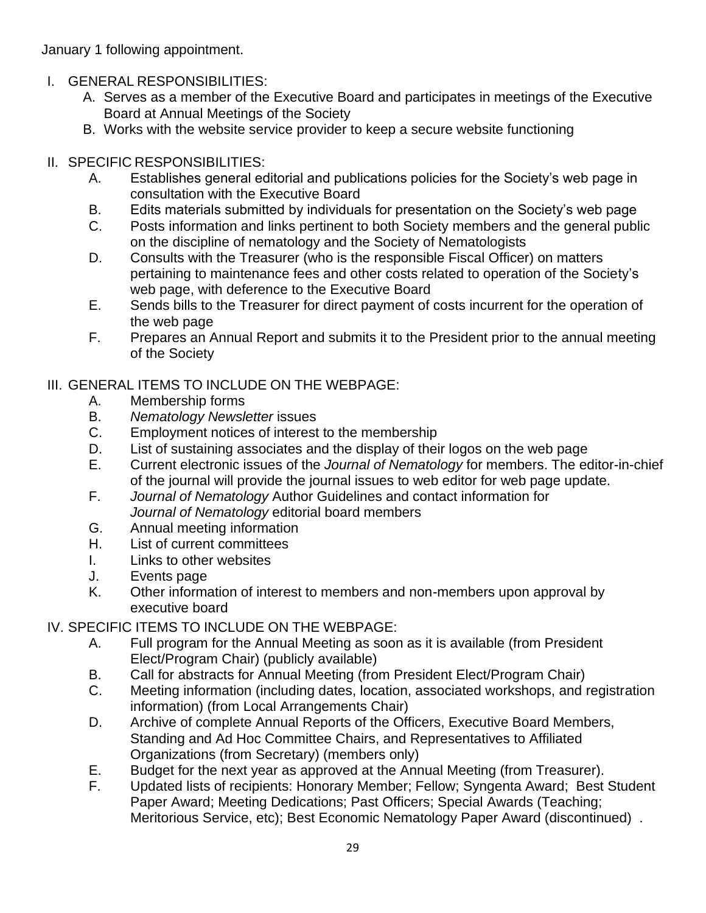January 1 following appointment.

I. GENERAL RESPONSIBILITIES:
   A. Serves as a member of the Executive Board and participates in meetings of the Executive Board at Annual Meetings of the Society
   B. Works with the website service provider to keep a secure website functioning

II. SPECIFIC RESPONSIBILITIES:
   A. Establishes general editorial and publications policies for the Society's web page in consultation with the Executive Board
   B. Edits materials submitted by individuals for presentation on the Society's web page
   C. Posts information and links pertinent to both Society members and the general public on the discipline of nematology and the Society of Nematologists
   D. Consults with the Treasurer (who is the responsible Fiscal Officer) on matters pertaining to maintenance fees and other costs related to operation of the Society's web page, with deference to the Executive Board
   E. Sends bills to the Treasurer for direct payment of costs incurrent for the operation of the web page
   F. Prepares an Annual Report and submits it to the President prior to the annual meeting of the Society

III. GENERAL ITEMS TO INCLUDE ON THE WEBPAGE:
   A. Membership forms
   B. *Nematology Newsletter* issues
   C. Employment notices of interest to the membership
   D. List of sustaining associates and the display of their logos on the web page
   E. Current electronic issues of the *Journal of Nematology* for members. The editor-in-chief of the journal will provide the journal issues to web editor for web page update.
   F. *Journal of Nematology* Author Guidelines and contact information for *Journal of Nematology* editorial board members
   G. Annual meeting information
   H. List of current committees
   I. Links to other websites
   J. Events page
   K. Other information of interest to members and non-members upon approval by executive board

IV. SPECIFIC ITEMS TO INCLUDE ON THE WEBPAGE:
   A. Full program for the Annual Meeting as soon as it is available (from President Elect/Program Chair) (publicly available)
   B. Call for abstracts for Annual Meeting (from President Elect/Program Chair)
   C. Meeting information (including dates, location, associated workshops, and registration information) (from Local Arrangements Chair)
   D. Archive of complete Annual Reports of the Officers, Executive Board Members, Standing and Ad Hoc Committee Chairs, and Representatives to Affiliated Organizations (from Secretary) (members only)
   E. Budget for the next year as approved at the Annual Meeting (from Treasurer).
   F. Updated lists of recipients: Honorary Member; Fellow; Syngenta Award; Best Student Paper Award; Meeting Dedications; Past Officers; Special Awards (Teaching; Meritorious Service, etc); Best Economic Nematology Paper Award (discontinued) .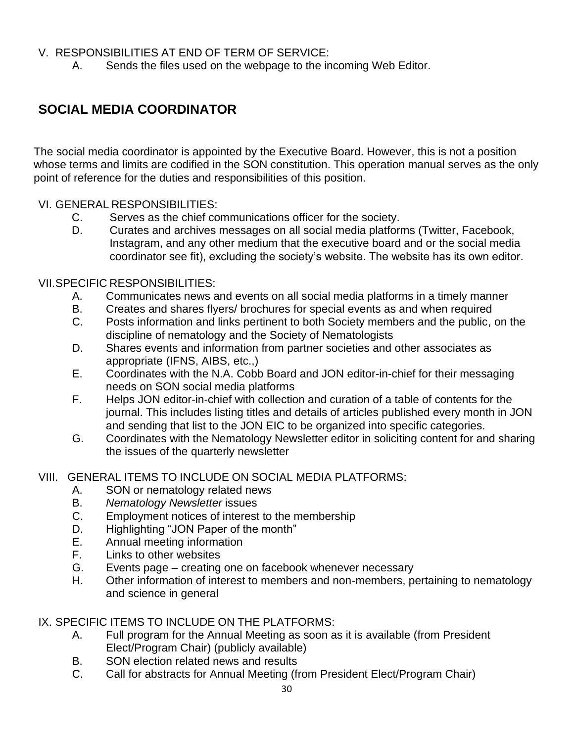V. RESPONSIBILITIES AT END OF TERM OF SERVICE:

A. Sends the files used on the webpage to the incoming Web Editor.

## SOCIAL MEDIA COORDINATOR

The social media coordinator is appointed by the Executive Board. However, this is not a position whose terms and limits are codified in the SON constitution. This operation manual serves as the only point of reference for the duties and responsibilities of this position.

VI. GENERAL RESPONSIBILITIES:

C. Serves as the chief communications officer for the society.

D. Curates and archives messages on all social media platforms (Twitter, Facebook, Instagram, and any other medium that the executive board and or the social media coordinator see fit), excluding the society's website. The website has its own editor.

VII. SPECIFIC RESPONSIBILITIES:

A. Communicates news and events on all social media platforms in a timely manner

B. Creates and shares flyers/ brochures for special events as and when required

C. Posts information and links pertinent to both Society members and the public, on the discipline of nematology and the Society of Nematologists

D. Shares events and information from partner societies and other associates as appropriate (IFNS, AIBS, etc.,)

E. Coordinates with the N.A. Cobb Board and JON editor-in-chief for their messaging needs on SON social media platforms

F. Helps JON editor-in-chief with collection and curation of a table of contents for the journal. This includes listing titles and details of articles published every month in JON and sending that list to the JON EIC to be organized into specific categories.

G. Coordinates with the Nematology Newsletter editor in soliciting content for and sharing the issues of the quarterly newsletter

VIII. GENERAL ITEMS TO INCLUDE ON SOCIAL MEDIA PLATFORMS:

A. SON or nematology related news

B. *Nematology Newsletter* issues

C. Employment notices of interest to the membership

D. Highlighting "JON Paper of the month"

E. Annual meeting information

F. Links to other websites

G. Events page – creating one on facebook whenever necessary

H. Other information of interest to members and non-members, pertaining to nematology and science in general

IX. SPECIFIC ITEMS TO INCLUDE ON THE PLATFORMS:

A. Full program for the Annual Meeting as soon as it is available (from President Elect/Program Chair) (publicly available)

B. SON election related news and results

C. Call for abstracts for Annual Meeting (from President Elect/Program Chair)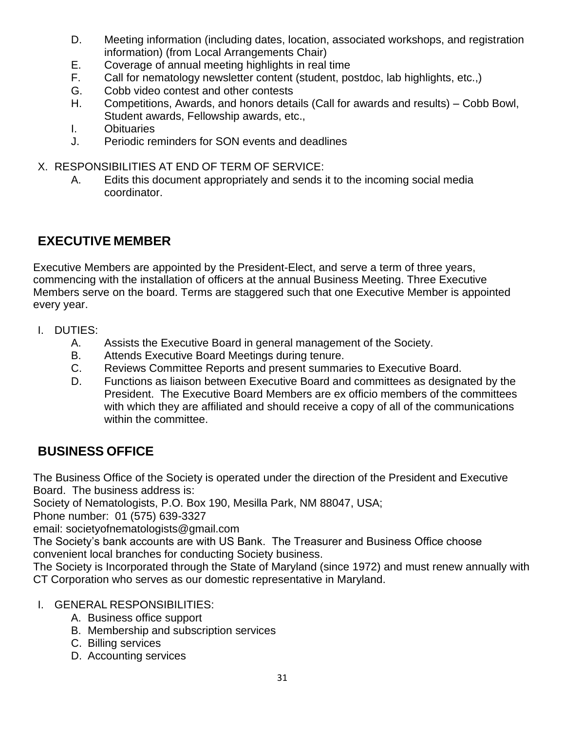D. Meeting information (including dates, location, associated workshops, and registration information) (from Local Arrangements Chair)
E. Coverage of annual meeting highlights in real time
F. Call for nematology newsletter content (student, postdoc, lab highlights, etc.,)
G. Cobb video contest and other contests
H. Competitions, Awards, and honors details (Call for awards and results) – Cobb Bowl, Student awards, Fellowship awards, etc.,
I. Obituaries
J. Periodic reminders for SON events and deadlines

X. RESPONSIBILITIES AT END OF TERM OF SERVICE:
   A. Edits this document appropriately and sends it to the incoming social media coordinator.

## EXECUTIVE MEMBER

Executive Members are appointed by the President-Elect, and serve a term of three years, commencing with the installation of officers at the annual Business Meeting. Three Executive Members serve on the board. Terms are staggered such that one Executive Member is appointed every year.

I. DUTIES:
   A. Assists the Executive Board in general management of the Society.
   B. Attends Executive Board Meetings during tenure.
   C. Reviews Committee Reports and present summaries to Executive Board.
   D. Functions as liaison between Executive Board and committees as designated by the President. The Executive Board Members are ex officio members of the committees with which they are affiliated and should receive a copy of all of the communications within the committee.

## BUSINESS OFFICE

The Business Office of the Society is operated under the direction of the President and Executive Board. The business address is:
Society of Nematologists, P.O. Box 190, Mesilla Park, NM 88047, USA;
Phone number: 01 (575) 639-3327
email: societyofnematologists@gmail.com
The Society's bank accounts are with US Bank. The Treasurer and Business Office choose convenient local branches for conducting Society business.
The Society is Incorporated through the State of Maryland (since 1972) and must renew annually with CT Corporation who serves as our domestic representative in Maryland.

I. GENERAL RESPONSIBILITIES:
   A. Business office support
   B. Membership and subscription services
   C. Billing services
   D. Accounting services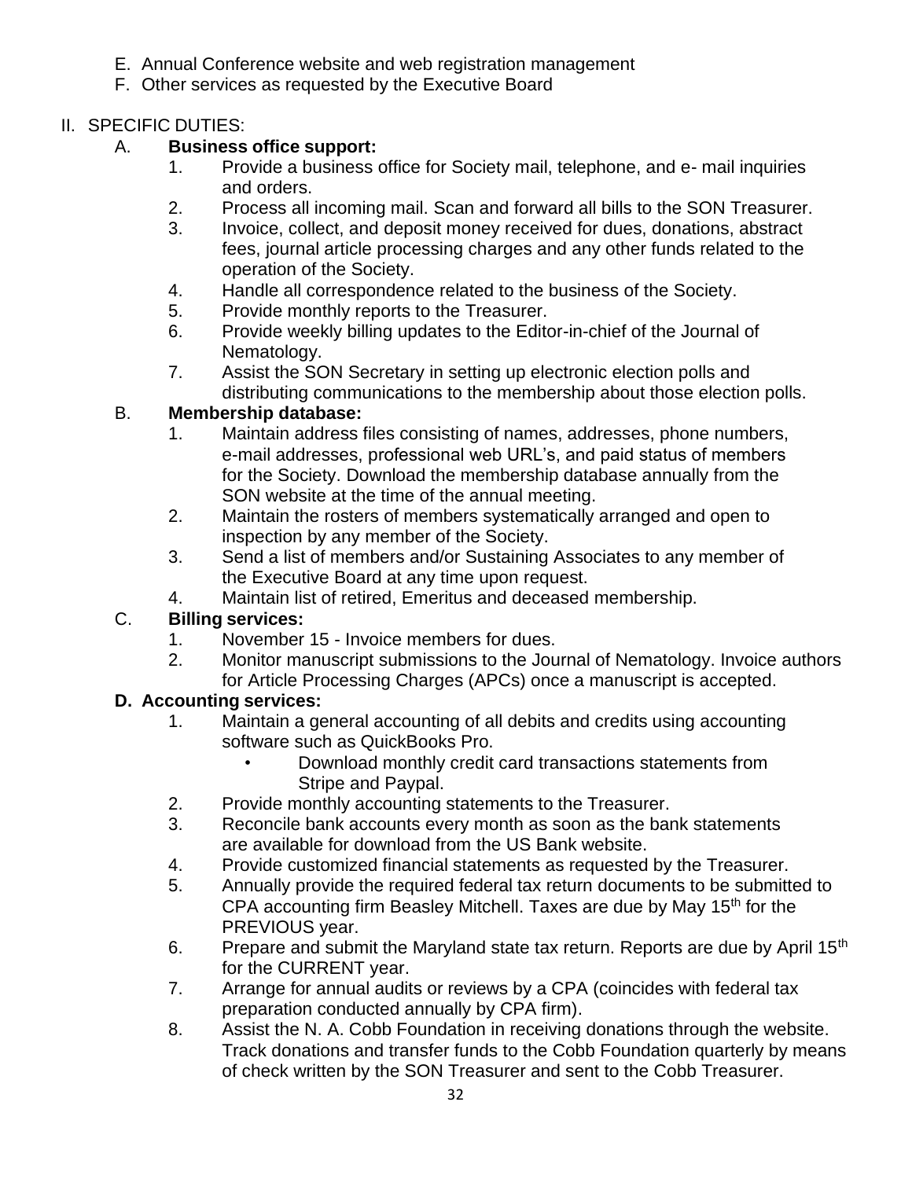E. Annual Conference website and web registration management
F. Other services as requested by the Executive Board

II. SPECIFIC DUTIES:

A. **Business office support:**

1. Provide a business office for Society mail, telephone, and e- mail inquiries and orders.
2. Process all incoming mail. Scan and forward all bills to the SON Treasurer.
3. Invoice, collect, and deposit money received for dues, donations, abstract fees, journal article processing charges and any other funds related to the operation of the Society.
4. Handle all correspondence related to the business of the Society.
5. Provide monthly reports to the Treasurer.
6. Provide weekly billing updates to the Editor-in-chief of the Journal of Nematology.
7. Assist the SON Secretary in setting up electronic election polls and distributing communications to the membership about those election polls.

B. **Membership database:**

1. Maintain address files consisting of names, addresses, phone numbers, e-mail addresses, professional web URL's, and paid status of members for the Society. Download the membership database annually from the SON website at the time of the annual meeting.
2. Maintain the rosters of members systematically arranged and open to inspection by any member of the Society.
3. Send a list of members and/or Sustaining Associates to any member of the Executive Board at any time upon request.
4. Maintain list of retired, Emeritus and deceased membership.

C. **Billing services:**

1. November 15 - Invoice members for dues.
2. Monitor manuscript submissions to the Journal of Nematology. Invoice authors for Article Processing Charges (APCs) once a manuscript is accepted.

**D. Accounting services:**

1. Maintain a general accounting of all debits and credits using accounting software such as QuickBooks Pro.
   - Download monthly credit card transactions statements from Stripe and Paypal.
2. Provide monthly accounting statements to the Treasurer.
3. Reconcile bank accounts every month as soon as the bank statements are available for download from the US Bank website.
4. Provide customized financial statements as requested by the Treasurer.
5. Annually provide the required federal tax return documents to be submitted to CPA accounting firm Beasley Mitchell. Taxes are due by May 15th for the PREVIOUS year.
6. Prepare and submit the Maryland state tax return. Reports are due by April 15th for the CURRENT year.
7. Arrange for annual audits or reviews by a CPA (coincides with federal tax preparation conducted annually by CPA firm).
8. Assist the N. A. Cobb Foundation in receiving donations through the website. Track donations and transfer funds to the Cobb Foundation quarterly by means of check written by the SON Treasurer and sent to the Cobb Treasurer.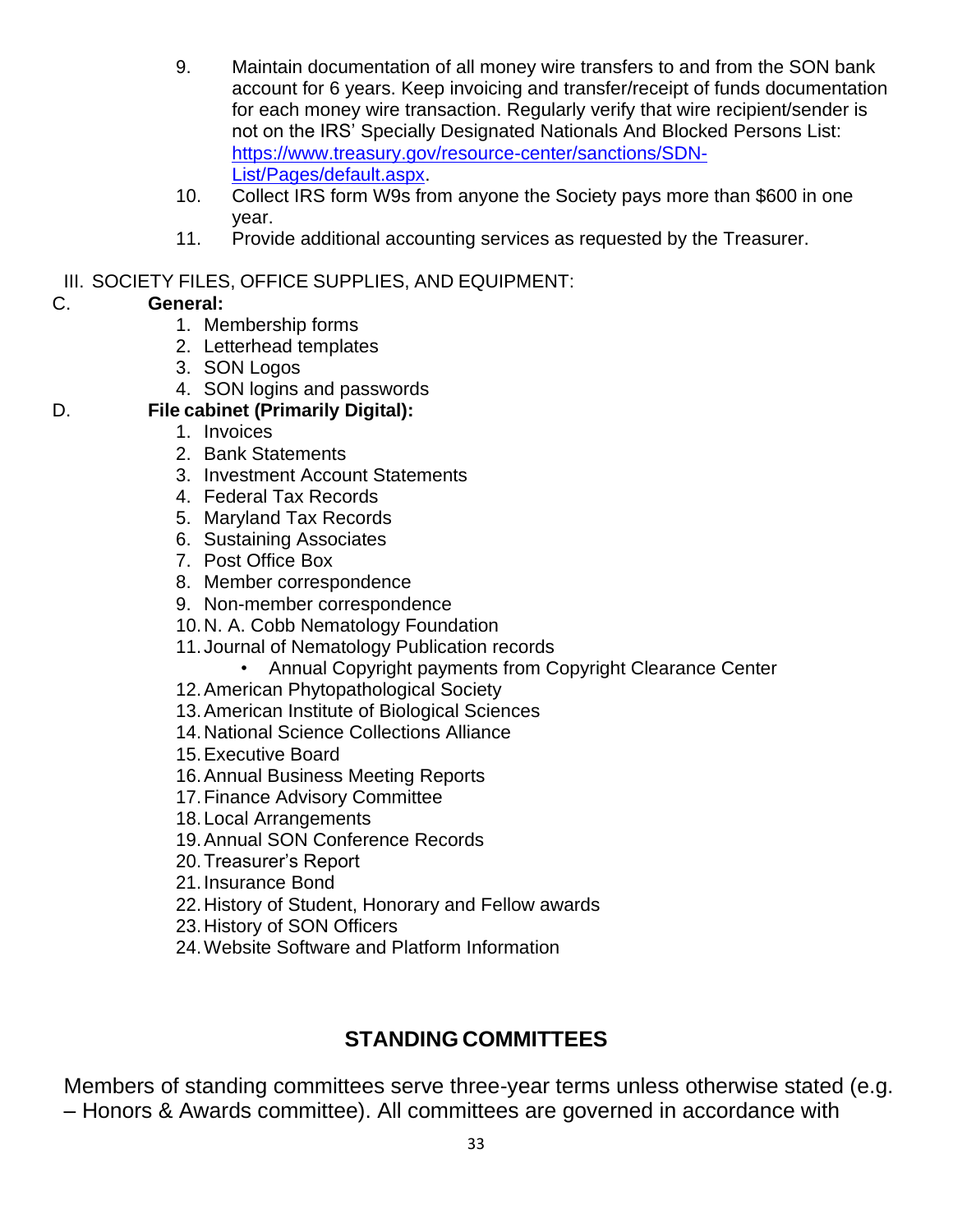9. Maintain documentation of all money wire transfers to and from the SON bank account for 6 years. Keep invoicing and transfer/receipt of funds documentation for each money wire transaction. Regularly verify that wire recipient/sender is not on the IRS' Specially Designated Nationals And Blocked Persons List: [https://www.treasury.gov/resource-center/sanctions/SDN-List/Pages/default.aspx](https://www.treasury.gov/resource-center/sanctions/SDN-List/Pages/default.aspx).
10. Collect IRS form W9s from anyone the Society pays more than $600 in one year.
11. Provide additional accounting services as requested by the Treasurer.

III. SOCIETY FILES, OFFICE SUPPLIES, AND EQUIPMENT:

C. **General:**

1. Membership forms
2. Letterhead templates
3. SON Logos
4. SON logins and passwords

D. **File cabinet (Primarily Digital):**

1. Invoices
2. Bank Statements
3. Investment Account Statements
4. Federal Tax Records
5. Maryland Tax Records
6. Sustaining Associates
7. Post Office Box
8. Member correspondence
9. Non-member correspondence
10. N. A. Cobb Nematology Foundation
11. Journal of Nematology Publication records
    - Annual Copyright payments from Copyright Clearance Center
12. American Phytopathological Society
13. American Institute of Biological Sciences
14. National Science Collections Alliance
15. Executive Board
16. Annual Business Meeting Reports
17. Finance Advisory Committee
18. Local Arrangements
19. Annual SON Conference Records
20. Treasurer's Report
21. Insurance Bond
22. History of Student, Honorary and Fellow awards
23. History of SON Officers
24. Website Software and Platform Information

## STANDING COMMITTEES

Members of standing committees serve three-year terms unless otherwise stated (e.g. – Honors & Awards committee). All committees are governed in accordance with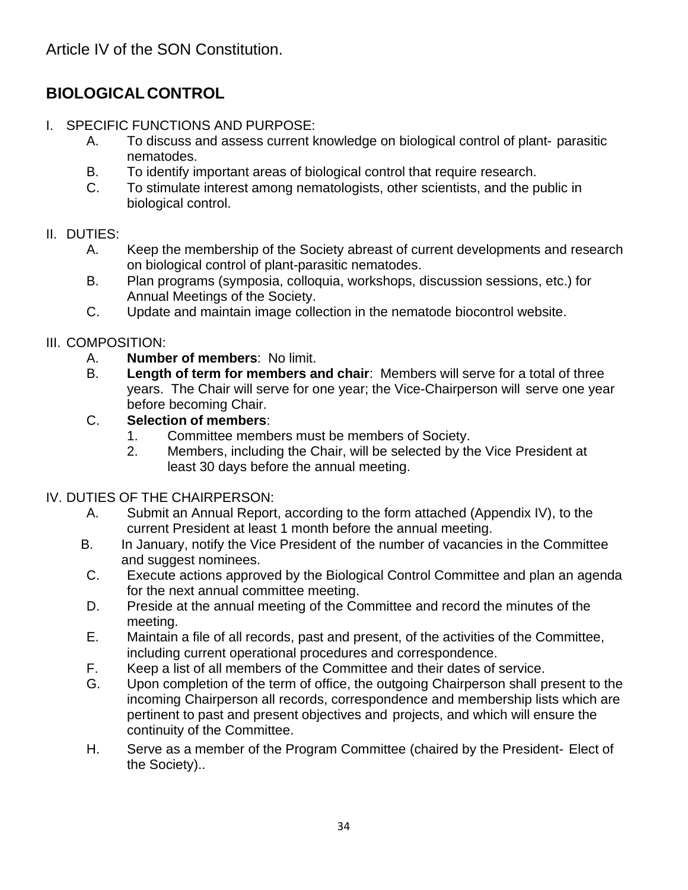Article IV of the SON Constitution.

## BIOLOGICAL CONTROL

I. SPECIFIC FUNCTIONS AND PURPOSE:

- A. To discuss and assess current knowledge on biological control of plant- parasitic nematodes.
- B. To identify important areas of biological control that require research.
- C. To stimulate interest among nematologists, other scientists, and the public in biological control.

II. DUTIES:

- A. Keep the membership of the Society abreast of current developments and research on biological control of plant-parasitic nematodes.
- B. Plan programs (symposia, colloquia, workshops, discussion sessions, etc.) for Annual Meetings of the Society.
- C. Update and maintain image collection in the nematode biocontrol website.

III. COMPOSITION:

- A. **Number of members**: No limit.
- B. **Length of term for members and chair**: Members will serve for a total of three years. The Chair will serve for one year; the Vice-Chairperson will serve one year before becoming Chair.
- C. **Selection of members**:
  1. Committee members must be members of Society.
  2. Members, including the Chair, will be selected by the Vice President at least 30 days before the annual meeting.

IV. DUTIES OF THE CHAIRPERSON:

- A. Submit an Annual Report, according to the form attached (Appendix IV), to the current President at least 1 month before the annual meeting.
- B. In January, notify the Vice President of the number of vacancies in the Committee and suggest nominees.
- C. Execute actions approved by the Biological Control Committee and plan an agenda for the next annual committee meeting.
- D. Preside at the annual meeting of the Committee and record the minutes of the meeting.
- E. Maintain a file of all records, past and present, of the activities of the Committee, including current operational procedures and correspondence.
- F. Keep a list of all members of the Committee and their dates of service.
- G. Upon completion of the term of office, the outgoing Chairperson shall present to the incoming Chairperson all records, correspondence and membership lists which are pertinent to past and present objectives and projects, and which will ensure the continuity of the Committee.
- H. Serve as a member of the Program Committee (chaired by the President- Elect of the Society)..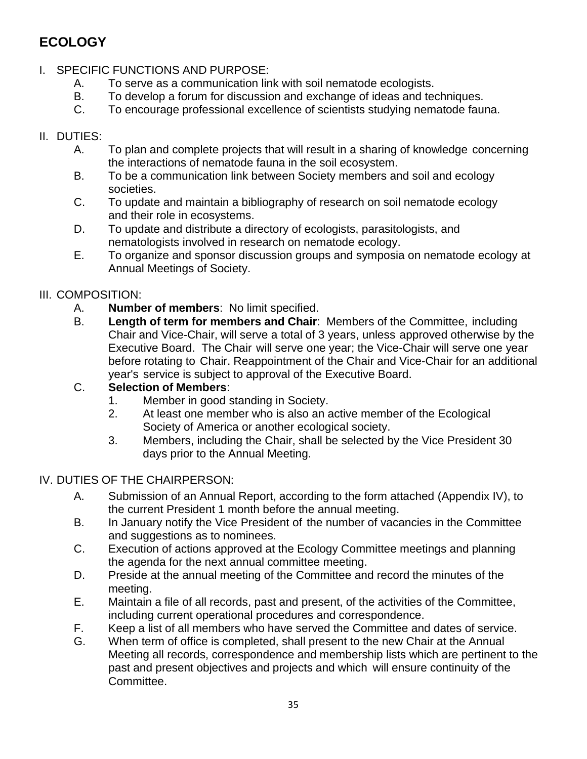## ECOLOGY

I. SPECIFIC FUNCTIONS AND PURPOSE:

  A. To serve as a communication link with soil nematode ecologists.
  B. To develop a forum for discussion and exchange of ideas and techniques.
  C. To encourage professional excellence of scientists studying nematode fauna.

II. DUTIES:

  A. To plan and complete projects that will result in a sharing of knowledge concerning the interactions of nematode fauna in the soil ecosystem.
  B. To be a communication link between Society members and soil and ecology societies.
  C. To update and maintain a bibliography of research on soil nematode ecology and their role in ecosystems.
  D. To update and distribute a directory of ecologists, parasitologists, and nematologists involved in research on nematode ecology.
  E. To organize and sponsor discussion groups and symposia on nematode ecology at Annual Meetings of Society.

III. COMPOSITION:

  A. **Number of members**: No limit specified.
  B. **Length of term for members and Chair**: Members of the Committee, including Chair and Vice-Chair, will serve a total of 3 years, unless approved otherwise by the Executive Board. The Chair will serve one year; the Vice-Chair will serve one year before rotating to Chair. Reappointment of the Chair and Vice-Chair for an additional year's service is subject to approval of the Executive Board.
  C. **Selection of Members**:
    1. Member in good standing in Society.
    2. At least one member who is also an active member of the Ecological Society of America or another ecological society.
    3. Members, including the Chair, shall be selected by the Vice President 30 days prior to the Annual Meeting.

IV. DUTIES OF THE CHAIRPERSON:

  A. Submission of an Annual Report, according to the form attached (Appendix IV), to the current President 1 month before the annual meeting.
  B. In January notify the Vice President of the number of vacancies in the Committee and suggestions as to nominees.
  C. Execution of actions approved at the Ecology Committee meetings and planning the agenda for the next annual committee meeting.
  D. Preside at the annual meeting of the Committee and record the minutes of the meeting.
  E. Maintain a file of all records, past and present, of the activities of the Committee, including current operational procedures and correspondence.
  F. Keep a list of all members who have served the Committee and dates of service.
  G. When term of office is completed, shall present to the new Chair at the Annual Meeting all records, correspondence and membership lists which are pertinent to the past and present objectives and projects and which will ensure continuity of the Committee.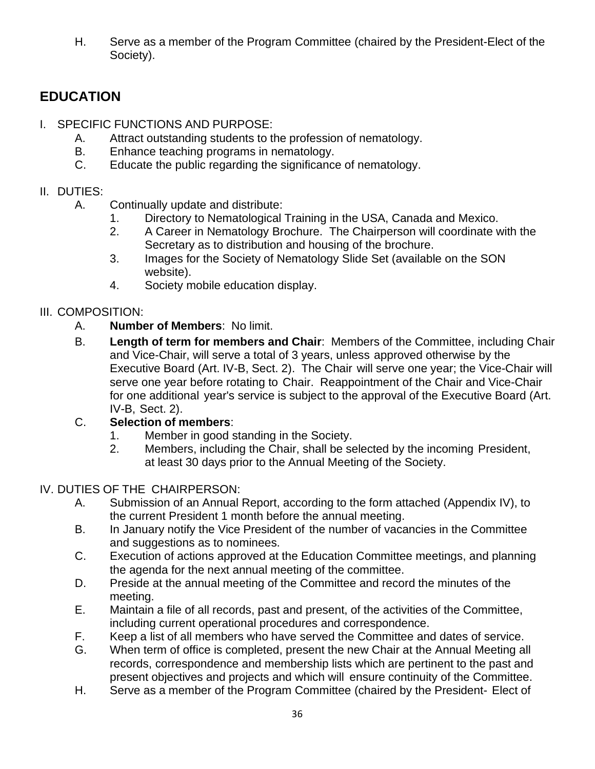H. Serve as a member of the Program Committee (chaired by the President-Elect of the Society).

## EDUCATION

I. SPECIFIC FUNCTIONS AND PURPOSE:

- A. Attract outstanding students to the profession of nematology.
- B. Enhance teaching programs in nematology.
- C. Educate the public regarding the significance of nematology.

II. DUTIES:

- A. Continually update and distribute:
  1. Directory to Nematological Training in the USA, Canada and Mexico.
  2. A Career in Nematology Brochure. The Chairperson will coordinate with the Secretary as to distribution and housing of the brochure.
  3. Images for the Society of Nematology Slide Set (available on the SON website).
  4. Society mobile education display.

III. COMPOSITION:

- A. **Number of Members**: No limit.
- B. **Length of term for members and Chair**: Members of the Committee, including Chair and Vice-Chair, will serve a total of 3 years, unless approved otherwise by the Executive Board (Art. IV-B, Sect. 2). The Chair will serve one year; the Vice-Chair will serve one year before rotating to Chair. Reappointment of the Chair and Vice-Chair for one additional year's service is subject to the approval of the Executive Board (Art. IV-B, Sect. 2).
- C. **Selection of members**:
  1. Member in good standing in the Society.
  2. Members, including the Chair, shall be selected by the incoming President, at least 30 days prior to the Annual Meeting of the Society.

IV. DUTIES OF THE CHAIRPERSON:

- A. Submission of an Annual Report, according to the form attached (Appendix IV), to the current President 1 month before the annual meeting.
- B. In January notify the Vice President of the number of vacancies in the Committee and suggestions as to nominees.
- C. Execution of actions approved at the Education Committee meetings, and planning the agenda for the next annual meeting of the committee.
- D. Preside at the annual meeting of the Committee and record the minutes of the meeting.
- E. Maintain a file of all records, past and present, of the activities of the Committee, including current operational procedures and correspondence.
- F. Keep a list of all members who have served the Committee and dates of service.
- G. When term of office is completed, present the new Chair at the Annual Meeting all records, correspondence and membership lists which are pertinent to the past and present objectives and projects and which will ensure continuity of the Committee.
- H. Serve as a member of the Program Committee (chaired by the President- Elect of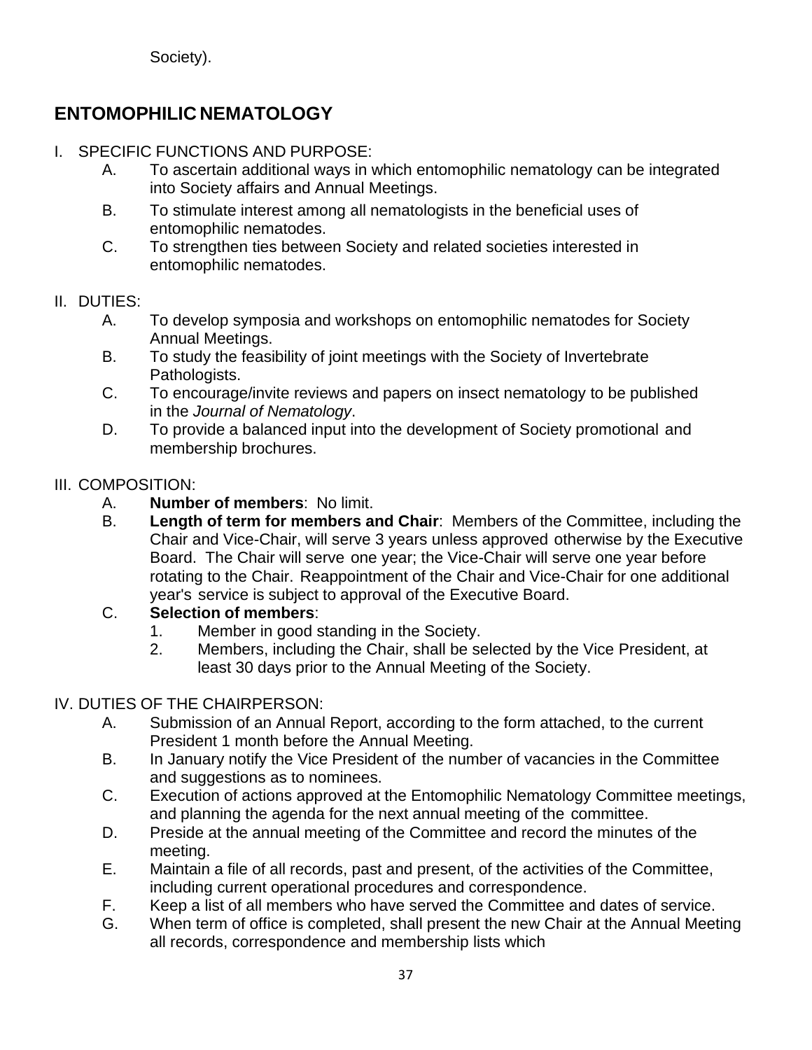Society).

## ENTOMOPHILIC NEMATOLOGY

I. SPECIFIC FUNCTIONS AND PURPOSE:

   A. To ascertain additional ways in which entomophilic nematology can be integrated into Society affairs and Annual Meetings.

   B. To stimulate interest among all nematologists in the beneficial uses of entomophilic nematodes.

   C. To strengthen ties between Society and related societies interested in entomophilic nematodes.

II. DUTIES:

   A. To develop symposia and workshops on entomophilic nematodes for Society Annual Meetings.

   B. To study the feasibility of joint meetings with the Society of Invertebrate Pathologists.

   C. To encourage/invite reviews and papers on insect nematology to be published in the *Journal of Nematology*.

   D. To provide a balanced input into the development of Society promotional and membership brochures.

III. COMPOSITION:

   A. **Number of members**: No limit.

   B. **Length of term for members and Chair**: Members of the Committee, including the Chair and Vice-Chair, will serve 3 years unless approved otherwise by the Executive Board. The Chair will serve one year; the Vice-Chair will serve one year before rotating to the Chair. Reappointment of the Chair and Vice-Chair for one additional year's service is subject to approval of the Executive Board.

   C. **Selection of members**:

      1. Member in good standing in the Society.
      2. Members, including the Chair, shall be selected by the Vice President, at least 30 days prior to the Annual Meeting of the Society.

IV. DUTIES OF THE CHAIRPERSON:

   A. Submission of an Annual Report, according to the form attached, to the current President 1 month before the Annual Meeting.

   B. In January notify the Vice President of the number of vacancies in the Committee and suggestions as to nominees.

   C. Execution of actions approved at the Entomophilic Nematology Committee meetings, and planning the agenda for the next annual meeting of the committee.

   D. Preside at the annual meeting of the Committee and record the minutes of the meeting.

   E. Maintain a file of all records, past and present, of the activities of the Committee, including current operational procedures and correspondence.

   F. Keep a list of all members who have served the Committee and dates of service.

   G. When term of office is completed, shall present the new Chair at the Annual Meeting all records, correspondence and membership lists which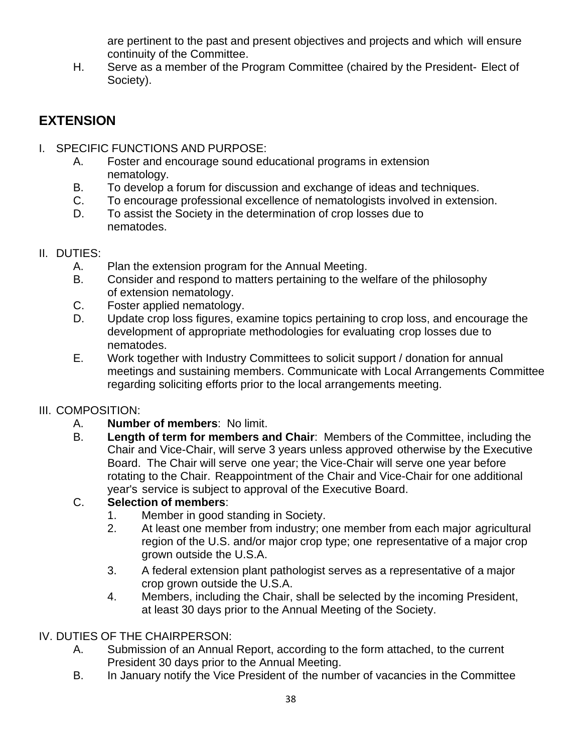are pertinent to the past and present objectives and projects and which will ensure continuity of the Committee.

H. Serve as a member of the Program Committee (chaired by the President- Elect of Society).

## EXTENSION

I. SPECIFIC FUNCTIONS AND PURPOSE:

A. Foster and encourage sound educational programs in extension nematology.

B. To develop a forum for discussion and exchange of ideas and techniques.

C. To encourage professional excellence of nematologists involved in extension.

D. To assist the Society in the determination of crop losses due to nematodes.

II. DUTIES:

A. Plan the extension program for the Annual Meeting.

B. Consider and respond to matters pertaining to the welfare of the philosophy of extension nematology.

C. Foster applied nematology.

D. Update crop loss figures, examine topics pertaining to crop loss, and encourage the development of appropriate methodologies for evaluating crop losses due to nematodes.

E. Work together with Industry Committees to solicit support / donation for annual meetings and sustaining members. Communicate with Local Arrangements Committee regarding soliciting efforts prior to the local arrangements meeting.

III. COMPOSITION:

A. **Number of members**: No limit.

B. **Length of term for members and Chair**: Members of the Committee, including the Chair and Vice-Chair, will serve 3 years unless approved otherwise by the Executive Board. The Chair will serve one year; the Vice-Chair will serve one year before rotating to the Chair. Reappointment of the Chair and Vice-Chair for one additional year's service is subject to approval of the Executive Board.

C. **Selection of members**:

1. Member in good standing in Society.
2. At least one member from industry; one member from each major agricultural region of the U.S. and/or major crop type; one representative of a major crop grown outside the U.S.A.
3. A federal extension plant pathologist serves as a representative of a major crop grown outside the U.S.A.
4. Members, including the Chair, shall be selected by the incoming President, at least 30 days prior to the Annual Meeting of the Society.

IV. DUTIES OF THE CHAIRPERSON:

A. Submission of an Annual Report, according to the form attached, to the current President 30 days prior to the Annual Meeting.

B. In January notify the Vice President of the number of vacancies in the Committee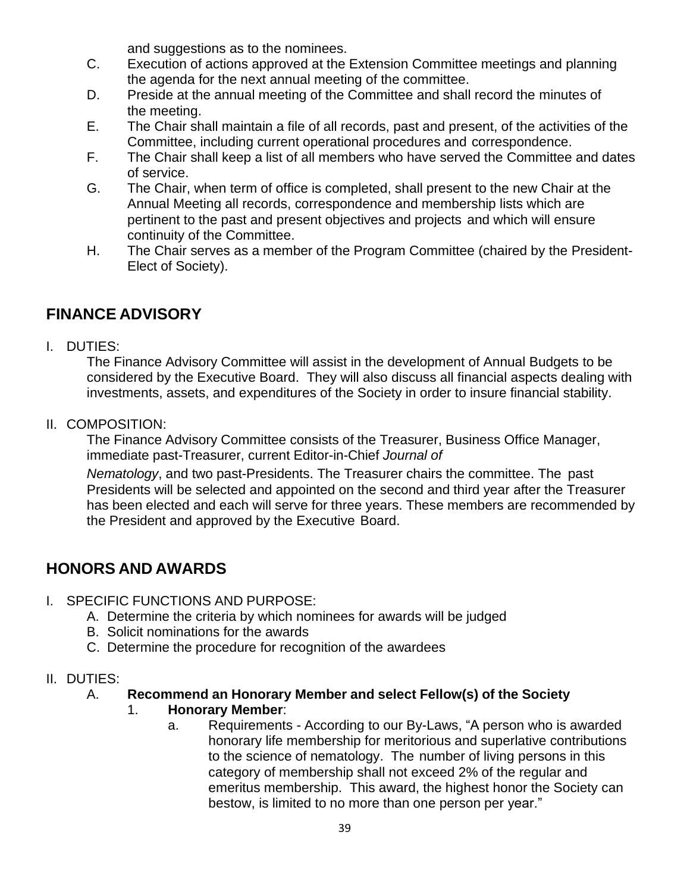and suggestions as to the nominees.

C. Execution of actions approved at the Extension Committee meetings and planning the agenda for the next annual meeting of the committee.

D. Preside at the annual meeting of the Committee and shall record the minutes of the meeting.

E. The Chair shall maintain a file of all records, past and present, of the activities of the Committee, including current operational procedures and correspondence.

F. The Chair shall keep a list of all members who have served the Committee and dates of service.

G. The Chair, when term of office is completed, shall present to the new Chair at the Annual Meeting all records, correspondence and membership lists which are pertinent to the past and present objectives and projects and which will ensure continuity of the Committee.

H. The Chair serves as a member of the Program Committee (chaired by the President-Elect of Society).

## FINANCE ADVISORY

I. DUTIES:

The Finance Advisory Committee will assist in the development of Annual Budgets to be considered by the Executive Board. They will also discuss all financial aspects dealing with investments, assets, and expenditures of the Society in order to insure financial stability.

II. COMPOSITION:

The Finance Advisory Committee consists of the Treasurer, Business Office Manager, immediate past-Treasurer, current Editor-in-Chief *Journal of Nematology*, and two past-Presidents. The Treasurer chairs the committee. The past Presidents will be selected and appointed on the second and third year after the Treasurer has been elected and each will serve for three years. These members are recommended by the President and approved by the Executive Board.

## HONORS AND AWARDS

I. SPECIFIC FUNCTIONS AND PURPOSE:

A. Determine the criteria by which nominees for awards will be judged
B. Solicit nominations for the awards
C. Determine the procedure for recognition of the awardees

II. DUTIES:

A. **Recommend an Honorary Member and select Fellow(s) of the Society**

1. **Honorary Member**:

a. Requirements - According to our By-Laws, "A person who is awarded honorary life membership for meritorious and superlative contributions to the science of nematology. The number of living persons in this category of membership shall not exceed 2% of the regular and emeritus membership. This award, the highest honor the Society can bestow, is limited to no more than one person per year."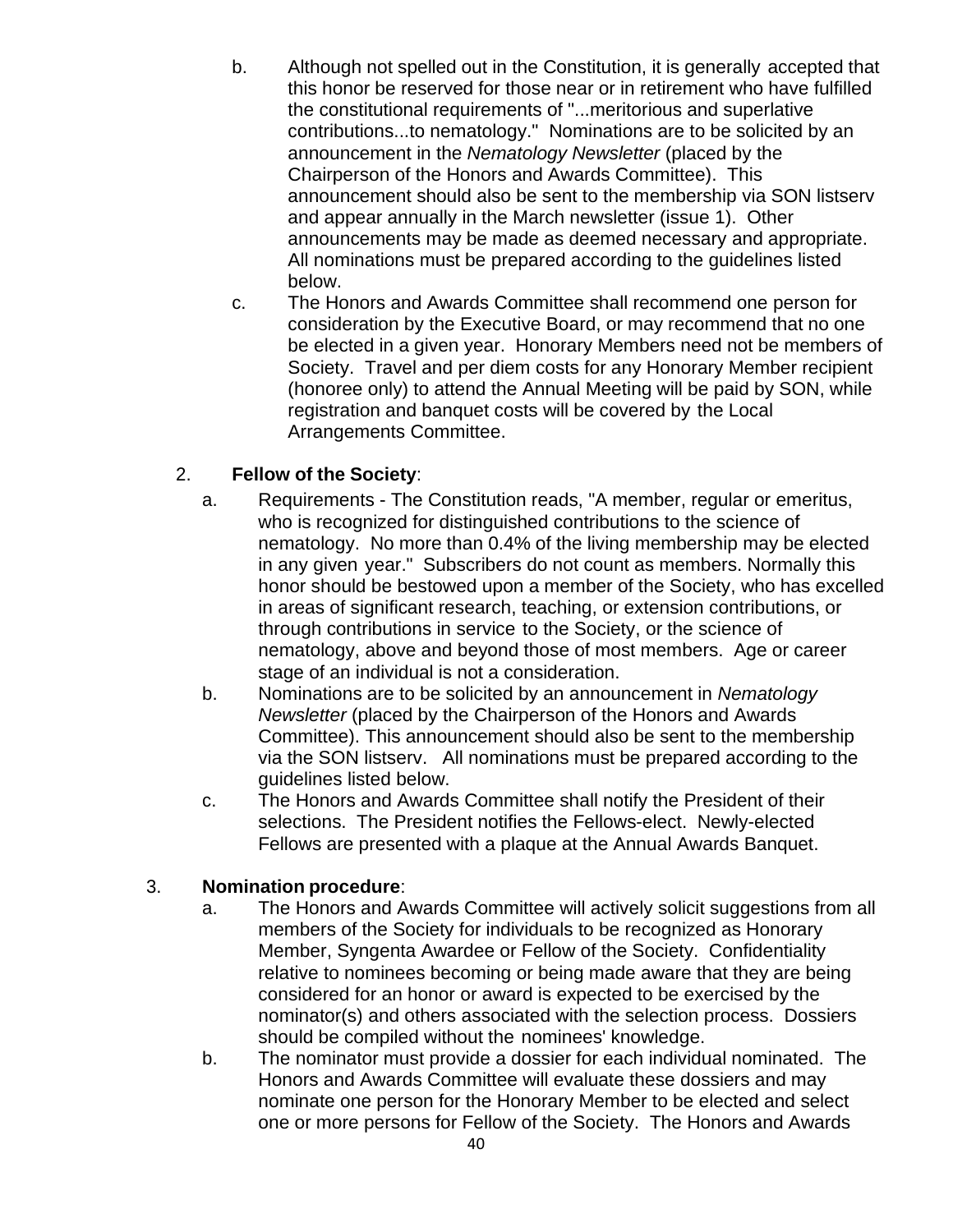b. Although not spelled out in the Constitution, it is generally accepted that this honor be reserved for those near or in retirement who have fulfilled the constitutional requirements of "...meritorious and superlative contributions...to nematology." Nominations are to be solicited by an announcement in the *Nematology Newsletter* (placed by the Chairperson of the Honors and Awards Committee). This announcement should also be sent to the membership via SON listserv and appear annually in the March newsletter (issue 1). Other announcements may be made as deemed necessary and appropriate. All nominations must be prepared according to the guidelines listed below.

c. The Honors and Awards Committee shall recommend one person for consideration by the Executive Board, or may recommend that no one be elected in a given year. Honorary Members need not be members of Society. Travel and per diem costs for any Honorary Member recipient (honoree only) to attend the Annual Meeting will be paid by SON, while registration and banquet costs will be covered by the Local Arrangements Committee.

2. **Fellow of the Society**:

   a. Requirements - The Constitution reads, "A member, regular or emeritus, who is recognized for distinguished contributions to the science of nematology. No more than 0.4% of the living membership may be elected in any given year." Subscribers do not count as members. Normally this honor should be bestowed upon a member of the Society, who has excelled in areas of significant research, teaching, or extension contributions, or through contributions in service to the Society, or the science of nematology, above and beyond those of most members. Age or career stage of an individual is not a consideration.

   b. Nominations are to be solicited by an announcement in *Nematology Newsletter* (placed by the Chairperson of the Honors and Awards Committee). This announcement should also be sent to the membership via the SON listserv. All nominations must be prepared according to the guidelines listed below.

   c. The Honors and Awards Committee shall notify the President of their selections. The President notifies the Fellows-elect. Newly-elected Fellows are presented with a plaque at the Annual Awards Banquet.

3. **Nomination procedure**:

   a. The Honors and Awards Committee will actively solicit suggestions from all members of the Society for individuals to be recognized as Honorary Member, Syngenta Awardee or Fellow of the Society. Confidentiality relative to nominees becoming or being made aware that they are being considered for an honor or award is expected to be exercised by the nominator(s) and others associated with the selection process. Dossiers should be compiled without the nominees' knowledge.

   b. The nominator must provide a dossier for each individual nominated. The Honors and Awards Committee will evaluate these dossiers and may nominate one person for the Honorary Member to be elected and select one or more persons for Fellow of the Society. The Honors and Awards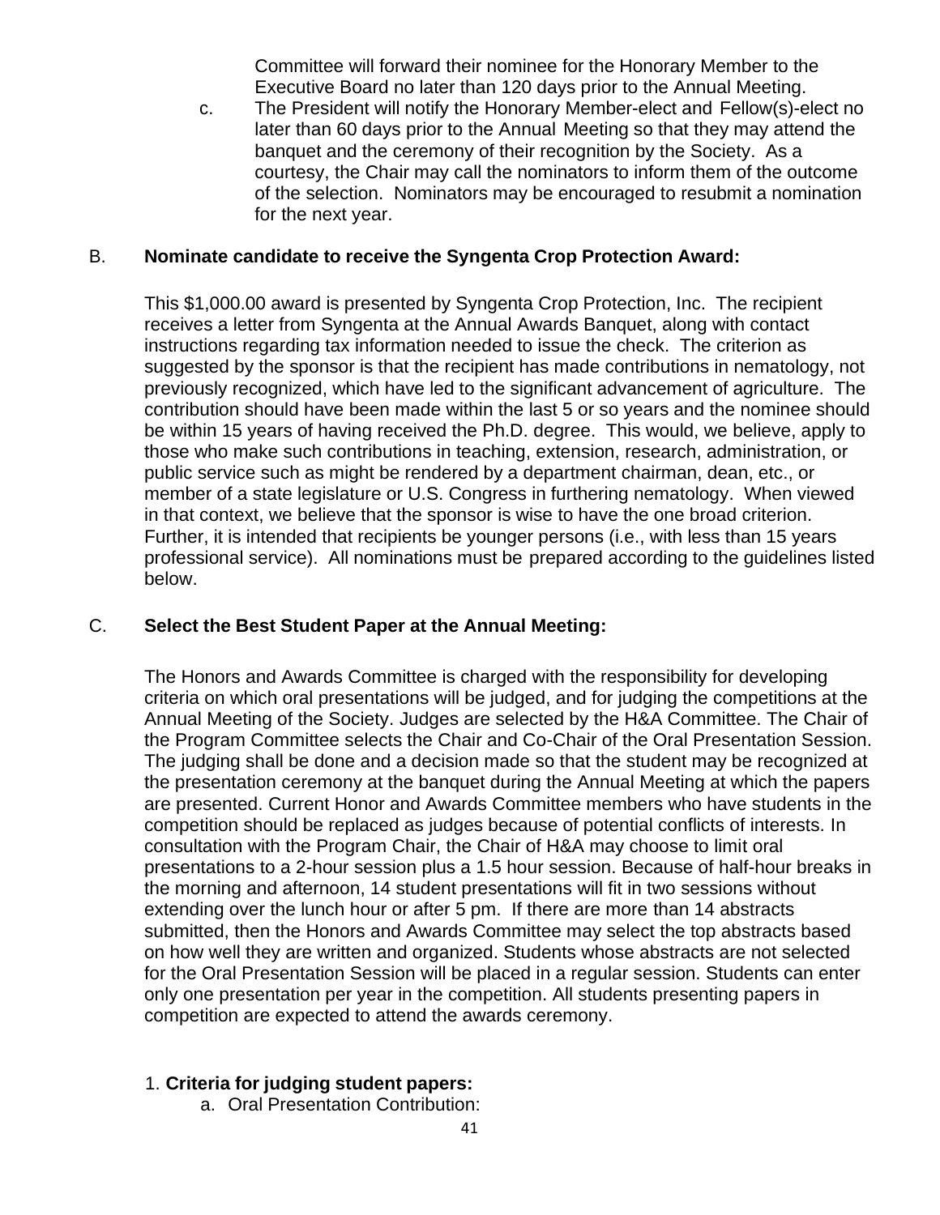Committee will forward their nominee for the Honorary Member to the Executive Board no later than 120 days prior to the Annual Meeting.

c. The President will notify the Honorary Member-elect and Fellow(s)-elect no later than 60 days prior to the Annual Meeting so that they may attend the banquet and the ceremony of their recognition by the Society. As a courtesy, the Chair may call the nominators to inform them of the outcome of the selection. Nominators may be encouraged to resubmit a nomination for the next year.

B. **Nominate candidate to receive the Syngenta Crop Protection Award:**

This $1,000.00 award is presented by Syngenta Crop Protection, Inc. The recipient receives a letter from Syngenta at the Annual Awards Banquet, along with contact instructions regarding tax information needed to issue the check. The criterion as suggested by the sponsor is that the recipient has made contributions in nematology, not previously recognized, which have led to the significant advancement of agriculture. The contribution should have been made within the last 5 or so years and the nominee should be within 15 years of having received the Ph.D. degree. This would, we believe, apply to those who make such contributions in teaching, extension, research, administration, or public service such as might be rendered by a department chairman, dean, etc., or member of a state legislature or U.S. Congress in furthering nematology. When viewed in that context, we believe that the sponsor is wise to have the one broad criterion. Further, it is intended that recipients be younger persons (i.e., with less than 15 years professional service). All nominations must be prepared according to the guidelines listed below.

C. **Select the Best Student Paper at the Annual Meeting:**

The Honors and Awards Committee is charged with the responsibility for developing criteria on which oral presentations will be judged, and for judging the competitions at the Annual Meeting of the Society. Judges are selected by the H&A Committee. The Chair of the Program Committee selects the Chair and Co-Chair of the Oral Presentation Session. The judging shall be done and a decision made so that the student may be recognized at the presentation ceremony at the banquet during the Annual Meeting at which the papers are presented. Current Honor and Awards Committee members who have students in the competition should be replaced as judges because of potential conflicts of interests. In consultation with the Program Chair, the Chair of H&A may choose to limit oral presentations to a 2-hour session plus a 1.5 hour session. Because of half-hour breaks in the morning and afternoon, 14 student presentations will fit in two sessions without extending over the lunch hour or after 5 pm. If there are more than 14 abstracts submitted, then the Honors and Awards Committee may select the top abstracts based on how well they are written and organized. Students whose abstracts are not selected for the Oral Presentation Session will be placed in a regular session. Students can enter only one presentation per year in the competition. All students presenting papers in competition are expected to attend the awards ceremony.

1. **Criteria for judging student papers:**
   a. Oral Presentation Contribution: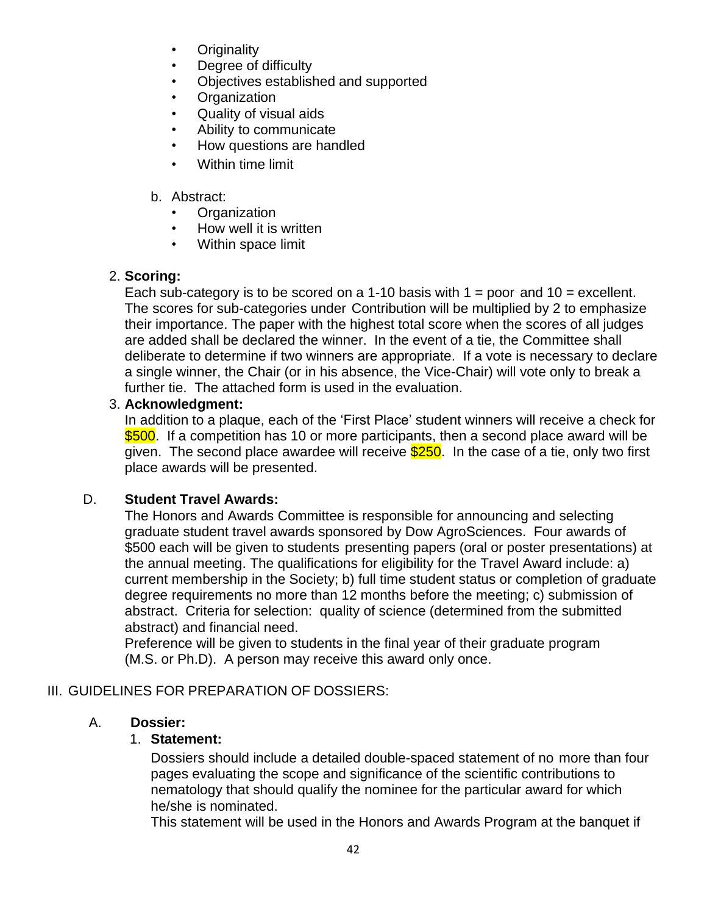- Originality
- Degree of difficulty
- Objectives established and supported
- Organization
- Quality of visual aids
- Ability to communicate
- How questions are handled
- Within time limit

b. Abstract:

- Organization
- How well it is written
- Within space limit

2. **Scoring:**
   Each sub-category is to be scored on a 1-10 basis with 1 = poor and 10 = excellent. The scores for sub-categories under Contribution will be multiplied by 2 to emphasize their importance. The paper with the highest total score when the scores of all judges are added shall be declared the winner. In the event of a tie, the Committee shall deliberate to determine if two winners are appropriate. If a vote is necessary to declare a single winner, the Chair (or in his absence, the Vice-Chair) will vote only to break a further tie. The attached form is used in the evaluation.
3. **Acknowledgment:**
   In addition to a plaque, each of the 'First Place' student winners will receive a check for $500. If a competition has 10 or more participants, then a second place award will be given. The second place awardee will receive $250. In the case of a tie, only two first place awards will be presented.

D. **Student Travel Awards:**
The Honors and Awards Committee is responsible for announcing and selecting graduate student travel awards sponsored by Dow AgroSciences. Four awards of $500 each will be given to students presenting papers (oral or poster presentations) at the annual meeting. The qualifications for eligibility for the Travel Award include: a) current membership in the Society; b) full time student status or completion of graduate degree requirements no more than 12 months before the meeting; c) submission of abstract. Criteria for selection: quality of science (determined from the submitted abstract) and financial need.
Preference will be given to students in the final year of their graduate program (M.S. or Ph.D). A person may receive this award only once.

## III. GUIDELINES FOR PREPARATION OF DOSSIERS:

A. **Dossier:**

1. **Statement:**
   Dossiers should include a detailed double-spaced statement of no more than four pages evaluating the scope and significance of the scientific contributions to nematology that should qualify the nominee for the particular award for which he/she is nominated.
   This statement will be used in the Honors and Awards Program at the banquet if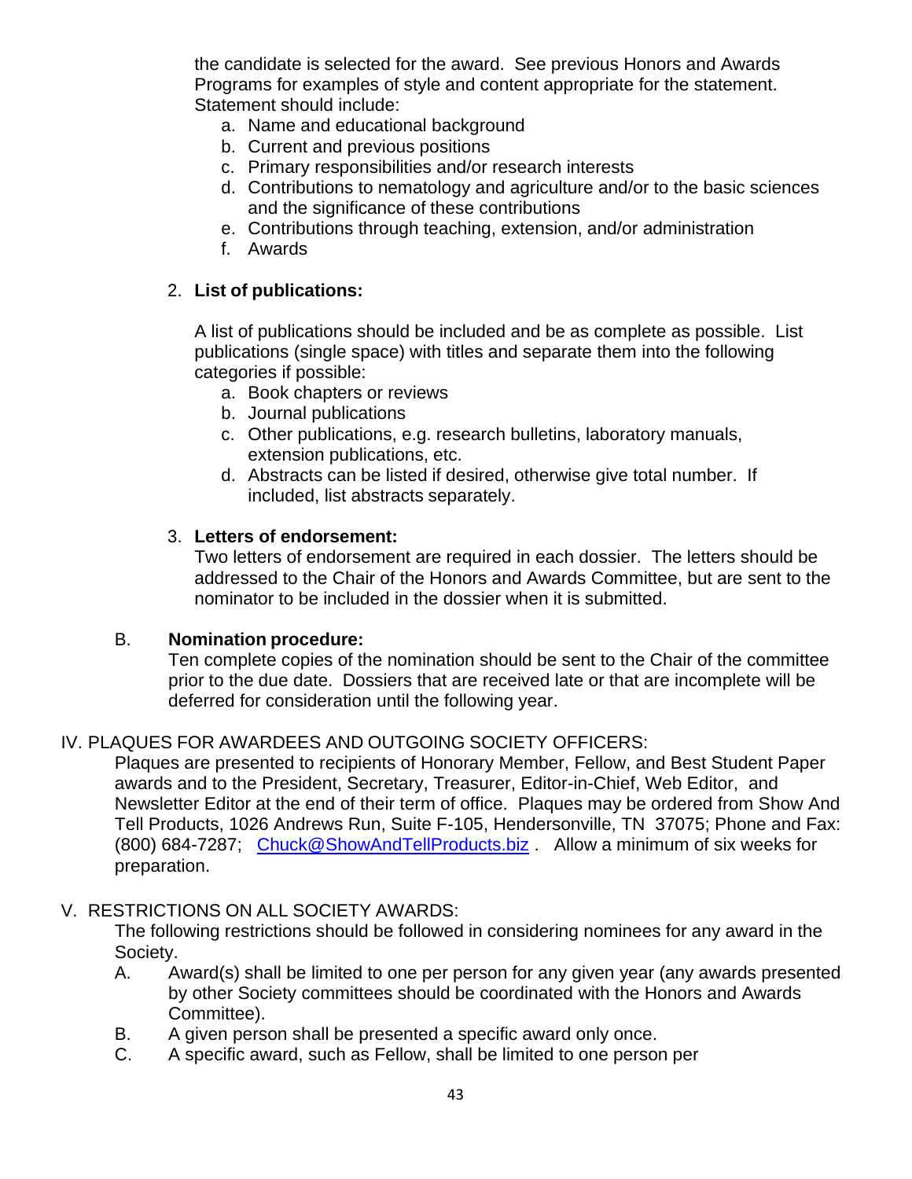the candidate is selected for the award. See previous Honors and Awards Programs for examples of style and content appropriate for the statement. Statement should include:

a. Name and educational background
b. Current and previous positions
c. Primary responsibilities and/or research interests
d. Contributions to nematology and agriculture and/or to the basic sciences and the significance of these contributions
e. Contributions through teaching, extension, and/or administration
f. Awards

2. **List of publications:**

A list of publications should be included and be as complete as possible. List publications (single space) with titles and separate them into the following categories if possible:

a. Book chapters or reviews
b. Journal publications
c. Other publications, e.g. research bulletins, laboratory manuals, extension publications, etc.
d. Abstracts can be listed if desired, otherwise give total number. If included, list abstracts separately.

3. **Letters of endorsement:**

Two letters of endorsement are required in each dossier. The letters should be addressed to the Chair of the Honors and Awards Committee, but are sent to the nominator to be included in the dossier when it is submitted.

B. **Nomination procedure:**

Ten complete copies of the nomination should be sent to the Chair of the committee prior to the due date. Dossiers that are received late or that are incomplete will be deferred for consideration until the following year.

IV. PLAQUES FOR AWARDEES AND OUTGOING SOCIETY OFFICERS:

Plaques are presented to recipients of Honorary Member, Fellow, and Best Student Paper awards and to the President, Secretary, Treasurer, Editor-in-Chief, Web Editor, and Newsletter Editor at the end of their term of office. Plaques may be ordered from Show And Tell Products, 1026 Andrews Run, Suite F-105, Hendersonville, TN 37075; Phone and Fax: (800) 684-7287; Chuck@ShowAndTellProducts.biz . Allow a minimum of six weeks for preparation.

V. RESTRICTIONS ON ALL SOCIETY AWARDS:

The following restrictions should be followed in considering nominees for any award in the Society.

A. Award(s) shall be limited to one per person for any given year (any awards presented by other Society committees should be coordinated with the Honors and Awards Committee).
B. A given person shall be presented a specific award only once.
C. A specific award, such as Fellow, shall be limited to one person per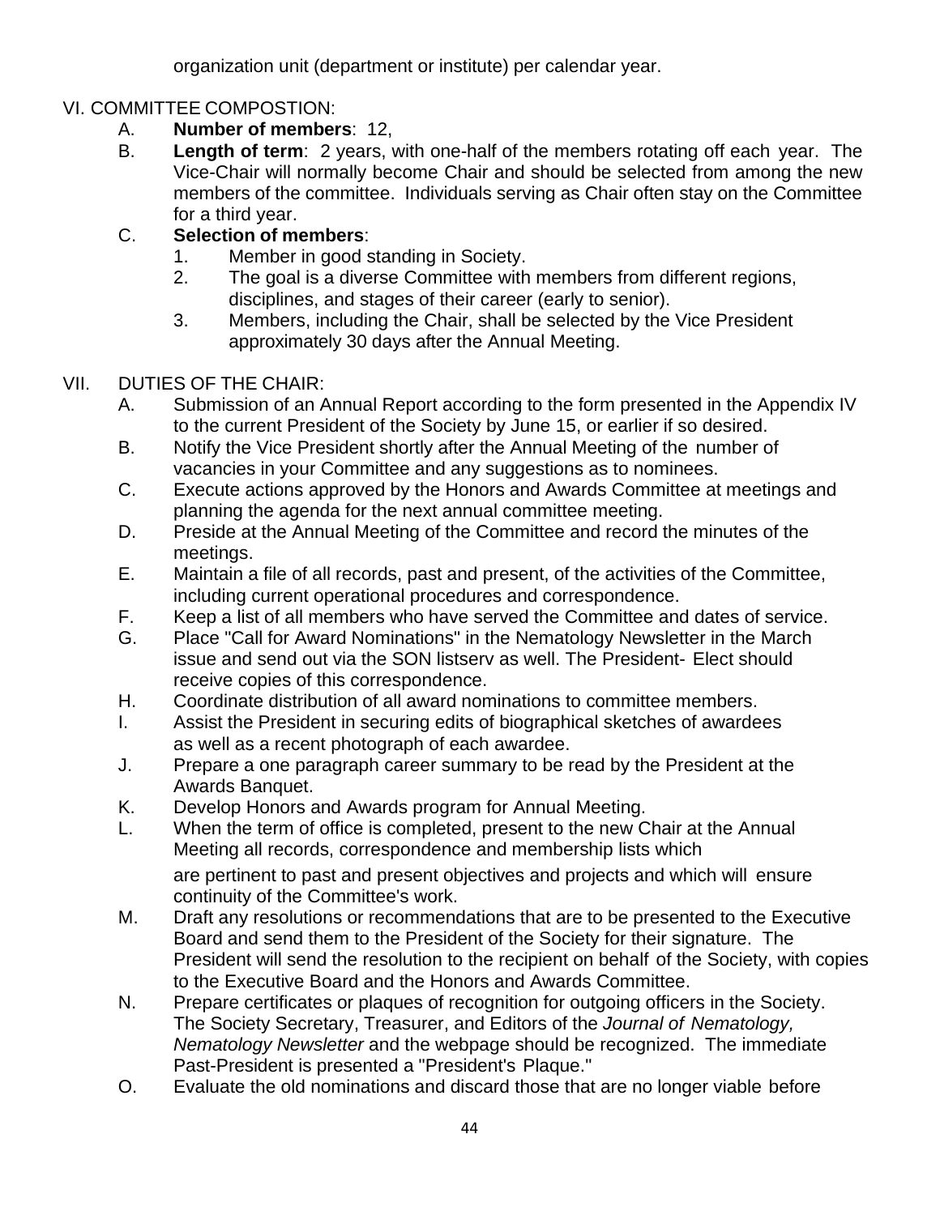organization unit (department or institute) per calendar year.

VI. COMMITTEE COMPOSTION:

A. **Number of members**: 12,

B. **Length of term**: 2 years, with one-half of the members rotating off each year. The Vice-Chair will normally become Chair and should be selected from among the new members of the committee. Individuals serving as Chair often stay on the Committee for a third year.

C. **Selection of members**:

1. Member in good standing in Society.
2. The goal is a diverse Committee with members from different regions, disciplines, and stages of their career (early to senior).
3. Members, including the Chair, shall be selected by the Vice President approximately 30 days after the Annual Meeting.

VII. DUTIES OF THE CHAIR:

A. Submission of an Annual Report according to the form presented in the Appendix IV to the current President of the Society by June 15, or earlier if so desired.

B. Notify the Vice President shortly after the Annual Meeting of the number of vacancies in your Committee and any suggestions as to nominees.

C. Execute actions approved by the Honors and Awards Committee at meetings and planning the agenda for the next annual committee meeting.

D. Preside at the Annual Meeting of the Committee and record the minutes of the meetings.

E. Maintain a file of all records, past and present, of the activities of the Committee, including current operational procedures and correspondence.

F. Keep a list of all members who have served the Committee and dates of service.

G. Place "Call for Award Nominations" in the Nematology Newsletter in the March issue and send out via the SON listserv as well. The President- Elect should receive copies of this correspondence.

H. Coordinate distribution of all award nominations to committee members.

I. Assist the President in securing edits of biographical sketches of awardees as well as a recent photograph of each awardee.

J. Prepare a one paragraph career summary to be read by the President at the Awards Banquet.

K. Develop Honors and Awards program for Annual Meeting.

L. When the term of office is completed, present to the new Chair at the Annual Meeting all records, correspondence and membership lists which are pertinent to past and present objectives and projects and which will ensure continuity of the Committee's work.

M. Draft any resolutions or recommendations that are to be presented to the Executive Board and send them to the President of the Society for their signature. The President will send the resolution to the recipient on behalf of the Society, with copies to the Executive Board and the Honors and Awards Committee.

N. Prepare certificates or plaques of recognition for outgoing officers in the Society. The Society Secretary, Treasurer, and Editors of the *Journal of Nematology, Nematology Newsletter* and the webpage should be recognized. The immediate Past-President is presented a "President's Plaque."

O. Evaluate the old nominations and discard those that are no longer viable before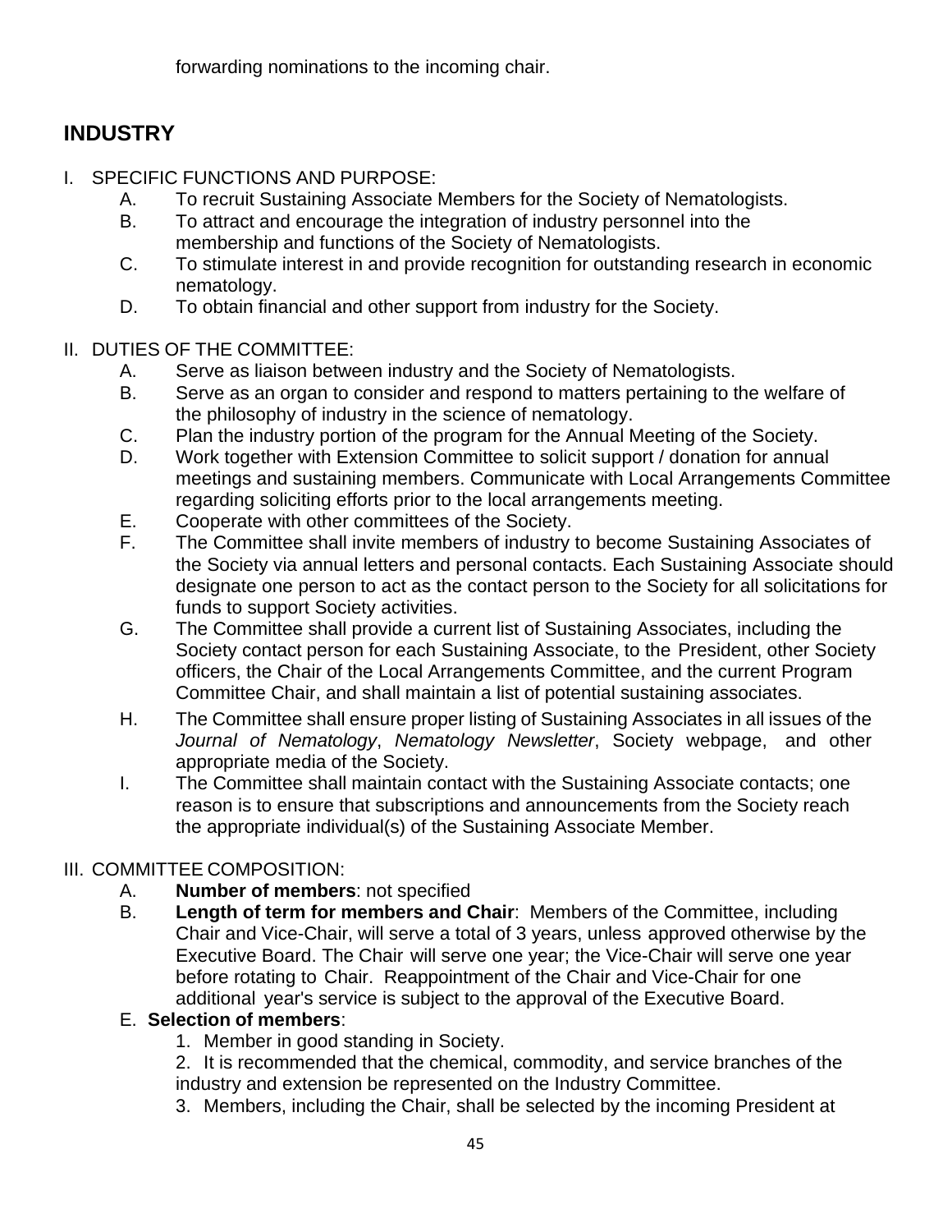forwarding nominations to the incoming chair.

## INDUSTRY

I. SPECIFIC FUNCTIONS AND PURPOSE:

   A. To recruit Sustaining Associate Members for the Society of Nematologists.
   B. To attract and encourage the integration of industry personnel into the membership and functions of the Society of Nematologists.
   C. To stimulate interest in and provide recognition for outstanding research in economic nematology.
   D. To obtain financial and other support from industry for the Society.

II. DUTIES OF THE COMMITTEE:

   A. Serve as liaison between industry and the Society of Nematologists.
   B. Serve as an organ to consider and respond to matters pertaining to the welfare of the philosophy of industry in the science of nematology.
   C. Plan the industry portion of the program for the Annual Meeting of the Society.
   D. Work together with Extension Committee to solicit support / donation for annual meetings and sustaining members. Communicate with Local Arrangements Committee regarding soliciting efforts prior to the local arrangements meeting.
   E. Cooperate with other committees of the Society.
   F. The Committee shall invite members of industry to become Sustaining Associates of the Society via annual letters and personal contacts. Each Sustaining Associate should designate one person to act as the contact person to the Society for all solicitations for funds to support Society activities.
   G. The Committee shall provide a current list of Sustaining Associates, including the Society contact person for each Sustaining Associate, to the President, other Society officers, the Chair of the Local Arrangements Committee, and the current Program Committee Chair, and shall maintain a list of potential sustaining associates.
   H. The Committee shall ensure proper listing of Sustaining Associates in all issues of the *Journal of Nematology*, *Nematology Newsletter*, Society webpage, and other appropriate media of the Society.
   I. The Committee shall maintain contact with the Sustaining Associate contacts; one reason is to ensure that subscriptions and announcements from the Society reach the appropriate individual(s) of the Sustaining Associate Member.

III. COMMITTEE COMPOSITION:

   A. **Number of members**: not specified
   B. **Length of term for members and Chair**: Members of the Committee, including Chair and Vice-Chair, will serve a total of 3 years, unless approved otherwise by the Executive Board. The Chair will serve one year; the Vice-Chair will serve one year before rotating to Chair. Reappointment of the Chair and Vice-Chair for one additional year's service is subject to the approval of the Executive Board.
   E. **Selection of members**:
      1. Member in good standing in Society.
      2. It is recommended that the chemical, commodity, and service branches of the industry and extension be represented on the Industry Committee.
      3. Members, including the Chair, shall be selected by the incoming President at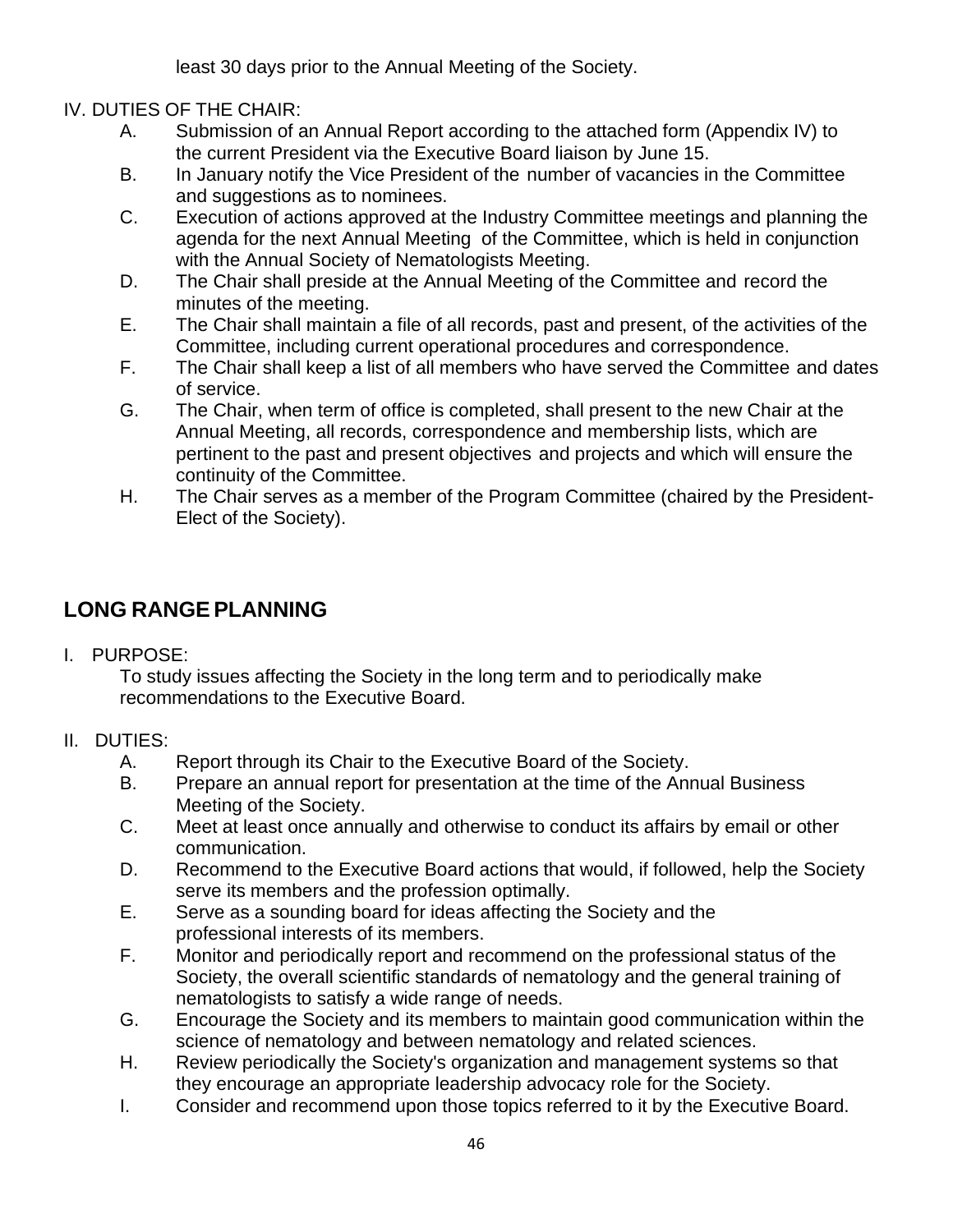least 30 days prior to the Annual Meeting of the Society.

IV. DUTIES OF THE CHAIR:

A. Submission of an Annual Report according to the attached form (Appendix IV) to the current President via the Executive Board liaison by June 15.

B. In January notify the Vice President of the number of vacancies in the Committee and suggestions as to nominees.

C. Execution of actions approved at the Industry Committee meetings and planning the agenda for the next Annual Meeting of the Committee, which is held in conjunction with the Annual Society of Nematologists Meeting.

D. The Chair shall preside at the Annual Meeting of the Committee and record the minutes of the meeting.

E. The Chair shall maintain a file of all records, past and present, of the activities of the Committee, including current operational procedures and correspondence.

F. The Chair shall keep a list of all members who have served the Committee and dates of service.

G. The Chair, when term of office is completed, shall present to the new Chair at the Annual Meeting, all records, correspondence and membership lists, which are pertinent to the past and present objectives and projects and which will ensure the continuity of the Committee.

H. The Chair serves as a member of the Program Committee (chaired by the President-Elect of the Society).

## LONG RANGE PLANNING

I. PURPOSE:

To study issues affecting the Society in the long term and to periodically make recommendations to the Executive Board.

II. DUTIES:

A. Report through its Chair to the Executive Board of the Society.

B. Prepare an annual report for presentation at the time of the Annual Business Meeting of the Society.

C. Meet at least once annually and otherwise to conduct its affairs by email or other communication.

D. Recommend to the Executive Board actions that would, if followed, help the Society serve its members and the profession optimally.

E. Serve as a sounding board for ideas affecting the Society and the professional interests of its members.

F. Monitor and periodically report and recommend on the professional status of the Society, the overall scientific standards of nematology and the general training of nematologists to satisfy a wide range of needs.

G. Encourage the Society and its members to maintain good communication within the science of nematology and between nematology and related sciences.

H. Review periodically the Society's organization and management systems so that they encourage an appropriate leadership advocacy role for the Society.

I. Consider and recommend upon those topics referred to it by the Executive Board.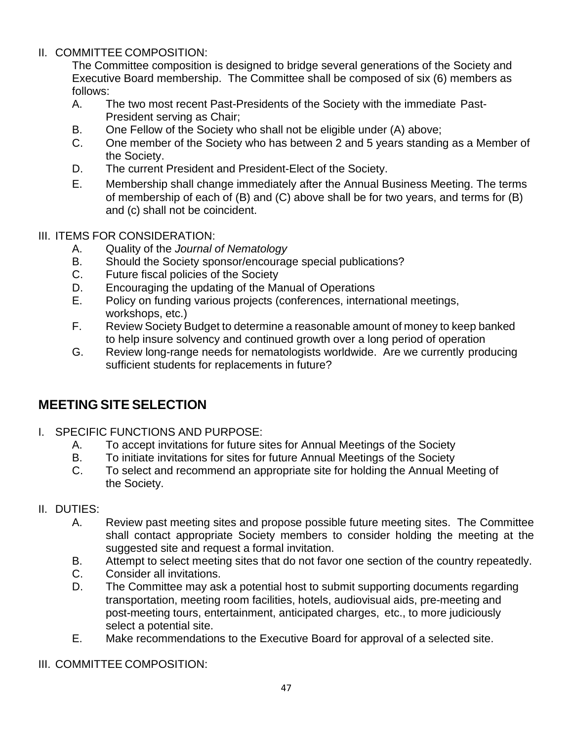II. COMMITTEE COMPOSITION:

The Committee composition is designed to bridge several generations of the Society and Executive Board membership. The Committee shall be composed of six (6) members as follows:

A. The two most recent Past-Presidents of the Society with the immediate Past-President serving as Chair;
B. One Fellow of the Society who shall not be eligible under (A) above;
C. One member of the Society who has between 2 and 5 years standing as a Member of the Society.
D. The current President and President-Elect of the Society.
E. Membership shall change immediately after the Annual Business Meeting. The terms of membership of each of (B) and (C) above shall be for two years, and terms for (B) and (c) shall not be coincident.

III. ITEMS FOR CONSIDERATION:

A. Quality of the *Journal of Nematology*
B. Should the Society sponsor/encourage special publications?
C. Future fiscal policies of the Society
D. Encouraging the updating of the Manual of Operations
E. Policy on funding various projects (conferences, international meetings, workshops, etc.)
F. Review Society Budget to determine a reasonable amount of money to keep banked to help insure solvency and continued growth over a long period of operation
G. Review long-range needs for nematologists worldwide. Are we currently producing sufficient students for replacements in future?

## MEETING SITE SELECTION

I. SPECIFIC FUNCTIONS AND PURPOSE:

A. To accept invitations for future sites for Annual Meetings of the Society
B. To initiate invitations for sites for future Annual Meetings of the Society
C. To select and recommend an appropriate site for holding the Annual Meeting of the Society.

II. DUTIES:

A. Review past meeting sites and propose possible future meeting sites. The Committee shall contact appropriate Society members to consider holding the meeting at the suggested site and request a formal invitation.
B. Attempt to select meeting sites that do not favor one section of the country repeatedly.
C. Consider all invitations.
D. The Committee may ask a potential host to submit supporting documents regarding transportation, meeting room facilities, hotels, audiovisual aids, pre-meeting and post-meeting tours, entertainment, anticipated charges, etc., to more judiciously select a potential site.
E. Make recommendations to the Executive Board for approval of a selected site.

III. COMMITTEE COMPOSITION: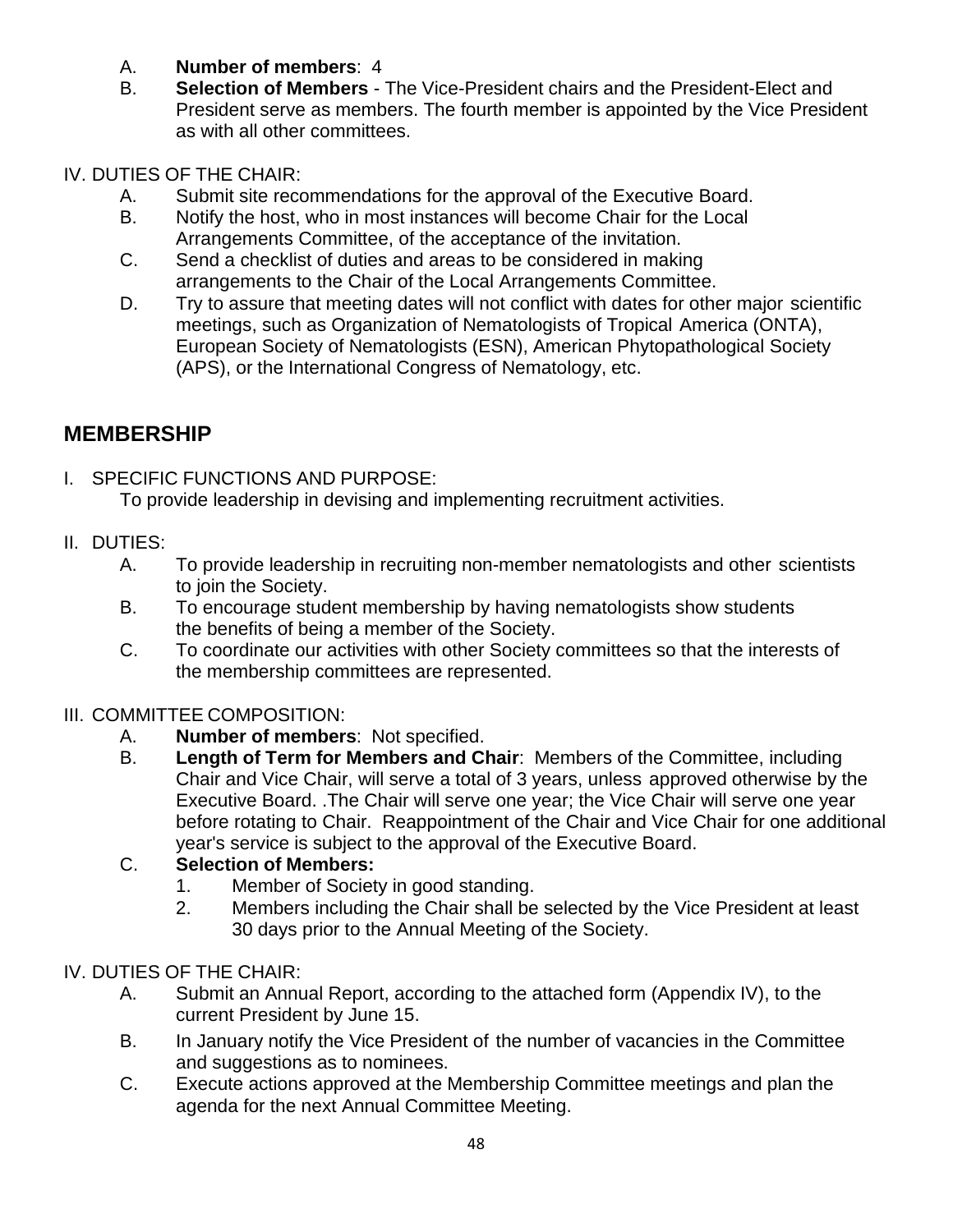A. **Number of members**: 4
B. **Selection of Members** - The Vice-President chairs and the President-Elect and President serve as members. The fourth member is appointed by the Vice President as with all other committees.

IV. DUTIES OF THE CHAIR:

A. Submit site recommendations for the approval of the Executive Board.
B. Notify the host, who in most instances will become Chair for the Local Arrangements Committee, of the acceptance of the invitation.
C. Send a checklist of duties and areas to be considered in making arrangements to the Chair of the Local Arrangements Committee.
D. Try to assure that meeting dates will not conflict with dates for other major scientific meetings, such as Organization of Nematologists of Tropical America (ONTA), European Society of Nematologists (ESN), American Phytopathological Society (APS), or the International Congress of Nematology, etc.

## MEMBERSHIP

I. SPECIFIC FUNCTIONS AND PURPOSE:

To provide leadership in devising and implementing recruitment activities.

II. DUTIES:

A. To provide leadership in recruiting non-member nematologists and other scientists to join the Society.
B. To encourage student membership by having nematologists show students the benefits of being a member of the Society.
C. To coordinate our activities with other Society committees so that the interests of the membership committees are represented.

III. COMMITTEE COMPOSITION:

A. **Number of members**: Not specified.
B. **Length of Term for Members and Chair**: Members of the Committee, including Chair and Vice Chair, will serve a total of 3 years, unless approved otherwise by the Executive Board. .The Chair will serve one year; the Vice Chair will serve one year before rotating to Chair. Reappointment of the Chair and Vice Chair for one additional year's service is subject to the approval of the Executive Board.
C. **Selection of Members:**
   1. Member of Society in good standing.
   2. Members including the Chair shall be selected by the Vice President at least 30 days prior to the Annual Meeting of the Society.

IV. DUTIES OF THE CHAIR:

A. Submit an Annual Report, according to the attached form (Appendix IV), to the current President by June 15.
B. In January notify the Vice President of the number of vacancies in the Committee and suggestions as to nominees.
C. Execute actions approved at the Membership Committee meetings and plan the agenda for the next Annual Committee Meeting.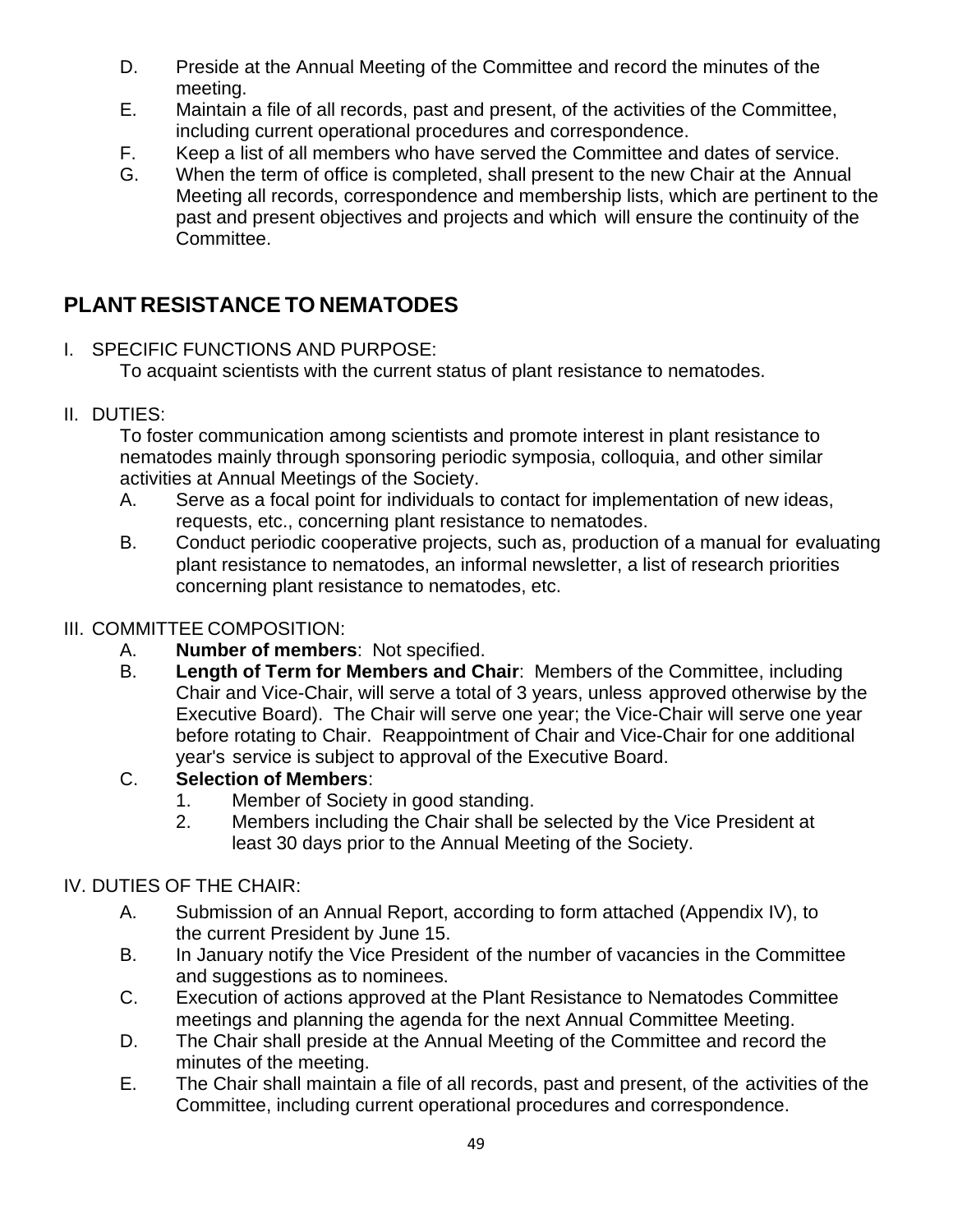D. Preside at the Annual Meeting of the Committee and record the minutes of the meeting.
E. Maintain a file of all records, past and present, of the activities of the Committee, including current operational procedures and correspondence.
F. Keep a list of all members who have served the Committee and dates of service.
G. When the term of office is completed, shall present to the new Chair at the Annual Meeting all records, correspondence and membership lists, which are pertinent to the past and present objectives and projects and which will ensure the continuity of the Committee.

## PLANT RESISTANCE TO NEMATODES

I. SPECIFIC FUNCTIONS AND PURPOSE:

To acquaint scientists with the current status of plant resistance to nematodes.

II. DUTIES:

To foster communication among scientists and promote interest in plant resistance to nematodes mainly through sponsoring periodic symposia, colloquia, and other similar activities at Annual Meetings of the Society.

A. Serve as a focal point for individuals to contact for implementation of new ideas, requests, etc., concerning plant resistance to nematodes.
B. Conduct periodic cooperative projects, such as, production of a manual for evaluating plant resistance to nematodes, an informal newsletter, a list of research priorities concerning plant resistance to nematodes, etc.

III. COMMITTEE COMPOSITION:

A. **Number of members**: Not specified.
B. **Length of Term for Members and Chair**: Members of the Committee, including Chair and Vice-Chair, will serve a total of 3 years, unless approved otherwise by the Executive Board). The Chair will serve one year; the Vice-Chair will serve one year before rotating to Chair. Reappointment of Chair and Vice-Chair for one additional year's service is subject to approval of the Executive Board.
C. **Selection of Members**:
   1. Member of Society in good standing.
   2. Members including the Chair shall be selected by the Vice President at least 30 days prior to the Annual Meeting of the Society.

IV. DUTIES OF THE CHAIR:

A. Submission of an Annual Report, according to form attached (Appendix IV), to the current President by June 15.
B. In January notify the Vice President of the number of vacancies in the Committee and suggestions as to nominees.
C. Execution of actions approved at the Plant Resistance to Nematodes Committee meetings and planning the agenda for the next Annual Committee Meeting.
D. The Chair shall preside at the Annual Meeting of the Committee and record the minutes of the meeting.
E. The Chair shall maintain a file of all records, past and present, of the activities of the Committee, including current operational procedures and correspondence.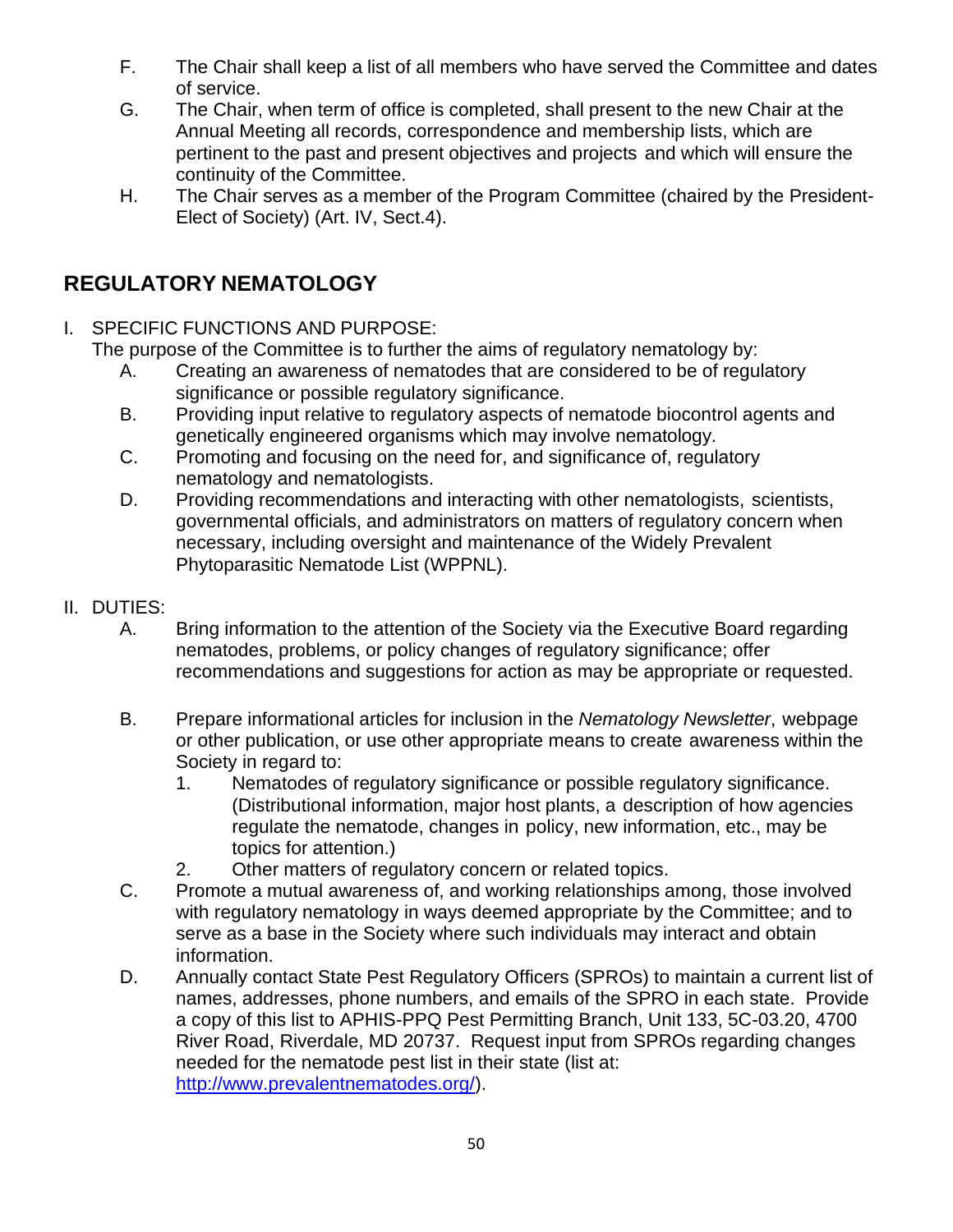F. The Chair shall keep a list of all members who have served the Committee and dates of service.

G. The Chair, when term of office is completed, shall present to the new Chair at the Annual Meeting all records, correspondence and membership lists, which are pertinent to the past and present objectives and projects and which will ensure the continuity of the Committee.

H. The Chair serves as a member of the Program Committee (chaired by the President-Elect of Society) (Art. IV, Sect.4).

## REGULATORY NEMATOLOGY

I. SPECIFIC FUNCTIONS AND PURPOSE:

The purpose of the Committee is to further the aims of regulatory nematology by:

A. Creating an awareness of nematodes that are considered to be of regulatory significance or possible regulatory significance.

B. Providing input relative to regulatory aspects of nematode biocontrol agents and genetically engineered organisms which may involve nematology.

C. Promoting and focusing on the need for, and significance of, regulatory nematology and nematologists.

D. Providing recommendations and interacting with other nematologists, scientists, governmental officials, and administrators on matters of regulatory concern when necessary, including oversight and maintenance of the Widely Prevalent Phytoparasitic Nematode List (WPPNL).

II. DUTIES:

A. Bring information to the attention of the Society via the Executive Board regarding nematodes, problems, or policy changes of regulatory significance; offer recommendations and suggestions for action as may be appropriate or requested.

B. Prepare informational articles for inclusion in the *Nematology Newsletter*, webpage or other publication, or use other appropriate means to create awareness within the Society in regard to:

1. Nematodes of regulatory significance or possible regulatory significance. (Distributional information, major host plants, a description of how agencies regulate the nematode, changes in policy, new information, etc., may be topics for attention.)
2. Other matters of regulatory concern or related topics.

C. Promote a mutual awareness of, and working relationships among, those involved with regulatory nematology in ways deemed appropriate by the Committee; and to serve as a base in the Society where such individuals may interact and obtain information.

D. Annually contact State Pest Regulatory Officers (SPROs) to maintain a current list of names, addresses, phone numbers, and emails of the SPRO in each state. Provide a copy of this list to APHIS-PPQ Pest Permitting Branch, Unit 133, 5C-03.20, 4700 River Road, Riverdale, MD 20737. Request input from SPROs regarding changes needed for the nematode pest list in their state (list at: [http://www.prevalentnematodes.org/](http://www.prevalentnematodes.org/)).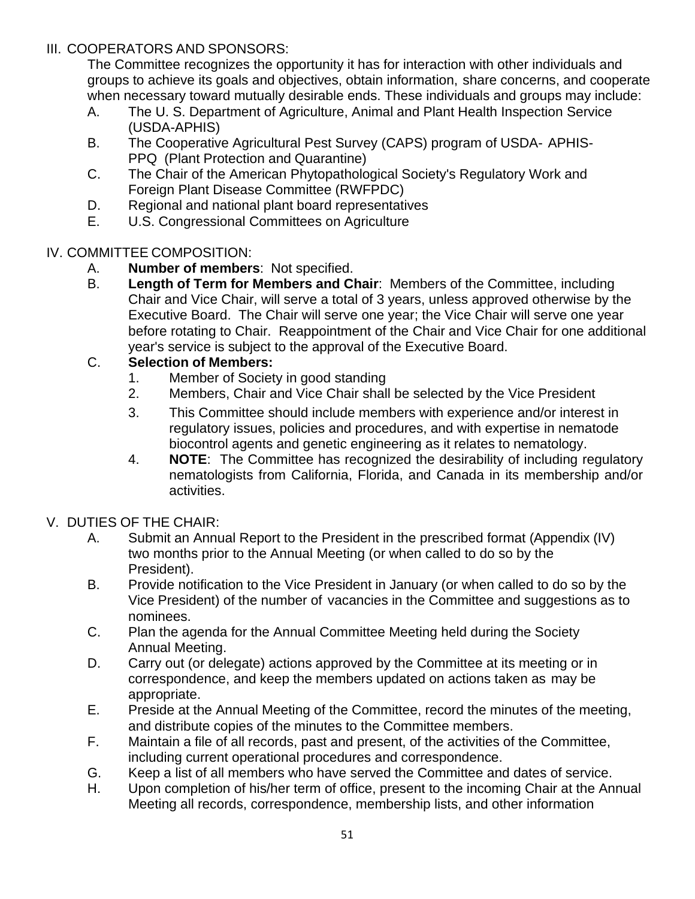## III. COOPERATORS AND SPONSORS:

The Committee recognizes the opportunity it has for interaction with other individuals and groups to achieve its goals and objectives, obtain information, share concerns, and cooperate when necessary toward mutually desirable ends. These individuals and groups may include:

- A. The U. S. Department of Agriculture, Animal and Plant Health Inspection Service (USDA-APHIS)
- B. The Cooperative Agricultural Pest Survey (CAPS) program of USDA- APHIS-PPQ (Plant Protection and Quarantine)
- C. The Chair of the American Phytopathological Society's Regulatory Work and Foreign Plant Disease Committee (RWFPDC)
- D. Regional and national plant board representatives
- E. U.S. Congressional Committees on Agriculture

## IV. COMMITTEE COMPOSITION:

- A. **Number of members**: Not specified.
- B. **Length of Term for Members and Chair**: Members of the Committee, including Chair and Vice Chair, will serve a total of 3 years, unless approved otherwise by the Executive Board. The Chair will serve one year; the Vice Chair will serve one year before rotating to Chair. Reappointment of the Chair and Vice Chair for one additional year's service is subject to the approval of the Executive Board.
- C. **Selection of Members:**
  1. Member of Society in good standing
  2. Members, Chair and Vice Chair shall be selected by the Vice President
  3. This Committee should include members with experience and/or interest in regulatory issues, policies and procedures, and with expertise in nematode biocontrol agents and genetic engineering as it relates to nematology.
  4. **NOTE**: The Committee has recognized the desirability of including regulatory nematologists from California, Florida, and Canada in its membership and/or activities.

## V. DUTIES OF THE CHAIR:

- A. Submit an Annual Report to the President in the prescribed format (Appendix (IV) two months prior to the Annual Meeting (or when called to do so by the President).
- B. Provide notification to the Vice President in January (or when called to do so by the Vice President) of the number of vacancies in the Committee and suggestions as to nominees.
- C. Plan the agenda for the Annual Committee Meeting held during the Society Annual Meeting.
- D. Carry out (or delegate) actions approved by the Committee at its meeting or in correspondence, and keep the members updated on actions taken as may be appropriate.
- E. Preside at the Annual Meeting of the Committee, record the minutes of the meeting, and distribute copies of the minutes to the Committee members.
- F. Maintain a file of all records, past and present, of the activities of the Committee, including current operational procedures and correspondence.
- G. Keep a list of all members who have served the Committee and dates of service.
- H. Upon completion of his/her term of office, present to the incoming Chair at the Annual Meeting all records, correspondence, membership lists, and other information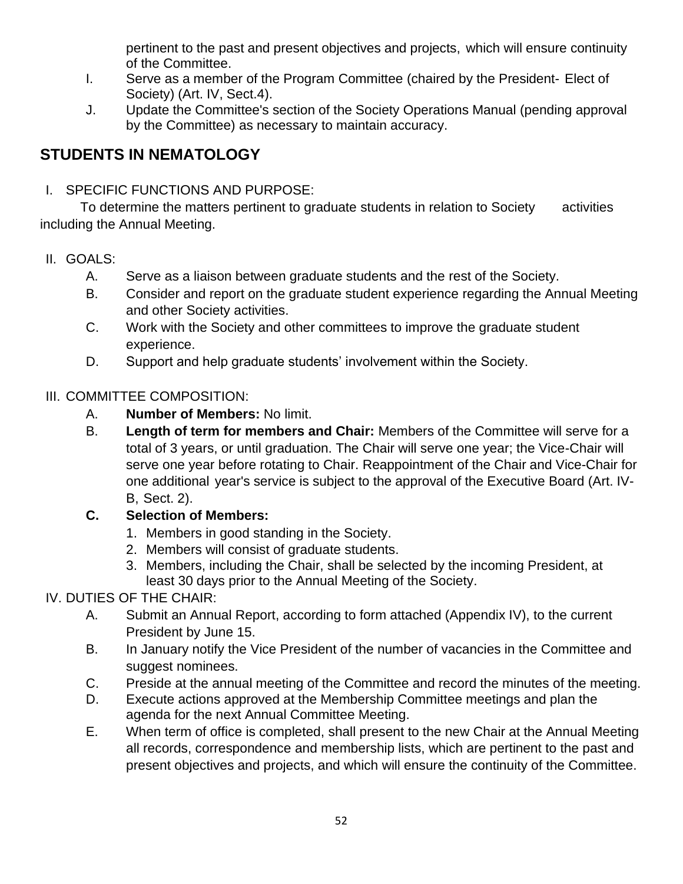pertinent to the past and present objectives and projects, which will ensure continuity of the Committee.

I. Serve as a member of the Program Committee (chaired by the President- Elect of Society) (Art. IV, Sect.4).

J. Update the Committee's section of the Society Operations Manual (pending approval by the Committee) as necessary to maintain accuracy.

## STUDENTS IN NEMATOLOGY

I. SPECIFIC FUNCTIONS AND PURPOSE:

To determine the matters pertinent to graduate students in relation to Society activities including the Annual Meeting.

II. GOALS:

A. Serve as a liaison between graduate students and the rest of the Society.

B. Consider and report on the graduate student experience regarding the Annual Meeting and other Society activities.

C. Work with the Society and other committees to improve the graduate student experience.

D. Support and help graduate students' involvement within the Society.

III. COMMITTEE COMPOSITION:

A. **Number of Members:** No limit.

B. **Length of term for members and Chair:** Members of the Committee will serve for a total of 3 years, or until graduation. The Chair will serve one year; the Vice-Chair will serve one year before rotating to Chair. Reappointment of the Chair and Vice-Chair for one additional year's service is subject to the approval of the Executive Board (Art. IV-B, Sect. 2).

**C. Selection of Members:**

1. Members in good standing in the Society.
2. Members will consist of graduate students.
3. Members, including the Chair, shall be selected by the incoming President, at least 30 days prior to the Annual Meeting of the Society.

IV. DUTIES OF THE CHAIR:

A. Submit an Annual Report, according to form attached (Appendix IV), to the current President by June 15.

B. In January notify the Vice President of the number of vacancies in the Committee and suggest nominees.

C. Preside at the annual meeting of the Committee and record the minutes of the meeting.

D. Execute actions approved at the Membership Committee meetings and plan the agenda for the next Annual Committee Meeting.

E. When term of office is completed, shall present to the new Chair at the Annual Meeting all records, correspondence and membership lists, which are pertinent to the past and present objectives and projects, and which will ensure the continuity of the Committee.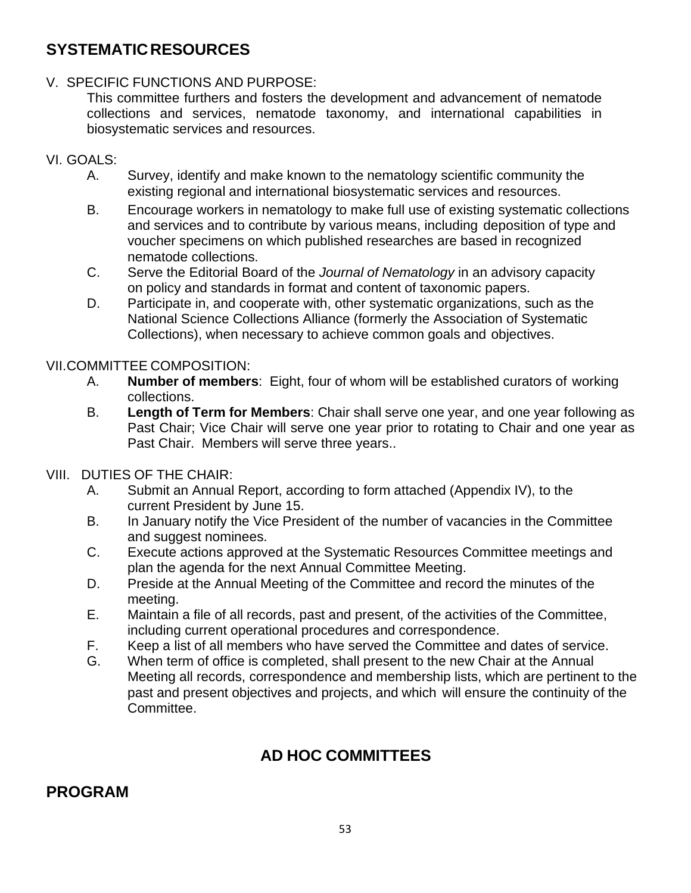## SYSTEMATIC RESOURCES

V. SPECIFIC FUNCTIONS AND PURPOSE:

This committee furthers and fosters the development and advancement of nematode collections and services, nematode taxonomy, and international capabilities in biosystematic services and resources.

VI. GOALS:

A. Survey, identify and make known to the nematology scientific community the existing regional and international biosystematic services and resources.

B. Encourage workers in nematology to make full use of existing systematic collections and services and to contribute by various means, including deposition of type and voucher specimens on which published researches are based in recognized nematode collections.

C. Serve the Editorial Board of the *Journal of Nematology* in an advisory capacity on policy and standards in format and content of taxonomic papers.

D. Participate in, and cooperate with, other systematic organizations, such as the National Science Collections Alliance (formerly the Association of Systematic Collections), when necessary to achieve common goals and objectives.

VII. COMMITTEE COMPOSITION:

A. **Number of members**: Eight, four of whom will be established curators of working collections.

B. **Length of Term for Members**: Chair shall serve one year, and one year following as Past Chair; Vice Chair will serve one year prior to rotating to Chair and one year as Past Chair. Members will serve three years..

VIII. DUTIES OF THE CHAIR:

A. Submit an Annual Report, according to form attached (Appendix IV), to the current President by June 15.

B. In January notify the Vice President of the number of vacancies in the Committee and suggest nominees.

C. Execute actions approved at the Systematic Resources Committee meetings and plan the agenda for the next Annual Committee Meeting.

D. Preside at the Annual Meeting of the Committee and record the minutes of the meeting.

E. Maintain a file of all records, past and present, of the activities of the Committee, including current operational procedures and correspondence.

F. Keep a list of all members who have served the Committee and dates of service.

G. When term of office is completed, shall present to the new Chair at the Annual Meeting all records, correspondence and membership lists, which are pertinent to the past and present objectives and projects, and which will ensure the continuity of the Committee.

# AD HOC COMMITTEES

## PROGRAM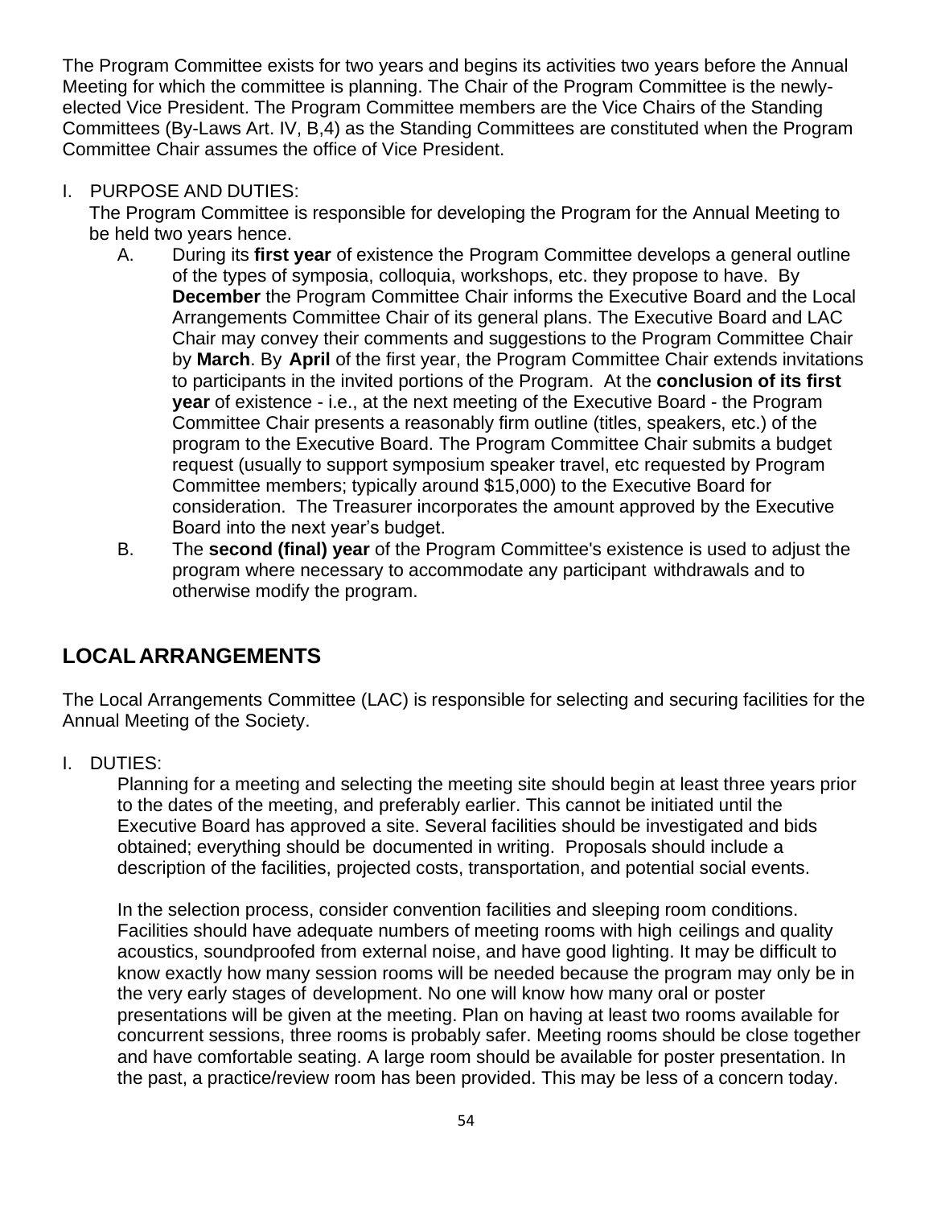The Program Committee exists for two years and begins its activities two years before the Annual Meeting for which the committee is planning. The Chair of the Program Committee is the newly-elected Vice President. The Program Committee members are the Vice Chairs of the Standing Committees (By-Laws Art. IV, B,4) as the Standing Committees are constituted when the Program Committee Chair assumes the office of Vice President.

I. PURPOSE AND DUTIES:

The Program Committee is responsible for developing the Program for the Annual Meeting to be held two years hence.

A. During its **first year** of existence the Program Committee develops a general outline of the types of symposia, colloquia, workshops, etc. they propose to have. By **December** the Program Committee Chair informs the Executive Board and the Local Arrangements Committee Chair of its general plans. The Executive Board and LAC Chair may convey their comments and suggestions to the Program Committee Chair by **March**. By **April** of the first year, the Program Committee Chair extends invitations to participants in the invited portions of the Program. At the **conclusion of its first year** of existence - i.e., at the next meeting of the Executive Board - the Program Committee Chair presents a reasonably firm outline (titles, speakers, etc.) of the program to the Executive Board. The Program Committee Chair submits a budget request (usually to support symposium speaker travel, etc requested by Program Committee members; typically around $15,000) to the Executive Board for consideration. The Treasurer incorporates the amount approved by the Executive Board into the next year's budget.

B. The **second (final) year** of the Program Committee's existence is used to adjust the program where necessary to accommodate any participant withdrawals and to otherwise modify the program.

## LOCAL ARRANGEMENTS

The Local Arrangements Committee (LAC) is responsible for selecting and securing facilities for the Annual Meeting of the Society.

I. DUTIES:

Planning for a meeting and selecting the meeting site should begin at least three years prior to the dates of the meeting, and preferably earlier. This cannot be initiated until the Executive Board has approved a site. Several facilities should be investigated and bids obtained; everything should be documented in writing. Proposals should include a description of the facilities, projected costs, transportation, and potential social events.

In the selection process, consider convention facilities and sleeping room conditions. Facilities should have adequate numbers of meeting rooms with high ceilings and quality acoustics, soundproofed from external noise, and have good lighting. It may be difficult to know exactly how many session rooms will be needed because the program may only be in the very early stages of development. No one will know how many oral or poster presentations will be given at the meeting. Plan on having at least two rooms available for concurrent sessions, three rooms is probably safer. Meeting rooms should be close together and have comfortable seating. A large room should be available for poster presentation. In the past, a practice/review room has been provided. This may be less of a concern today.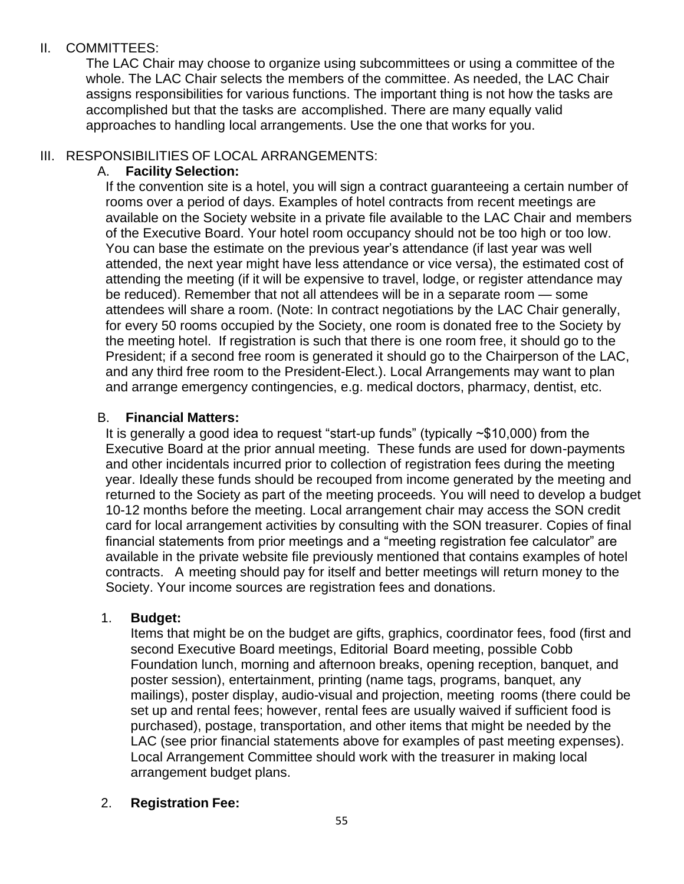## II. COMMITTEES:

The LAC Chair may choose to organize using subcommittees or using a committee of the whole. The LAC Chair selects the members of the committee. As needed, the LAC Chair assigns responsibilities for various functions. The important thing is not how the tasks are accomplished but that the tasks are accomplished. There are many equally valid approaches to handling local arrangements. Use the one that works for you.

## III. RESPONSIBILITIES OF LOCAL ARRANGEMENTS:

### A. **Facility Selection:**

If the convention site is a hotel, you will sign a contract guaranteeing a certain number of rooms over a period of days. Examples of hotel contracts from recent meetings are available on the Society website in a private file available to the LAC Chair and members of the Executive Board. Your hotel room occupancy should not be too high or too low. You can base the estimate on the previous year's attendance (if last year was well attended, the next year might have less attendance or vice versa), the estimated cost of attending the meeting (if it will be expensive to travel, lodge, or register attendance may be reduced). Remember that not all attendees will be in a separate room — some attendees will share a room. (Note: In contract negotiations by the LAC Chair generally, for every 50 rooms occupied by the Society, one room is donated free to the Society by the meeting hotel. If registration is such that there is one room free, it should go to the President; if a second free room is generated it should go to the Chairperson of the LAC, and any third free room to the President-Elect.). Local Arrangements may want to plan and arrange emergency contingencies, e.g. medical doctors, pharmacy, dentist, etc.

### B. **Financial Matters:**

It is generally a good idea to request "start-up funds" (typically ~$10,000) from the Executive Board at the prior annual meeting. These funds are used for down-payments and other incidentals incurred prior to collection of registration fees during the meeting year. Ideally these funds should be recouped from income generated by the meeting and returned to the Society as part of the meeting proceeds. You will need to develop a budget 10-12 months before the meeting. Local arrangement chair may access the SON credit card for local arrangement activities by consulting with the SON treasurer. Copies of final financial statements from prior meetings and a "meeting registration fee calculator" are available in the private website file previously mentioned that contains examples of hotel contracts. A meeting should pay for itself and better meetings will return money to the Society. Your income sources are registration fees and donations.

1. **Budget:**

   Items that might be on the budget are gifts, graphics, coordinator fees, food (first and second Executive Board meetings, Editorial Board meeting, possible Cobb Foundation lunch, morning and afternoon breaks, opening reception, banquet, and poster session), entertainment, printing (name tags, programs, banquet, any mailings), poster display, audio-visual and projection, meeting rooms (there could be set up and rental fees; however, rental fees are usually waived if sufficient food is purchased), postage, transportation, and other items that might be needed by the LAC (see prior financial statements above for examples of past meeting expenses). Local Arrangement Committee should work with the treasurer in making local arrangement budget plans.

2. **Registration Fee:**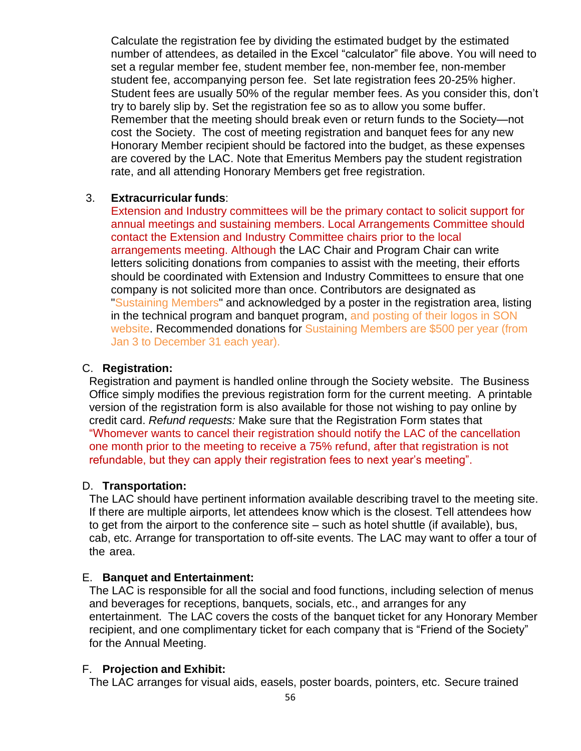Calculate the registration fee by dividing the estimated budget by the estimated number of attendees, as detailed in the Excel "calculator" file above. You will need to set a regular member fee, student member fee, non-member fee, non-member student fee, accompanying person fee. Set late registration fees 20-25% higher. Student fees are usually 50% of the regular member fees. As you consider this, don't try to barely slip by. Set the registration fee so as to allow you some buffer. Remember that the meeting should break even or return funds to the Society—not cost the Society. The cost of meeting registration and banquet fees for any new Honorary Member recipient should be factored into the budget, as these expenses are covered by the LAC. Note that Emeritus Members pay the student registration rate, and all attending Honorary Members get free registration.

3. **Extracurricular funds**:
   Extension and Industry committees will be the primary contact to solicit support for annual meetings and sustaining members. Local Arrangements Committee should contact the Extension and Industry Committee chairs prior to the local arrangements meeting. Although the LAC Chair and Program Chair can write letters soliciting donations from companies to assist with the meeting, their efforts should be coordinated with Extension and Industry Committees to ensure that one company is not solicited more than once. Contributors are designated as "Sustaining Members" and acknowledged by a poster in the registration area, listing in the technical program and banquet program, and posting of their logos in SON website. Recommended donations for Sustaining Members are $500 per year (from Jan 3 to December 31 each year).

C. **Registration:**
Registration and payment is handled online through the Society website. The Business Office simply modifies the previous registration form for the current meeting. A printable version of the registration form is also available for those not wishing to pay online by credit card. *Refund requests:* Make sure that the Registration Form states that "Whomever wants to cancel their registration should notify the LAC of the cancellation one month prior to the meeting to receive a 75% refund, after that registration is not refundable, but they can apply their registration fees to next year's meeting".

D. **Transportation:**
The LAC should have pertinent information available describing travel to the meeting site. If there are multiple airports, let attendees know which is the closest. Tell attendees how to get from the airport to the conference site – such as hotel shuttle (if available), bus, cab, etc. Arrange for transportation to off-site events. The LAC may want to offer a tour of the area.

E. **Banquet and Entertainment:**
The LAC is responsible for all the social and food functions, including selection of menus and beverages for receptions, banquets, socials, etc., and arranges for any entertainment. The LAC covers the costs of the banquet ticket for any Honorary Member recipient, and one complimentary ticket for each company that is "Friend of the Society" for the Annual Meeting.

F. **Projection and Exhibit:**
The LAC arranges for visual aids, easels, poster boards, pointers, etc. Secure trained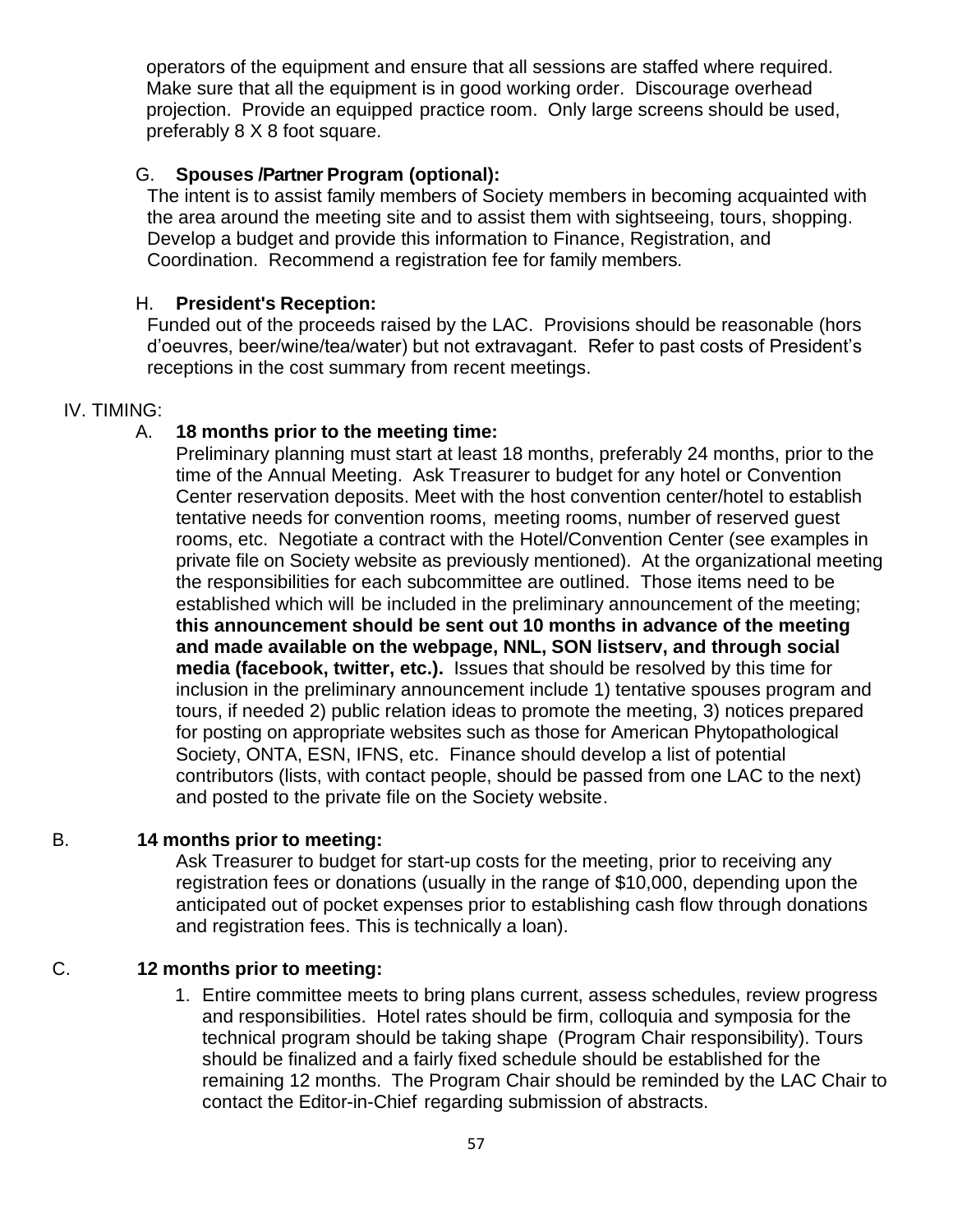operators of the equipment and ensure that all sessions are staffed where required. Make sure that all the equipment is in good working order. Discourage overhead projection. Provide an equipped practice room. Only large screens should be used, preferably 8 X 8 foot square.

G. **Spouses /Partner Program (optional):**
The intent is to assist family members of Society members in becoming acquainted with the area around the meeting site and to assist them with sightseeing, tours, shopping. Develop a budget and provide this information to Finance, Registration, and Coordination. Recommend a registration fee for family members.

H. **President's Reception:**
Funded out of the proceeds raised by the LAC. Provisions should be reasonable (hors d'oeuvres, beer/wine/tea/water) but not extravagant. Refer to past costs of President's receptions in the cost summary from recent meetings.

IV. TIMING:

A. **18 months prior to the meeting time:**
Preliminary planning must start at least 18 months, preferably 24 months, prior to the time of the Annual Meeting. Ask Treasurer to budget for any hotel or Convention Center reservation deposits. Meet with the host convention center/hotel to establish tentative needs for convention rooms, meeting rooms, number of reserved guest rooms, etc. Negotiate a contract with the Hotel/Convention Center (see examples in private file on Society website as previously mentioned). At the organizational meeting the responsibilities for each subcommittee are outlined. Those items need to be established which will be included in the preliminary announcement of the meeting; **this announcement should be sent out 10 months in advance of the meeting and made available on the webpage, NNL, SON listserv, and through social media (facebook, twitter, etc.).** Issues that should be resolved by this time for inclusion in the preliminary announcement include 1) tentative spouses program and tours, if needed 2) public relation ideas to promote the meeting, 3) notices prepared for posting on appropriate websites such as those for American Phytopathological Society, ONTA, ESN, IFNS, etc. Finance should develop a list of potential contributors (lists, with contact people, should be passed from one LAC to the next) and posted to the private file on the Society website.

B. **14 months prior to meeting:**
Ask Treasurer to budget for start-up costs for the meeting, prior to receiving any registration fees or donations (usually in the range of $10,000, depending upon the anticipated out of pocket expenses prior to establishing cash flow through donations and registration fees. This is technically a loan).

C. **12 months prior to meeting:**

1. Entire committee meets to bring plans current, assess schedules, review progress and responsibilities. Hotel rates should be firm, colloquia and symposia for the technical program should be taking shape (Program Chair responsibility). Tours should be finalized and a fairly fixed schedule should be established for the remaining 12 months. The Program Chair should be reminded by the LAC Chair to contact the Editor-in-Chief regarding submission of abstracts.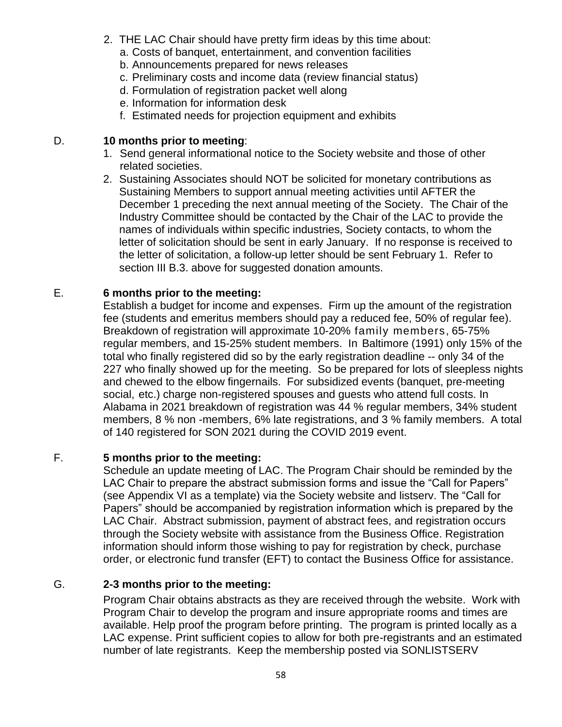2. THE LAC Chair should have pretty firm ideas by this time about:
   a. Costs of banquet, entertainment, and convention facilities
   b. Announcements prepared for news releases
   c. Preliminary costs and income data (review financial status)
   d. Formulation of registration packet well along
   e. Information for information desk
   f. Estimated needs for projection equipment and exhibits

D. **10 months prior to meeting**:

1. Send general informational notice to the Society website and those of other related societies.
2. Sustaining Associates should NOT be solicited for monetary contributions as Sustaining Members to support annual meeting activities until AFTER the December 1 preceding the next annual meeting of the Society. The Chair of the Industry Committee should be contacted by the Chair of the LAC to provide the names of individuals within specific industries, Society contacts, to whom the letter of solicitation should be sent in early January. If no response is received to the letter of solicitation, a follow-up letter should be sent February 1. Refer to section III B.3. above for suggested donation amounts.

E. **6 months prior to the meeting:**

Establish a budget for income and expenses. Firm up the amount of the registration fee (students and emeritus members should pay a reduced fee, 50% of regular fee). Breakdown of registration will approximate 10-20% family members, 65-75% regular members, and 15-25% student members. In Baltimore (1991) only 15% of the total who finally registered did so by the early registration deadline -- only 34 of the 227 who finally showed up for the meeting. So be prepared for lots of sleepless nights and chewed to the elbow fingernails. For subsidized events (banquet, pre-meeting social, etc.) charge non-registered spouses and guests who attend full costs. In Alabama in 2021 breakdown of registration was 44 % regular members, 34% student members, 8 % non -members, 6% late registrations, and 3 % family members. A total of 140 registered for SON 2021 during the COVID 2019 event.

F. **5 months prior to the meeting:**

Schedule an update meeting of LAC. The Program Chair should be reminded by the LAC Chair to prepare the abstract submission forms and issue the "Call for Papers" (see Appendix VI as a template) via the Society website and listserv. The "Call for Papers" should be accompanied by registration information which is prepared by the LAC Chair. Abstract submission, payment of abstract fees, and registration occurs through the Society website with assistance from the Business Office. Registration information should inform those wishing to pay for registration by check, purchase order, or electronic fund transfer (EFT) to contact the Business Office for assistance.

G. **2-3 months prior to the meeting:**

Program Chair obtains abstracts as they are received through the website. Work with Program Chair to develop the program and insure appropriate rooms and times are available. Help proof the program before printing. The program is printed locally as a LAC expense. Print sufficient copies to allow for both pre-registrants and an estimated number of late registrants. Keep the membership posted via SONLISTSERV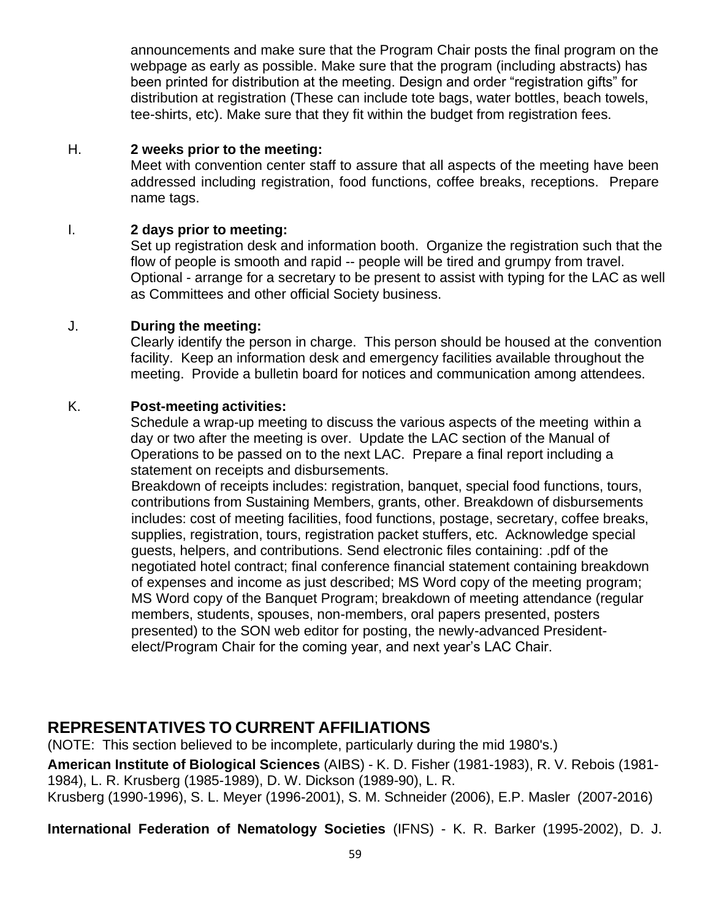announcements and make sure that the Program Chair posts the final program on the webpage as early as possible. Make sure that the program (including abstracts) has been printed for distribution at the meeting. Design and order "registration gifts" for distribution at registration (These can include tote bags, water bottles, beach towels, tee-shirts, etc). Make sure that they fit within the budget from registration fees.

H. **2 weeks prior to the meeting:**
Meet with convention center staff to assure that all aspects of the meeting have been addressed including registration, food functions, coffee breaks, receptions. Prepare name tags.

I. **2 days prior to meeting:**
Set up registration desk and information booth. Organize the registration such that the flow of people is smooth and rapid -- people will be tired and grumpy from travel. Optional - arrange for a secretary to be present to assist with typing for the LAC as well as Committees and other official Society business.

J. **During the meeting:**
Clearly identify the person in charge. This person should be housed at the convention facility. Keep an information desk and emergency facilities available throughout the meeting. Provide a bulletin board for notices and communication among attendees.

K. **Post-meeting activities:**
Schedule a wrap-up meeting to discuss the various aspects of the meeting within a day or two after the meeting is over. Update the LAC section of the Manual of Operations to be passed on to the next LAC. Prepare a final report including a statement on receipts and disbursements.
Breakdown of receipts includes: registration, banquet, special food functions, tours, contributions from Sustaining Members, grants, other. Breakdown of disbursements includes: cost of meeting facilities, food functions, postage, secretary, coffee breaks, supplies, registration, tours, registration packet stuffers, etc. Acknowledge special guests, helpers, and contributions. Send electronic files containing: .pdf of the negotiated hotel contract; final conference financial statement containing breakdown of expenses and income as just described; MS Word copy of the meeting program; MS Word copy of the Banquet Program; breakdown of meeting attendance (regular members, students, spouses, non-members, oral papers presented, posters presented) to the SON web editor for posting, the newly-advanced President-elect/Program Chair for the coming year, and next year's LAC Chair.

## REPRESENTATIVES TO CURRENT AFFILIATIONS

(NOTE: This section believed to be incomplete, particularly during the mid 1980's.)

**American Institute of Biological Sciences** (AIBS) - K. D. Fisher (1981-1983), R. V. Rebois (1981-1984), L. R. Krusberg (1985-1989), D. W. Dickson (1989-90), L. R. Krusberg (1990-1996), S. L. Meyer (1996-2001), S. M. Schneider (2006), E.P. Masler (2007-2016)

**International Federation of Nematology Societies** (IFNS) - K. R. Barker (1995-2002), D. J.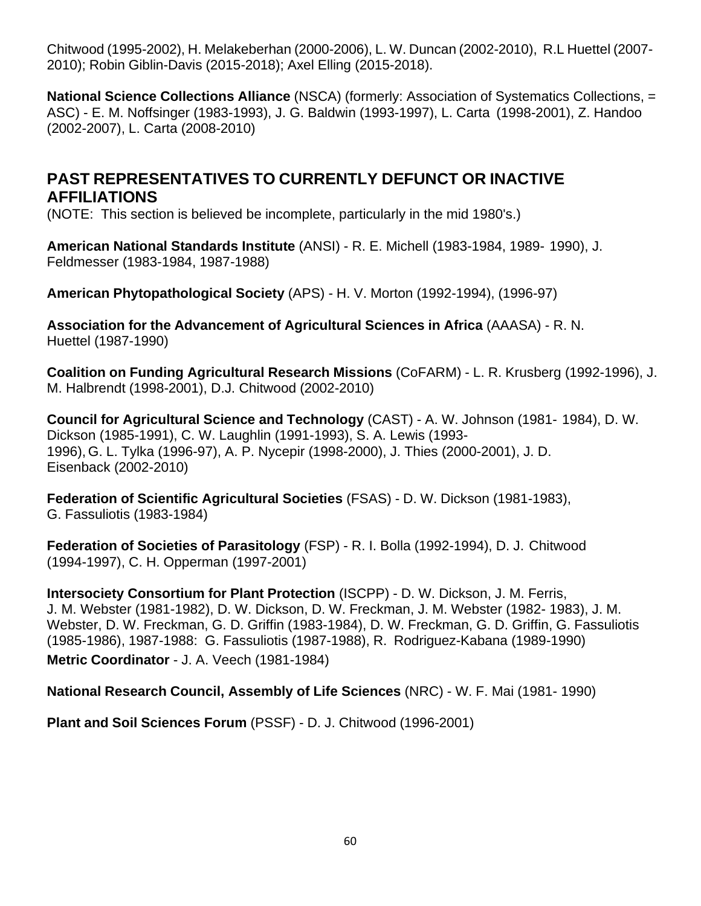Chitwood (1995-2002), H. Melakeberhan (2000-2006), L. W. Duncan (2002-2010), R.L Huettel (2007-2010); Robin Giblin-Davis (2015-2018); Axel Elling (2015-2018).

**National Science Collections Alliance** (NSCA) (formerly: Association of Systematics Collections, = ASC) - E. M. Noffsinger (1983-1993), J. G. Baldwin (1993-1997), L. Carta (1998-2001), Z. Handoo (2002-2007), L. Carta (2008-2010)

## PAST REPRESENTATIVES TO CURRENTLY DEFUNCT OR INACTIVE AFFILIATIONS

(NOTE: This section is believed be incomplete, particularly in the mid 1980's.)

**American National Standards Institute** (ANSI) - R. E. Michell (1983-1984, 1989- 1990), J. Feldmesser (1983-1984, 1987-1988)

**American Phytopathological Society** (APS) - H. V. Morton (1992-1994), (1996-97)

**Association for the Advancement of Agricultural Sciences in Africa** (AAASA) - R. N. Huettel (1987-1990)

**Coalition on Funding Agricultural Research Missions** (CoFARM) - L. R. Krusberg (1992-1996), J. M. Halbrendt (1998-2001), D.J. Chitwood (2002-2010)

**Council for Agricultural Science and Technology** (CAST) - A. W. Johnson (1981- 1984), D. W. Dickson (1985-1991), C. W. Laughlin (1991-1993), S. A. Lewis (1993-1996), G. L. Tylka (1996-97), A. P. Nycepir (1998-2000), J. Thies (2000-2001), J. D. Eisenback (2002-2010)

**Federation of Scientific Agricultural Societies** (FSAS) - D. W. Dickson (1981-1983), G. Fassuliotis (1983-1984)

**Federation of Societies of Parasitology** (FSP) - R. I. Bolla (1992-1994), D. J. Chitwood (1994-1997), C. H. Opperman (1997-2001)

**Intersociety Consortium for Plant Protection** (ISCPP) - D. W. Dickson, J. M. Ferris, J. M. Webster (1981-1982), D. W. Dickson, D. W. Freckman, J. M. Webster (1982- 1983), J. M. Webster, D. W. Freckman, G. D. Griffin (1983-1984), D. W. Freckman, G. D. Griffin, G. Fassuliotis (1985-1986), 1987-1988: G. Fassuliotis (1987-1988), R. Rodriguez-Kabana (1989-1990)

**Metric Coordinator** - J. A. Veech (1981-1984)

**National Research Council, Assembly of Life Sciences** (NRC) - W. F. Mai (1981- 1990)

**Plant and Soil Sciences Forum** (PSSF) - D. J. Chitwood (1996-2001)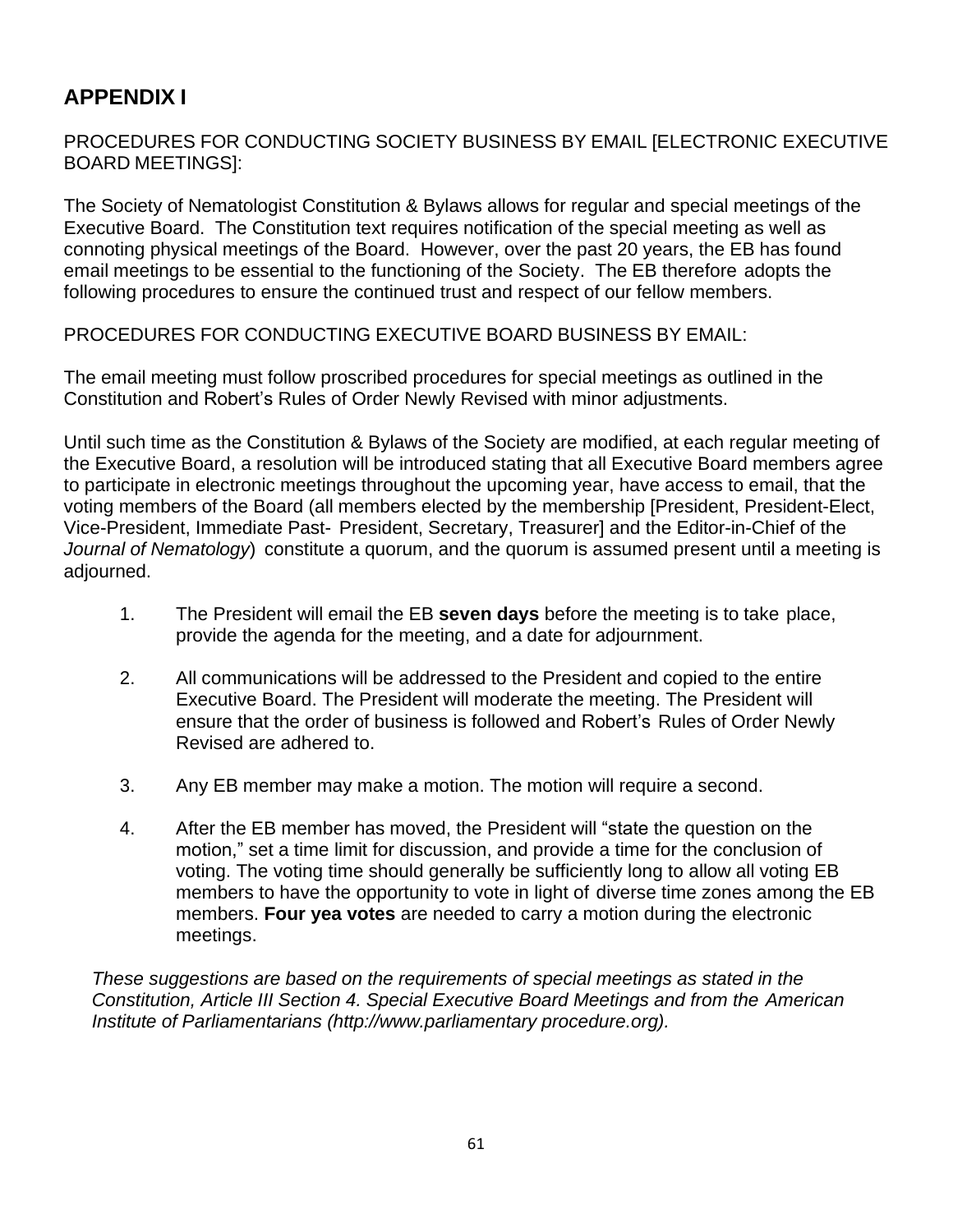## APPENDIX I

PROCEDURES FOR CONDUCTING SOCIETY BUSINESS BY EMAIL [ELECTRONIC EXECUTIVE BOARD MEETINGS]:

The Society of Nematologist Constitution & Bylaws allows for regular and special meetings of the Executive Board. The Constitution text requires notification of the special meeting as well as connoting physical meetings of the Board. However, over the past 20 years, the EB has found email meetings to be essential to the functioning of the Society. The EB therefore adopts the following procedures to ensure the continued trust and respect of our fellow members.

PROCEDURES FOR CONDUCTING EXECUTIVE BOARD BUSINESS BY EMAIL:

The email meeting must follow proscribed procedures for special meetings as outlined in the Constitution and Robert's Rules of Order Newly Revised with minor adjustments.

Until such time as the Constitution & Bylaws of the Society are modified, at each regular meeting of the Executive Board, a resolution will be introduced stating that all Executive Board members agree to participate in electronic meetings throughout the upcoming year, have access to email, that the voting members of the Board (all members elected by the membership [President, President-Elect, Vice-President, Immediate Past- President, Secretary, Treasurer] and the Editor-in-Chief of the *Journal of Nematology*) constitute a quorum, and the quorum is assumed present until a meeting is adjourned.

1. The President will email the EB **seven days** before the meeting is to take place, provide the agenda for the meeting, and a date for adjournment.

2. All communications will be addressed to the President and copied to the entire Executive Board. The President will moderate the meeting. The President will ensure that the order of business is followed and Robert's Rules of Order Newly Revised are adhered to.

3. Any EB member may make a motion. The motion will require a second.

4. After the EB member has moved, the President will "state the question on the motion," set a time limit for discussion, and provide a time for the conclusion of voting. The voting time should generally be sufficiently long to allow all voting EB members to have the opportunity to vote in light of diverse time zones among the EB members. **Four yea votes** are needed to carry a motion during the electronic meetings.

*These suggestions are based on the requirements of special meetings as stated in the Constitution, Article III Section 4. Special Executive Board Meetings and from the American Institute of Parliamentarians (http://www.parliamentary procedure.org).*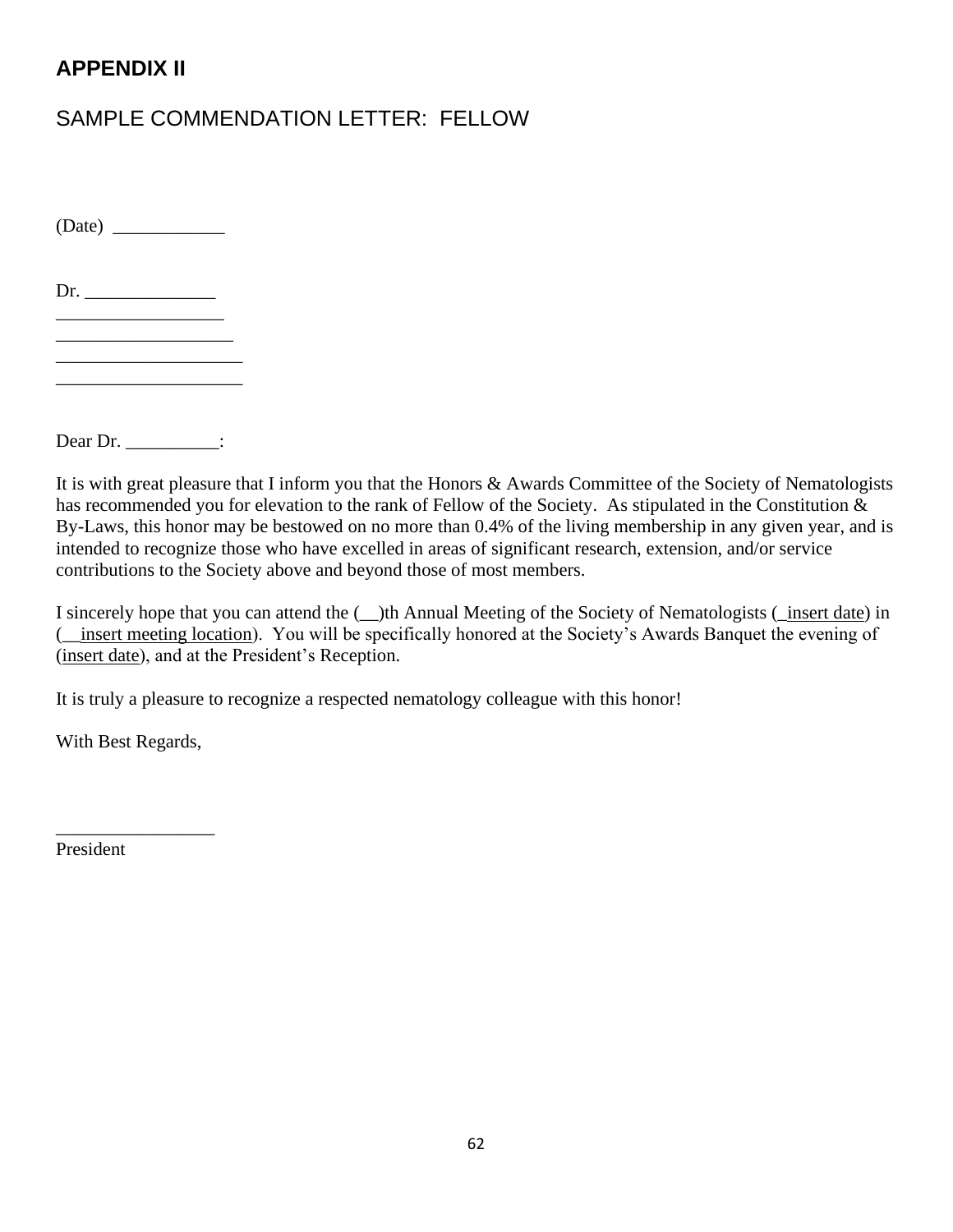# APPENDIX II

## SAMPLE COMMENDATION LETTER: FELLOW

(Date) ____________

Dr. ______________
__________________
___________________
____________________
____________________

Dear Dr. __________:

It is with great pleasure that I inform you that the Honors & Awards Committee of the Society of Nematologists has recommended you for elevation to the rank of Fellow of the Society. As stipulated in the Constitution & By-Laws, this honor may be bestowed on no more than 0.4% of the living membership in any given year, and is intended to recognize those who have excelled in areas of significant research, extension, and/or service contributions to the Society above and beyond those of most members.

I sincerely hope that you can attend the (__)th Annual Meeting of the Society of Nematologists (_insert date) in (__insert meeting location). You will be specifically honored at the Society's Awards Banquet the evening of (insert date), and at the President's Reception.

It is truly a pleasure to recognize a respected nematology colleague with this honor!

With Best Regards,

_________________
President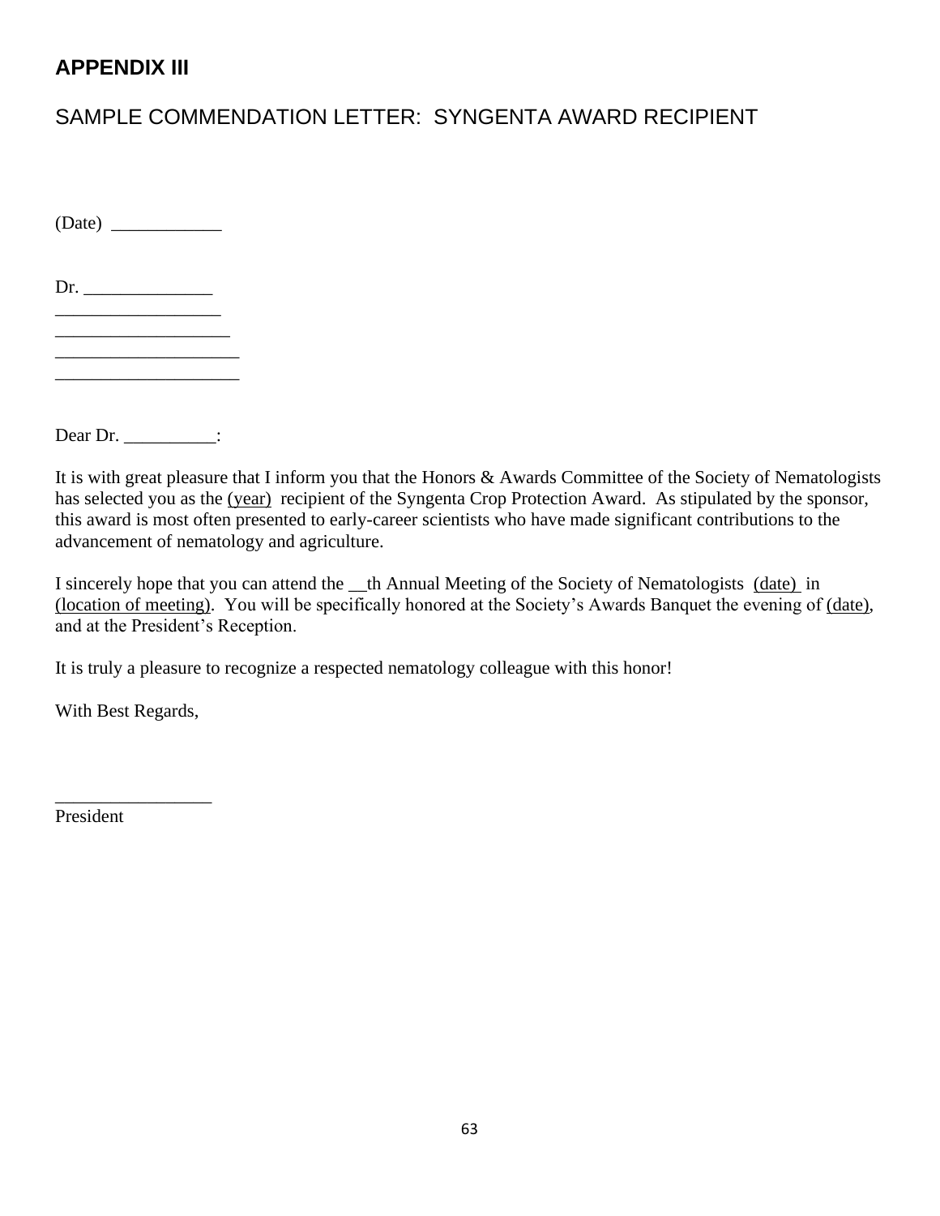# APPENDIX III

## SAMPLE COMMENDATION LETTER:  SYNGENTA AWARD RECIPIENT

(Date) ____________

Dr. ______________  
__________________  
___________________  
____________________  
____________________

Dear Dr. __________:

It is with great pleasure that I inform you that the Honors & Awards Committee of the Society of Nematologists has selected you as the (year) recipient of the Syngenta Crop Protection Award. As stipulated by the sponsor, this award is most often presented to early-career scientists who have made significant contributions to the advancement of nematology and agriculture.

I sincerely hope that you can attend the __th Annual Meeting of the Society of Nematologists (date) in (location of meeting). You will be specifically honored at the Society's Awards Banquet the evening of (date), and at the President's Reception.

It is truly a pleasure to recognize a respected nematology colleague with this honor!

With Best Regards,

_________________  
President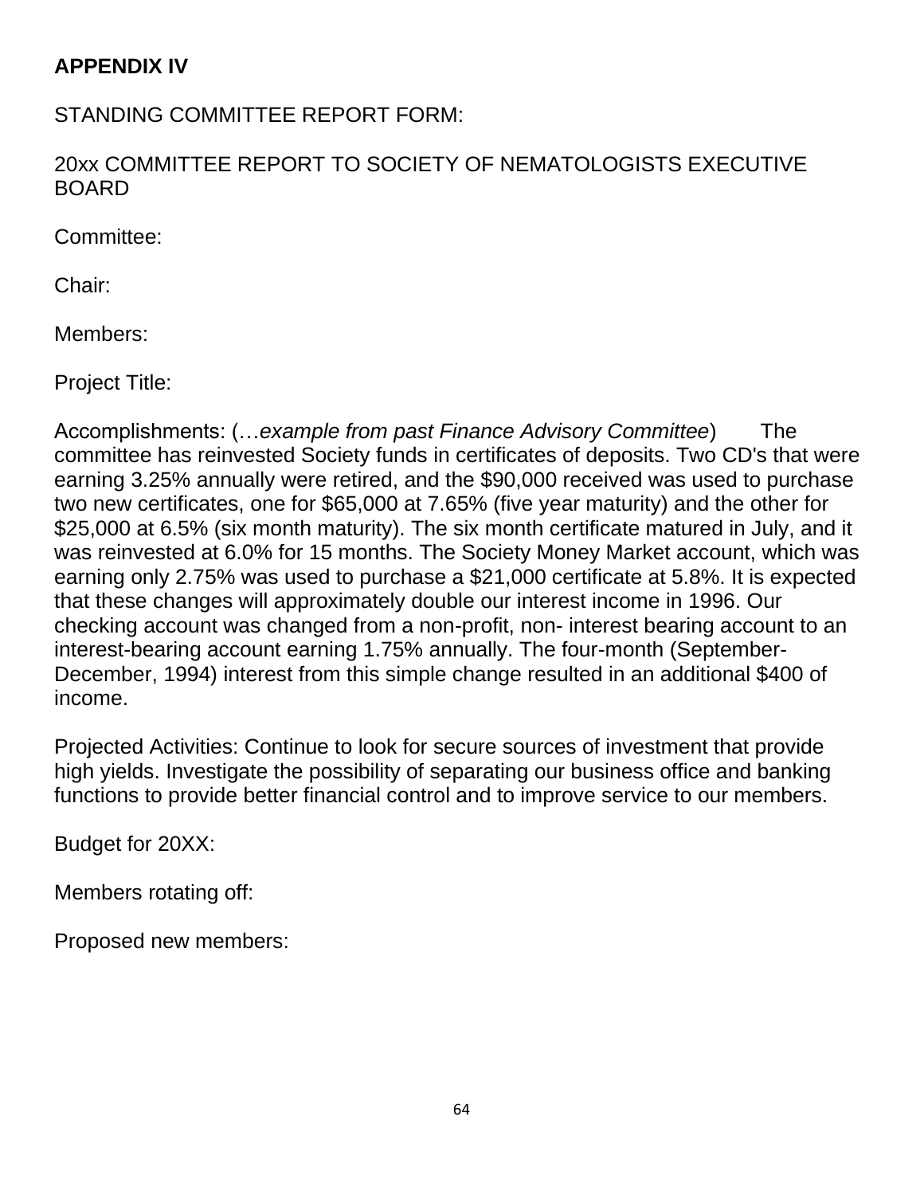**APPENDIX IV**

STANDING COMMITTEE REPORT FORM:

20xx COMMITTEE REPORT TO SOCIETY OF NEMATOLOGISTS EXECUTIVE BOARD

Committee:

Chair:

Members:

Project Title:

Accomplishments: (…*example from past Finance Advisory Committee*) The committee has reinvested Society funds in certificates of deposits. Two CD's that were earning 3.25% annually were retired, and the $90,000 received was used to purchase two new certificates, one for $65,000 at 7.65% (five year maturity) and the other for $25,000 at 6.5% (six month maturity). The six month certificate matured in July, and it was reinvested at 6.0% for 15 months. The Society Money Market account, which was earning only 2.75% was used to purchase a $21,000 certificate at 5.8%. It is expected that these changes will approximately double our interest income in 1996. Our checking account was changed from a non-profit, non- interest bearing account to an interest-bearing account earning 1.75% annually. The four-month (September-December, 1994) interest from this simple change resulted in an additional $400 of income.

Projected Activities: Continue to look for secure sources of investment that provide high yields. Investigate the possibility of separating our business office and banking functions to provide better financial control and to improve service to our members.

Budget for 20XX:

Members rotating off:

Proposed new members: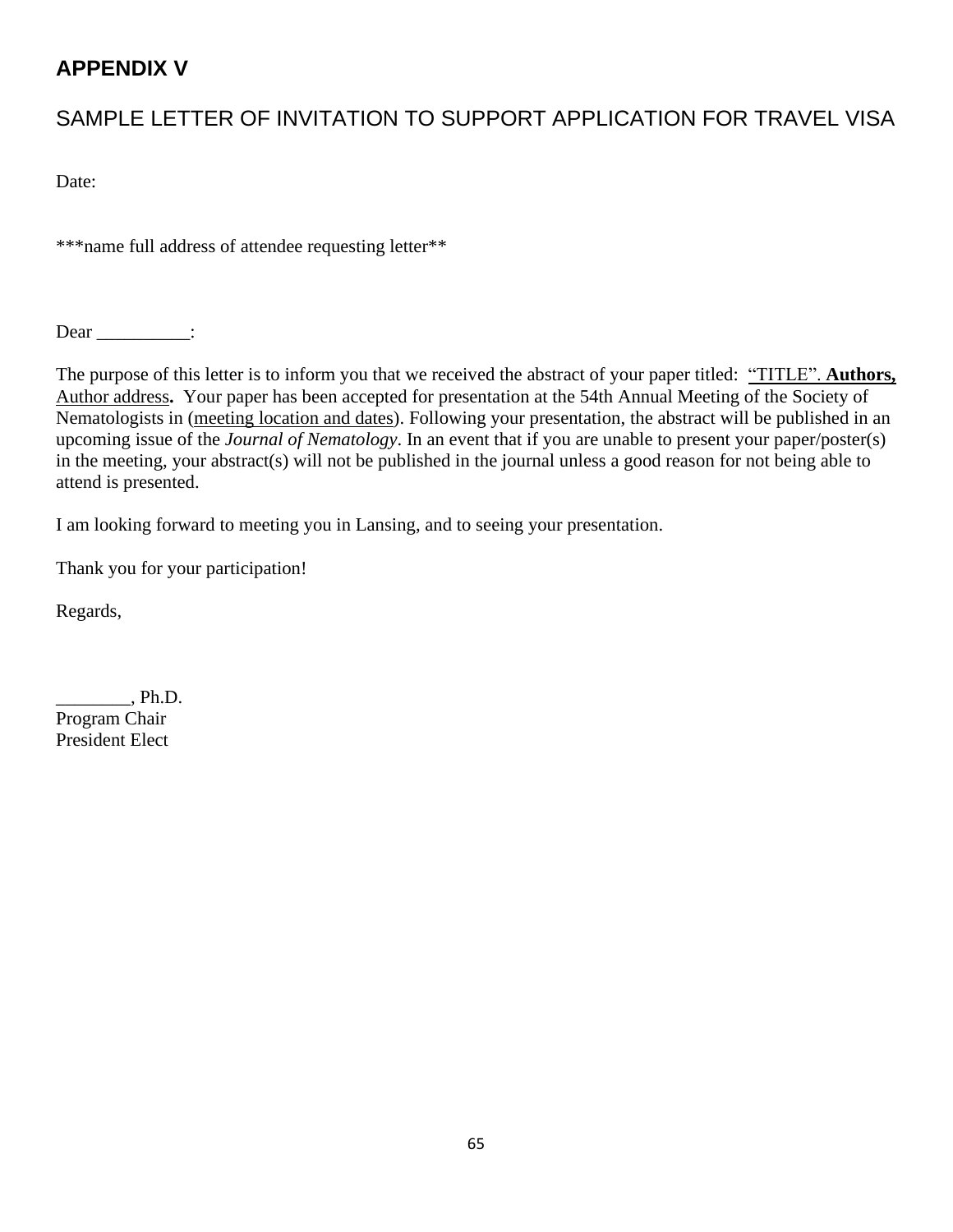# APPENDIX V

## SAMPLE LETTER OF INVITATION TO SUPPORT APPLICATION FOR TRAVEL VISA

Date:

***name full address of attendee requesting letter**

Dear __________:

The purpose of this letter is to inform you that we received the abstract of your paper titled: "TITLE". **Authors,** Author address**.** Your paper has been accepted for presentation at the 54th Annual Meeting of the Society of Nematologists in (meeting location and dates). Following your presentation, the abstract will be published in an upcoming issue of the *Journal of Nematology*. In an event that if you are unable to present your paper/poster(s) in the meeting, your abstract(s) will not be published in the journal unless a good reason for not being able to attend is presented.

I am looking forward to meeting you in Lansing, and to seeing your presentation.

Thank you for your participation!

Regards,

________, Ph.D.
Program Chair
President Elect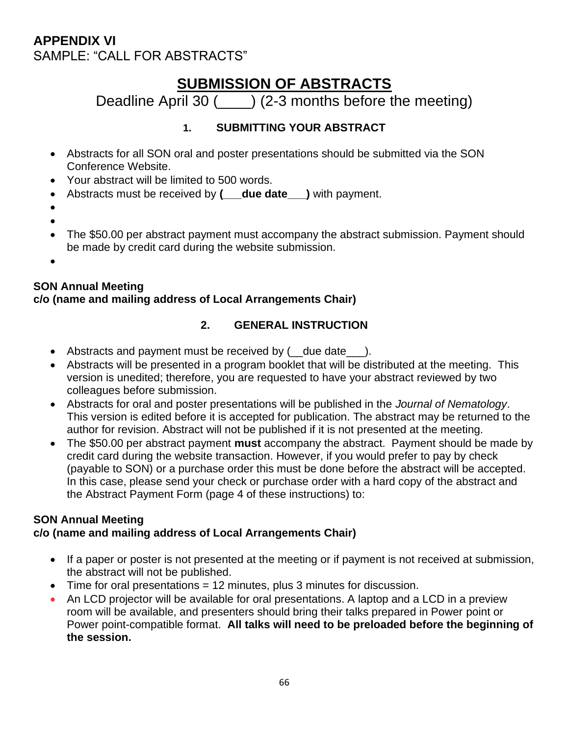## APPENDIX VI

SAMPLE: "CALL FOR ABSTRACTS"

# SUBMISSION OF ABSTRACTS

Deadline April 30 (____) (2-3 months before the meeting)

### 1. SUBMITTING YOUR ABSTRACT

- Abstracts for all SON oral and poster presentations should be submitted via the SON Conference Website.
- Your abstract will be limited to 500 words.
- Abstracts must be received by **(___due date___)** with payment.
- 
- 
- The $50.00 per abstract payment must accompany the abstract submission. Payment should be made by credit card during the website submission.
- 

**SON Annual Meeting**
**c/o (name and mailing address of Local Arrangements Chair)**

### 2. GENERAL INSTRUCTION

- Abstracts and payment must be received by (__due date___).
- Abstracts will be presented in a program booklet that will be distributed at the meeting. This version is unedited; therefore, you are requested to have your abstract reviewed by two colleagues before submission.
- Abstracts for oral and poster presentations will be published in the *Journal of Nematology*. This version is edited before it is accepted for publication. The abstract may be returned to the author for revision. Abstract will not be published if it is not presented at the meeting.
- The $50.00 per abstract payment **must** accompany the abstract. Payment should be made by credit card during the website transaction. However, if you would prefer to pay by check (payable to SON) or a purchase order this must be done before the abstract will be accepted. In this case, please send your check or purchase order with a hard copy of the abstract and the Abstract Payment Form (page 4 of these instructions) to:

**SON Annual Meeting**
**c/o (name and mailing address of Local Arrangements Chair)**

- If a paper or poster is not presented at the meeting or if payment is not received at submission, the abstract will not be published.
- Time for oral presentations = 12 minutes, plus 3 minutes for discussion.
- An LCD projector will be available for oral presentations. A laptop and a LCD in a preview room will be available, and presenters should bring their talks prepared in Power point or Power point-compatible format. **All talks will need to be preloaded before the beginning of the session.**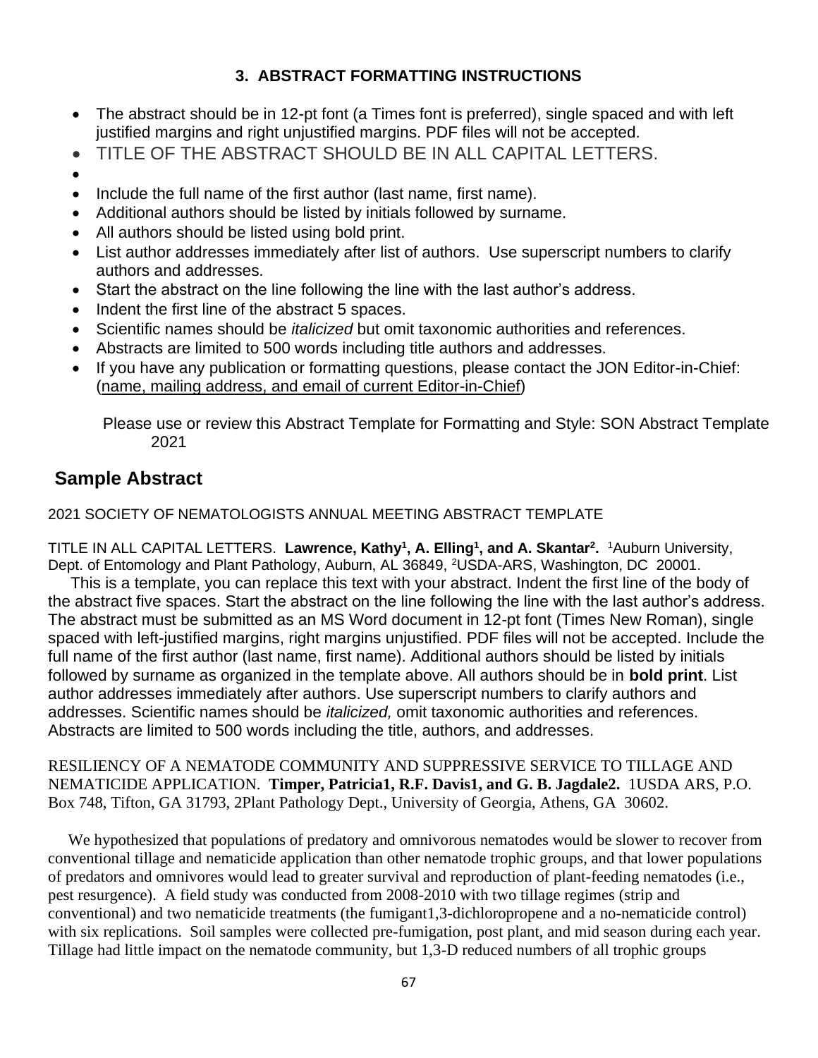## 3. ABSTRACT FORMATTING INSTRUCTIONS

- The abstract should be in 12-pt font (a Times font is preferred), single spaced and with left justified margins and right unjustified margins. PDF files will not be accepted.
- TITLE OF THE ABSTRACT SHOULD BE IN ALL CAPITAL LETTERS.
- 
- Include the full name of the first author (last name, first name).
- Additional authors should be listed by initials followed by surname.
- All authors should be listed using bold print.
- List author addresses immediately after list of authors. Use superscript numbers to clarify authors and addresses.
- Start the abstract on the line following the line with the last author's address.
- Indent the first line of the abstract 5 spaces.
- Scientific names should be *italicized* but omit taxonomic authorities and references.
- Abstracts are limited to 500 words including title authors and addresses.
- If you have any publication or formatting questions, please contact the JON Editor-in-Chief: (name, mailing address, and email of current Editor-in-Chief)

Please use or review this Abstract Template for Formatting and Style: SON Abstract Template 2021

## Sample Abstract

2021 SOCIETY OF NEMATOLOGISTS ANNUAL MEETING ABSTRACT TEMPLATE

TITLE IN ALL CAPITAL LETTERS. **Lawrence, Kathy[1], A. Elling[1], and A. Skantar[2].** [1]Auburn University, Dept. of Entomology and Plant Pathology, Auburn, AL 36849, [2]USDA-ARS, Washington, DC 20001.

This is a template, you can replace this text with your abstract. Indent the first line of the body of the abstract five spaces. Start the abstract on the line following the line with the last author's address. The abstract must be submitted as an MS Word document in 12-pt font (Times New Roman), single spaced with left-justified margins, right margins unjustified. PDF files will not be accepted. Include the full name of the first author (last name, first name). Additional authors should be listed by initials followed by surname as organized in the template above. All authors should be in **bold print**. List author addresses immediately after authors. Use superscript numbers to clarify authors and addresses. Scientific names should be *italicized,* omit taxonomic authorities and references. Abstracts are limited to 500 words including the title, authors, and addresses.

RESILIENCY OF A NEMATODE COMMUNITY AND SUPPRESSIVE SERVICE TO TILLAGE AND NEMATICIDE APPLICATION. **Timper, Patricia1, R.F. Davis1, and G. B. Jagdale2.** 1USDA ARS, P.O. Box 748, Tifton, GA 31793, 2Plant Pathology Dept., University of Georgia, Athens, GA 30602.

We hypothesized that populations of predatory and omnivorous nematodes would be slower to recover from conventional tillage and nematicide application than other nematode trophic groups, and that lower populations of predators and omnivores would lead to greater survival and reproduction of plant-feeding nematodes (i.e., pest resurgence). A field study was conducted from 2008-2010 with two tillage regimes (strip and conventional) and two nematicide treatments (the fumigant1,3-dichloropropene and a no-nematicide control) with six replications. Soil samples were collected pre-fumigation, post plant, and mid season during each year. Tillage had little impact on the nematode community, but 1,3-D reduced numbers of all trophic groups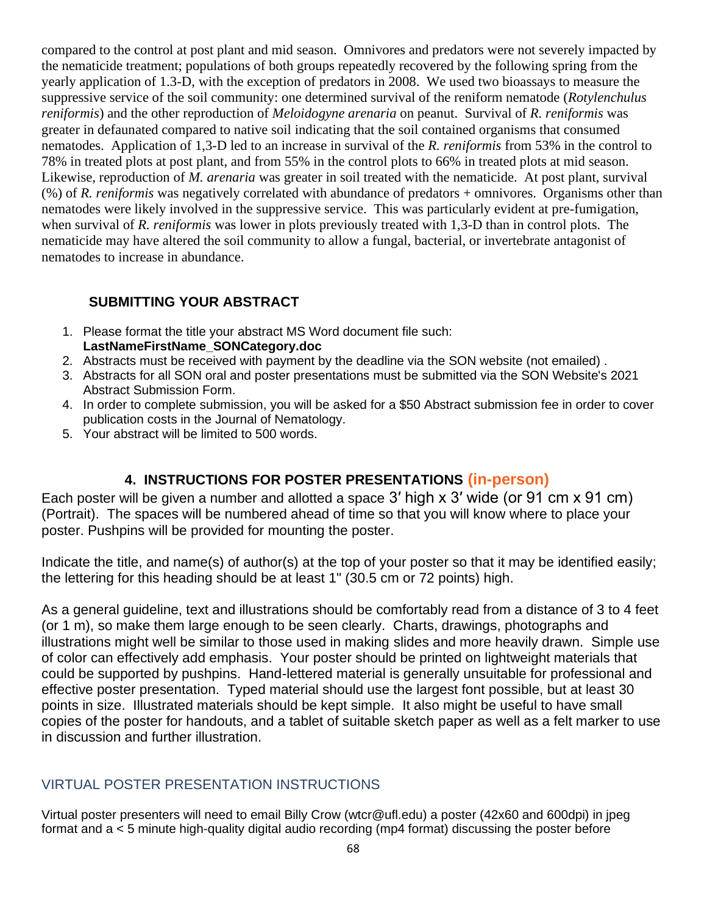compared to the control at post plant and mid season. Omnivores and predators were not severely impacted by the nematicide treatment; populations of both groups repeatedly recovered by the following spring from the yearly application of 1.3-D, with the exception of predators in 2008. We used two bioassays to measure the suppressive service of the soil community: one determined survival of the reniform nematode (*Rotylenchulus reniformis*) and the other reproduction of *Meloidogyne arenaria* on peanut. Survival of *R. reniformis* was greater in defaunated compared to native soil indicating that the soil contained organisms that consumed nematodes. Application of 1,3-D led to an increase in survival of the *R. reniformis* from 53% in the control to 78% in treated plots at post plant, and from 55% in the control plots to 66% in treated plots at mid season. Likewise, reproduction of *M. arenaria* was greater in soil treated with the nematicide. At post plant, survival (%) of *R. reniformis* was negatively correlated with abundance of predators + omnivores. Organisms other than nematodes were likely involved in the suppressive service. This was particularly evident at pre-fumigation, when survival of *R. reniformis* was lower in plots previously treated with 1,3-D than in control plots. The nematicide may have altered the soil community to allow a fungal, bacterial, or invertebrate antagonist of nematodes to increase in abundance.

### SUBMITTING YOUR ABSTRACT

1. Please format the title your abstract MS Word document file such: **LastNameFirstName_SONCategory.doc**
2. Abstracts must be received with payment by the deadline via the SON website (not emailed) .
3. Abstracts for all SON oral and poster presentations must be submitted via the SON Website's 2021 Abstract Submission Form.
4. In order to complete submission, you will be asked for a $50 Abstract submission fee in order to cover publication costs in the Journal of Nematology.
5. Your abstract will be limited to 500 words.

## 4. INSTRUCTIONS FOR POSTER PRESENTATIONS (in-person)

Each poster will be given a number and allotted a space 3′ high x 3′ wide (or 91 cm x 91 cm) (Portrait). The spaces will be numbered ahead of time so that you will know where to place your poster. Pushpins will be provided for mounting the poster.

Indicate the title, and name(s) of author(s) at the top of your poster so that it may be identified easily; the lettering for this heading should be at least 1" (30.5 cm or 72 points) high.

As a general guideline, text and illustrations should be comfortably read from a distance of 3 to 4 feet (or 1 m), so make them large enough to be seen clearly. Charts, drawings, photographs and illustrations might well be similar to those used in making slides and more heavily drawn. Simple use of color can effectively add emphasis. Your poster should be printed on lightweight materials that could be supported by pushpins. Hand-lettered material is generally unsuitable for professional and effective poster presentation. Typed material should use the largest font possible, but at least 30 points in size. Illustrated materials should be kept simple. It also might be useful to have small copies of the poster for handouts, and a tablet of suitable sketch paper as well as a felt marker to use in discussion and further illustration.

### VIRTUAL POSTER PRESENTATION INSTRUCTIONS

Virtual poster presenters will need to email Billy Crow (wtcr@ufl.edu) a poster (42x60 and 600dpi) in jpeg format and a < 5 minute high-quality digital audio recording (mp4 format) discussing the poster before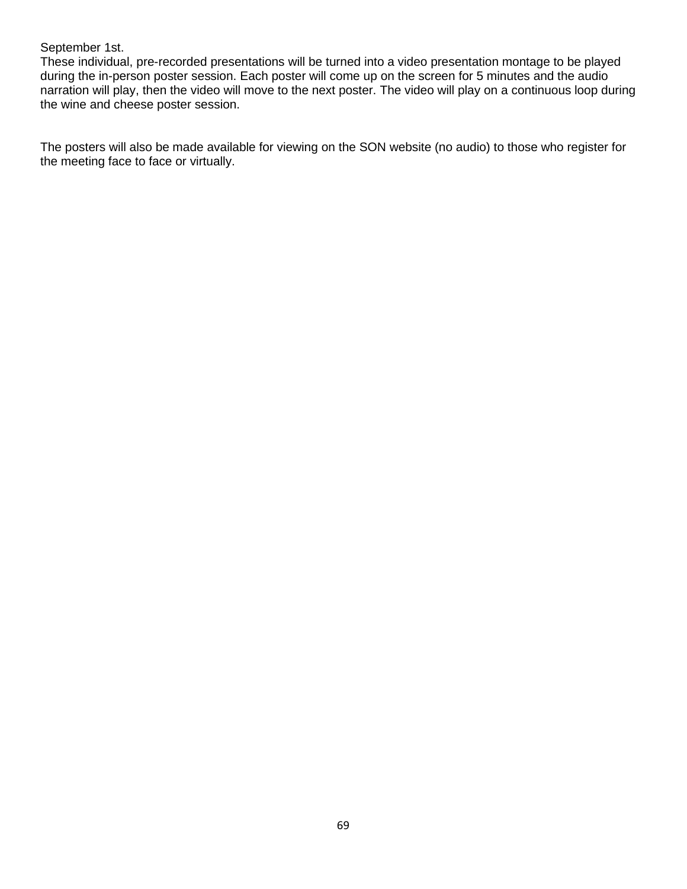September 1st.
These individual, pre-recorded presentations will be turned into a video presentation montage to be played during the in-person poster session. Each poster will come up on the screen for 5 minutes and the audio narration will play, then the video will move to the next poster. The video will play on a continuous loop during the wine and cheese poster session.

The posters will also be made available for viewing on the SON website (no audio) to those who register for the meeting face to face or virtually.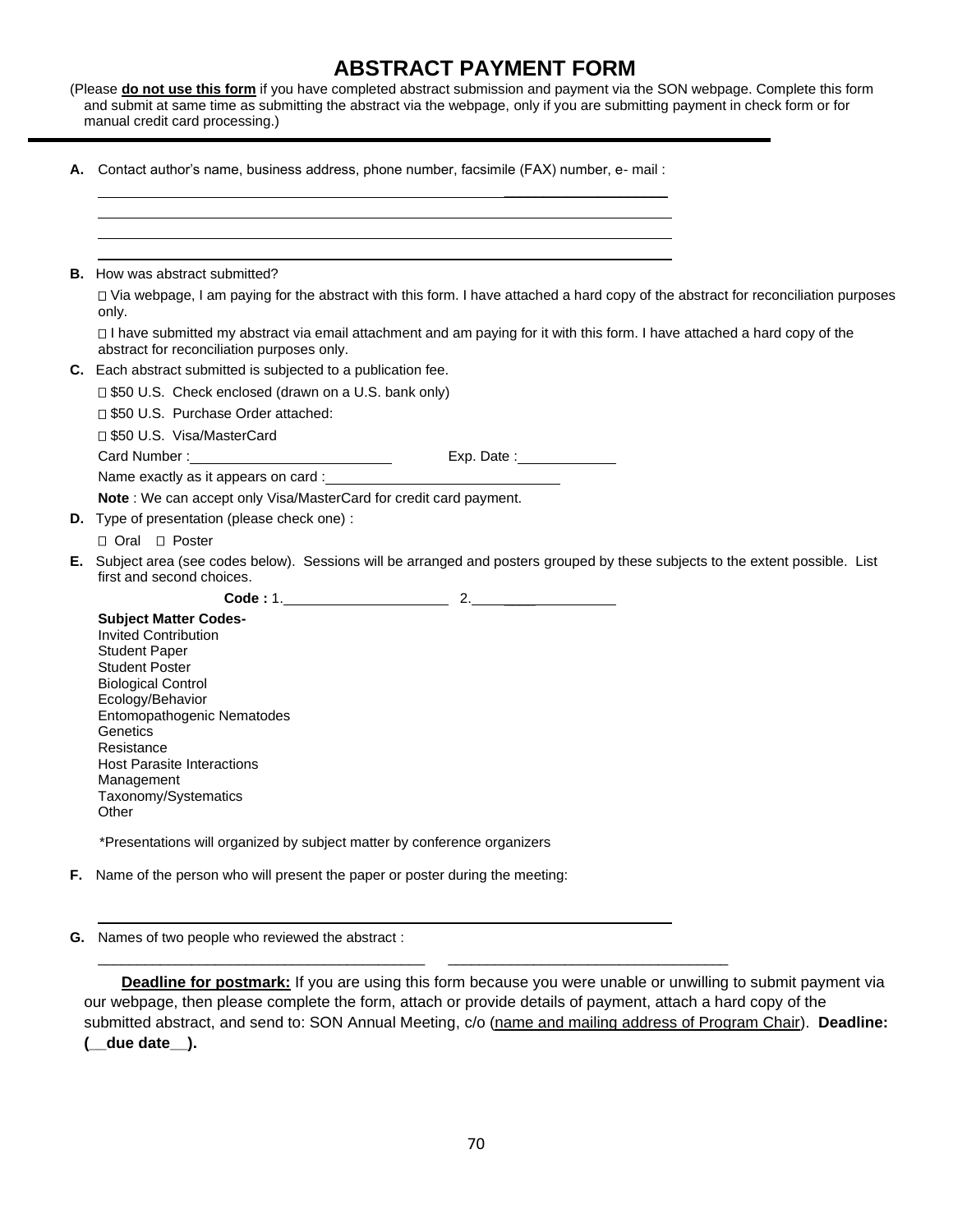# ABSTRACT PAYMENT FORM

(Please **do not use this form** if you have completed abstract submission and payment via the SON webpage. Complete this form and submit at same time as submitting the abstract via the webpage, only if you are submitting payment in check form or for manual credit card processing.)

---

**A.** Contact author's name, business address, phone number, facsimile (FAX) number, e- mail :

\_\_\_\_\_\_\_\_\_\_\_\_\_\_\_\_\_\_\_\_\_\_\_\_\_\_\_\_\_\_\_\_\_\_\_\_\_\_\_\_\_\_\_\_\_\_\_\_\_\_\_\_\_\_\_\_\_\_\_\_\_\_\_\_\_\_\_\_\_\_

\_\_\_\_\_\_\_\_\_\_\_\_\_\_\_\_\_\_\_\_\_\_\_\_\_\_\_\_\_\_\_\_\_\_\_\_\_\_\_\_\_\_\_\_\_\_\_\_\_\_\_\_\_\_\_\_\_\_\_\_\_\_\_\_\_\_\_\_\_\_

\_\_\_\_\_\_\_\_\_\_\_\_\_\_\_\_\_\_\_\_\_\_\_\_\_\_\_\_\_\_\_\_\_\_\_\_\_\_\_\_\_\_\_\_\_\_\_\_\_\_\_\_\_\_\_\_\_\_\_\_\_\_\_\_\_\_\_\_\_\_

\_\_\_\_\_\_\_\_\_\_\_\_\_\_\_\_\_\_\_\_\_\_\_\_\_\_\_\_\_\_\_\_\_\_\_\_\_\_\_\_\_\_\_\_\_\_\_\_\_\_\_\_\_\_\_\_\_\_\_\_\_\_\_\_\_\_\_\_\_\_

**B.** How was abstract submitted?

☐ Via webpage, I am paying for the abstract with this form. I have attached a hard copy of the abstract for reconciliation purposes only.

☐ I have submitted my abstract via email attachment and am paying for it with this form. I have attached a hard copy of the abstract for reconciliation purposes only.

**C.** Each abstract submitted is subjected to a publication fee.

☐ $50 U.S. Check enclosed (drawn on a U.S. bank only)

☐ $50 U.S. Purchase Order attached:

☐ $50 U.S. Visa/MasterCard

Card Number :\_\_\_\_\_\_\_\_\_\_\_\_\_\_\_\_\_\_\_\_\_\_\_\_\_ Exp. Date :\_\_\_\_\_\_\_\_\_\_\_\_

Name exactly as it appears on card :\_\_\_\_\_\_\_\_\_\_\_\_\_\_\_\_\_\_\_\_\_\_\_\_\_\_\_\_\_\_

**Note** : We can accept only Visa/MasterCard for credit card payment.

**D.** Type of presentation (please check one) :

☐ Oral ☐ Poster

**E.** Subject area (see codes below). Sessions will be arranged and posters grouped by these subjects to the extent possible. List first and second choices.

**Code :** 1.\_\_\_\_\_\_\_\_\_\_\_\_\_\_\_\_\_\_\_\_\_ 2.\_\_\_\_\_\_\_\_\_\_\_\_\_\_\_\_\_\_\_\_

**Subject Matter Codes-**
Invited Contribution
Student Paper
Student Poster
Biological Control
Ecology/Behavior
Entomopathogenic Nematodes
Genetics
Resistance
Host Parasite Interactions
Management
Taxonomy/Systematics
Other

*Presentations will organized by subject matter by conference organizers

**F.** Name of the person who will present the paper or poster during the meeting:

\_\_\_\_\_\_\_\_\_\_\_\_\_\_\_\_\_\_\_\_\_\_\_\_\_\_\_\_\_\_\_\_\_\_\_\_\_\_\_\_\_\_\_\_\_\_\_\_\_\_\_\_\_\_\_\_\_\_\_\_\_\_\_\_\_\_\_\_\_\_

**G.** Names of two people who reviewed the abstract :

\_\_\_\_\_\_\_\_\_\_\_\_\_\_\_\_\_\_\_\_\_\_\_\_\_\_\_\_\_\_\_\_\_\_\_\_\_\_\_\_ \_\_\_\_\_\_\_\_\_\_\_\_\_\_\_\_\_\_\_\_\_\_\_\_\_\_\_\_\_\_\_\_\_\_\_

**Deadline for postmark:** If you are using this form because you were unable or unwilling to submit payment via our webpage, then please complete the form, attach or provide details of payment, attach a hard copy of the submitted abstract, and send to: SON Annual Meeting, c/o (name and mailing address of Program Chair). **Deadline: (\_\_due date\_\_).**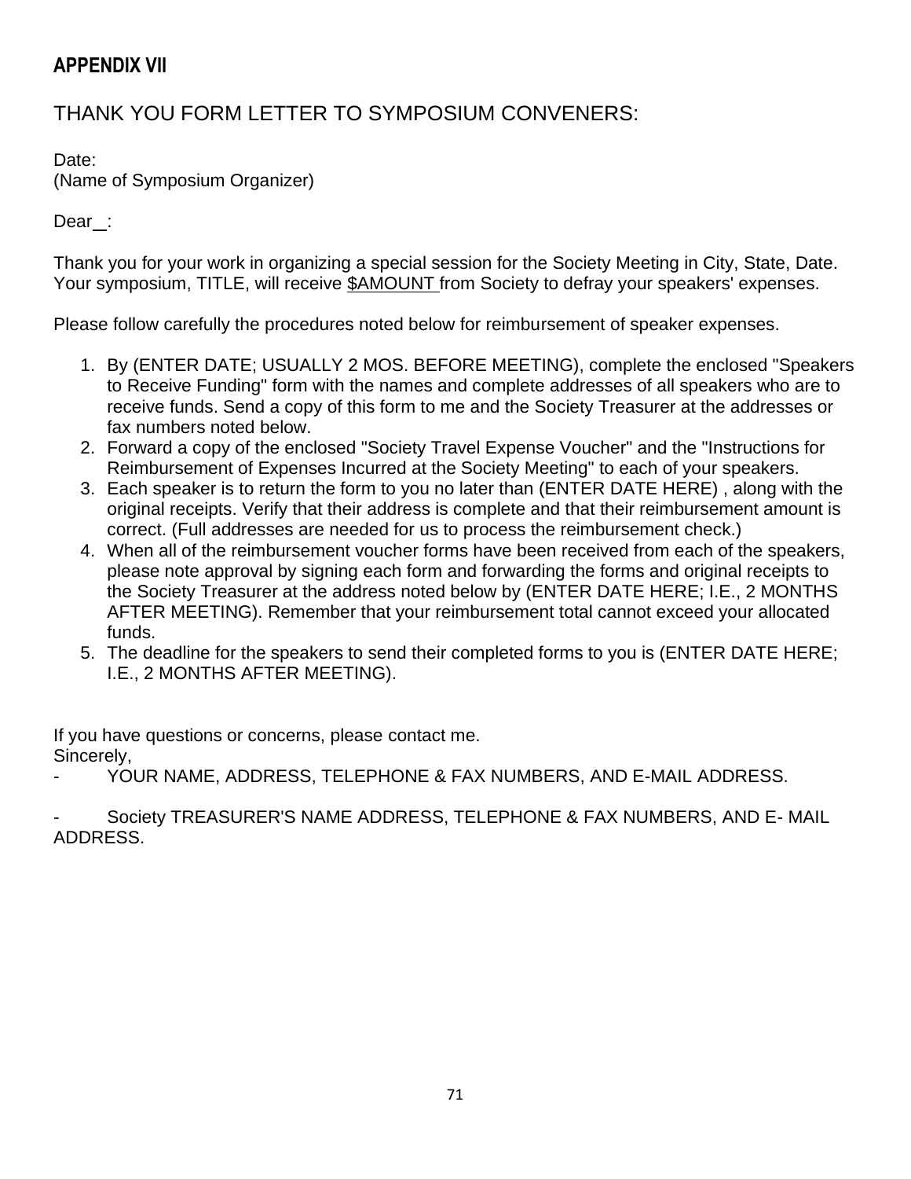## APPENDIX VII

# THANK YOU FORM LETTER TO SYMPOSIUM CONVENERS:

Date:
(Name of Symposium Organizer)

Dear\_:

Thank you for your work in organizing a special session for the Society Meeting in City, State, Date. Your symposium, TITLE, will receive $AMOUNT from Society to defray your speakers' expenses.

Please follow carefully the procedures noted below for reimbursement of speaker expenses.

1. By (ENTER DATE; USUALLY 2 MOS. BEFORE MEETING), complete the enclosed "Speakers to Receive Funding" form with the names and complete addresses of all speakers who are to receive funds. Send a copy of this form to me and the Society Treasurer at the addresses or fax numbers noted below.
2. Forward a copy of the enclosed "Society Travel Expense Voucher" and the "Instructions for Reimbursement of Expenses Incurred at the Society Meeting" to each of your speakers.
3. Each speaker is to return the form to you no later than (ENTER DATE HERE) , along with the original receipts. Verify that their address is complete and that their reimbursement amount is correct. (Full addresses are needed for us to process the reimbursement check.)
4. When all of the reimbursement voucher forms have been received from each of the speakers, please note approval by signing each form and forwarding the forms and original receipts to the Society Treasurer at the address noted below by (ENTER DATE HERE; I.E., 2 MONTHS AFTER MEETING). Remember that your reimbursement total cannot exceed your allocated funds.
5. The deadline for the speakers to send their completed forms to you is (ENTER DATE HERE; I.E., 2 MONTHS AFTER MEETING).

If you have questions or concerns, please contact me.
Sincerely,

- YOUR NAME, ADDRESS, TELEPHONE & FAX NUMBERS, AND E-MAIL ADDRESS.

- Society TREASURER'S NAME ADDRESS, TELEPHONE & FAX NUMBERS, AND E- MAIL ADDRESS.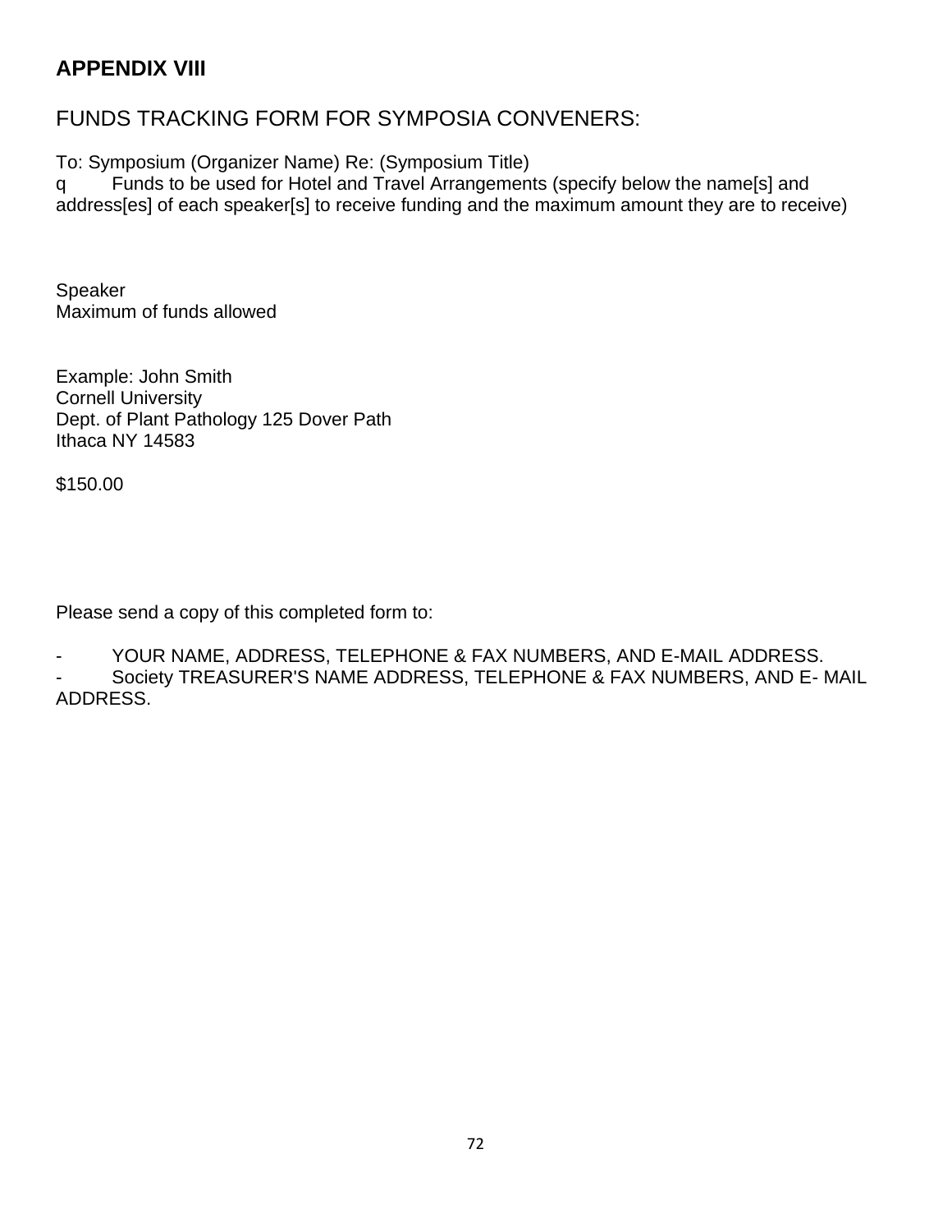## APPENDIX VIII

FUNDS TRACKING FORM FOR SYMPOSIA CONVENERS:

To: Symposium (Organizer Name) Re: (Symposium Title)

q Funds to be used for Hotel and Travel Arrangements (specify below the name[s] and address[es] of each speaker[s] to receive funding and the maximum amount they are to receive)

Speaker

Maximum of funds allowed

Example: John Smith

Cornell University

Dept. of Plant Pathology 125 Dover Path

Ithaca NY 14583

$150.00

Please send a copy of this completed form to:

- YOUR NAME, ADDRESS, TELEPHONE & FAX NUMBERS, AND E-MAIL ADDRESS.
- Society TREASURER'S NAME ADDRESS, TELEPHONE & FAX NUMBERS, AND E- MAIL ADDRESS.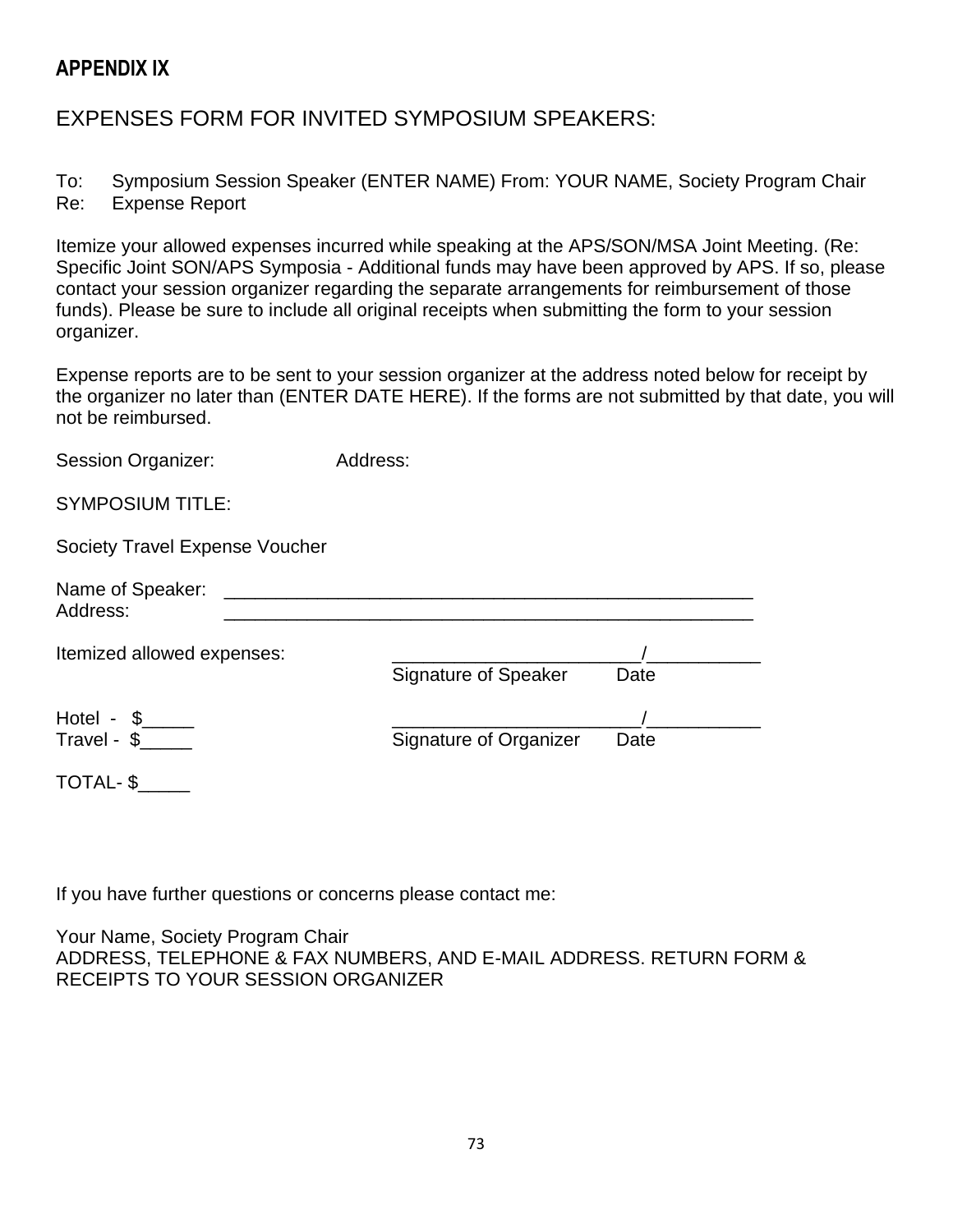## APPENDIX IX

EXPENSES FORM FOR INVITED SYMPOSIUM SPEAKERS:

To: Symposium Session Speaker (ENTER NAME) From: YOUR NAME, Society Program Chair
Re: Expense Report

Itemize your allowed expenses incurred while speaking at the APS/SON/MSA Joint Meeting. (Re: Specific Joint SON/APS Symposia - Additional funds may have been approved by APS. If so, please contact your session organizer regarding the separate arrangements for reimbursement of those funds). Please be sure to include all original receipts when submitting the form to your session organizer.

Expense reports are to be sent to your session organizer at the address noted below for receipt by the organizer no later than (ENTER DATE HERE). If the forms are not submitted by that date, you will not be reimbursed.

Session Organizer: Address:

SYMPOSIUM TITLE:

Society Travel Expense Voucher

Name of Speaker: ______________________________________________________
Address: ______________________________________________________

Itemized allowed expenses: ________________________/___________
Signature of Speaker Date

Hotel - $_____ ________________________/___________
Travel - $_____ Signature of Organizer Date

TOTAL- $_____

If you have further questions or concerns please contact me:

Your Name, Society Program Chair
ADDRESS, TELEPHONE & FAX NUMBERS, AND E-MAIL ADDRESS. RETURN FORM & RECEIPTS TO YOUR SESSION ORGANIZER